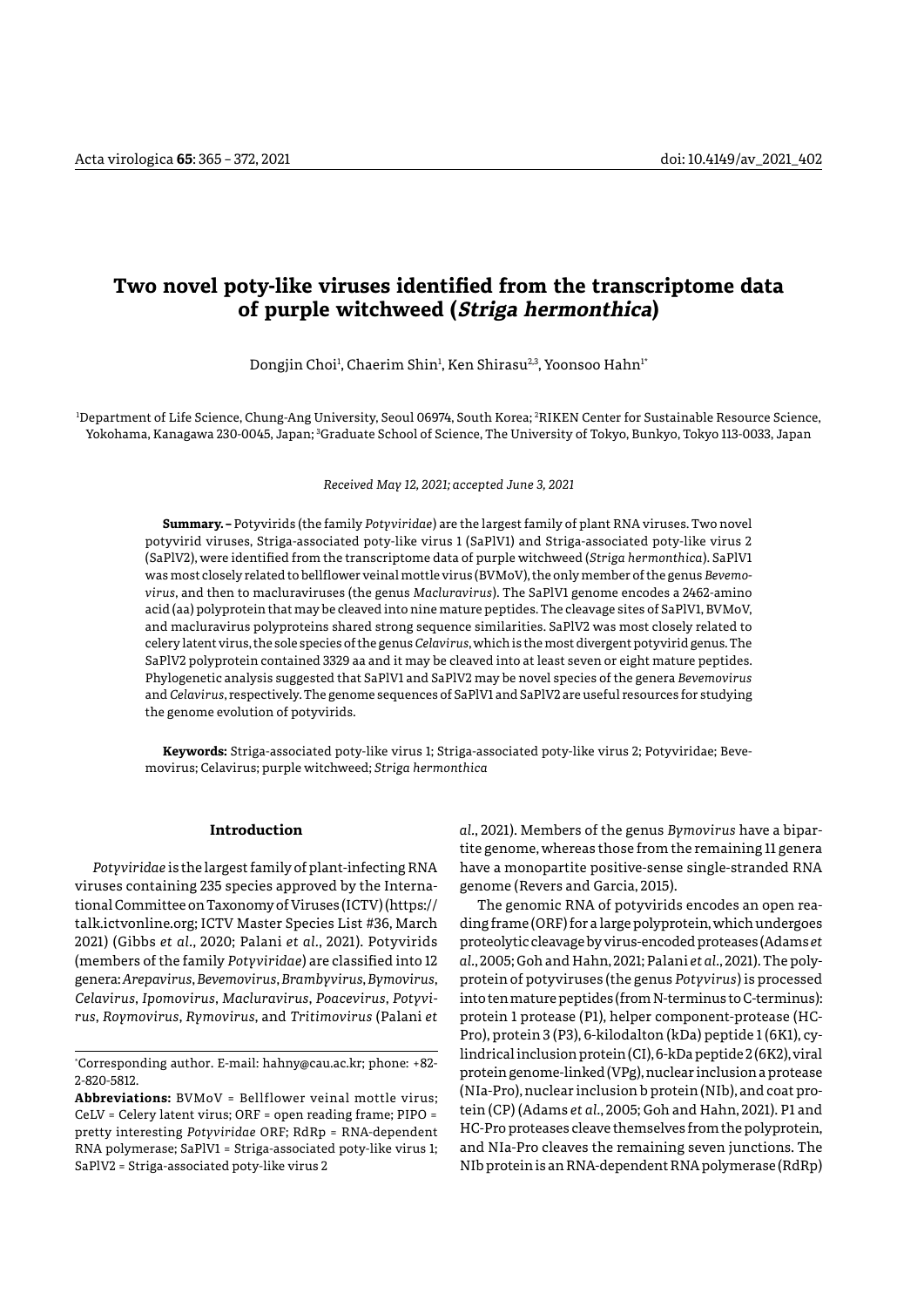# Two novel poty-like viruses identified from the transcriptome data of purple witchweed (*Striga hermonthica*)

Dongjin Choi[1], Chaerim Shin[1], Ken Shirasu[2,3], Yoonsoo Hahn[1*]

[1]Department of Life Science, Chung-Ang University, Seoul 06974, South Korea; [2]RIKEN Center for Sustainable Resource Science, Yokohama, Kanagawa 230-0045, Japan; [3]Graduate School of Science, The University of Tokyo, Bunkyo, Tokyo 113-0033, Japan

*Received May 12, 2021; accepted June 3, 2021*

**Summary. –** Potyvirids (the family *Potyviridae*) are the largest family of plant RNA viruses. Two novel potyvirid viruses, Striga-associated poty-like virus 1 (SaPlV1) and Striga-associated poty-like virus 2 (SaPlV2), were identified from the transcriptome data of purple witchweed (*Striga hermonthica*). SaPlV1 was most closely related to bellflower veinal mottle virus (BVMoV), the only member of the genus *Bevemovirus*, and then to macluraviruses (the genus *Macluravirus*). The SaPlV1 genome encodes a 2462-amino acid (aa) polyprotein that may be cleaved into nine mature peptides. The cleavage sites of SaPlV1, BVMoV, and macluravirus polyproteins shared strong sequence similarities. SaPlV2 was most closely related to celery latent virus, the sole species of the genus *Celavirus*, which is the most divergent potyvirid genus. The SaPlV2 polyprotein contained 3329 aa and it may be cleaved into at least seven or eight mature peptides. Phylogenetic analysis suggested that SaPlV1 and SaPlV2 may be novel species of the genera *Bevemovirus* and *Celavirus*, respectively. The genome sequences of SaPlV1 and SaPlV2 are useful resources for studying the genome evolution of potyvirids.

**Keywords:** Striga-associated poty-like virus 1; Striga-associated poty-like virus 2; Potyviridae; Bevemovirus; Celavirus; purple witchweed; *Striga hermonthica*

## Introduction

*Potyviridae* is the largest family of plant-infecting RNA viruses containing 235 species approved by the International Committee on Taxonomy of Viruses (ICTV) (https://talk.ictvonline.org; ICTV Master Species List #36, March 2021) (Gibbs *et al*., 2020; Palani *et al*., 2021). Potyvirids (members of the family *Potyviridae*) are classified into 12 genera: *Arepavirus*, *Bevemovirus*, *Brambyvirus*, *Bymovirus*, *Celavirus*, *Ipomovirus*, *Macluravirus*, *Poacevirus*, *Potyvirus*, *Roymovirus*, *Rymovirus*, and *Tritimovirus* (Palani *et al*., 2021). Members of the genus *Bymovirus* have a bipartite genome, whereas those from the remaining 11 genera have a monopartite positive-sense single-stranded RNA genome (Revers and Garcia, 2015).

The genomic RNA of potyvirids encodes an open reading frame (ORF) for a large polyprotein, which undergoes proteolytic cleavage by virus-encoded proteases (Adams *et al*., 2005; Goh and Hahn, 2021; Palani *et al*., 2021). The polyprotein of potyviruses (the genus *Potyvirus*) is processed into ten mature peptides (from N-terminus to C-terminus): protein 1 protease (P1), helper component-protease (HC-Pro), protein 3 (P3), 6-kilodalton (kDa) peptide 1 (6K1), cylindrical inclusion protein (CI), 6-kDa peptide 2 (6K2), viral protein genome-linked (VPg), nuclear inclusion a protease (NIa-Pro), nuclear inclusion b protein (NIb), and coat protein (CP) (Adams *et al*., 2005; Goh and Hahn, 2021). P1 and HC-Pro proteases cleave themselves from the polyprotein, and NIa-Pro cleaves the remaining seven junctions. The NIb protein is an RNA-dependent RNA polymerase (RdRp)

*Corresponding author. E-mail: hahny@cau.ac.kr; phone: +82-2-820-5812.

**Abbreviations:** BVMoV = Bellflower veinal mottle virus; CeLV = Celery latent virus; ORF = open reading frame; PIPO = pretty interesting *Potyviridae* ORF; RdRp = RNA-dependent RNA polymerase; SaPlV1 = Striga-associated poty-like virus 1; SaPlV2 = Striga-associated poty-like virus 2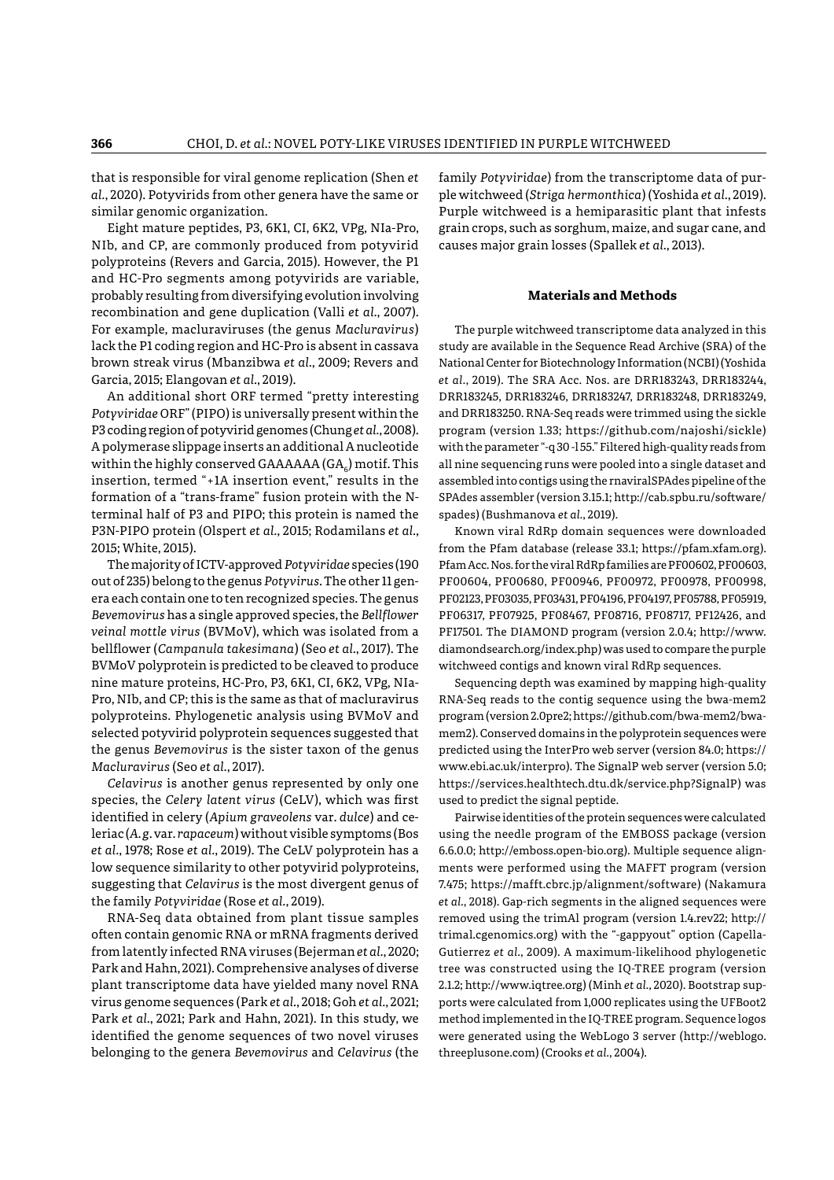that is responsible for viral genome replication (Shen *et al.*, 2020). Potyvirids from other genera have the same or similar genomic organization.

Eight mature peptides, P3, 6K1, CI, 6K2, VPg, NIa-Pro, NIb, and CP, are commonly produced from potyvirid polyproteins (Revers and Garcia, 2015). However, the P1 and HC-Pro segments among potyvirids are variable, probably resulting from diversifying evolution involving recombination and gene duplication (Valli *et al.*, 2007). For example, macluraviruses (the genus *Macluravirus*) lack the P1 coding region and HC-Pro is absent in cassava brown streak virus (Mbanzibwa *et al.*, 2009; Revers and Garcia, 2015; Elangovan *et al.*, 2019).

An additional short ORF termed "pretty interesting *Potyviridae* ORF" (PIPO) is universally present within the P3 coding region of potyvirid genomes (Chung *et al.*, 2008). A polymerase slippage inserts an additional A nucleotide within the highly conserved GAAAAAA ($GA_6$) motif. This insertion, termed "+1A insertion event," results in the formation of a "trans-frame" fusion protein with the N-terminal half of P3 and PIPO; this protein is named the P3N-PIPO protein (Olspert *et al.*, 2015; Rodamilans *et al.*, 2015; White, 2015).

The majority of ICTV-approved *Potyviridae* species (190 out of 235) belong to the genus *Potyvirus*. The other 11 genera each contain one to ten recognized species. The genus *Bevemovirus* has a single approved species, the *Bellflower veinal mottle virus* (BVMoV), which was isolated from a bellflower (*Campanula takesimana*) (Seo *et al.*, 2017). The BVMoV polyprotein is predicted to be cleaved to produce nine mature proteins, HC-Pro, P3, 6K1, CI, 6K2, VPg, NIa-Pro, NIb, and CP; this is the same as that of macluravirus polyproteins. Phylogenetic analysis using BVMoV and selected potyvirid polyprotein sequences suggested that the genus *Bevemovirus* is the sister taxon of the genus *Macluravirus* (Seo *et al.*, 2017).

*Celavirus* is another genus represented by only one species, the *Celery latent virus* (CeLV), which was first identified in celery (*Apium graveolens* var. *dulce*) and celeriac (*A. g.* var. *rapaceum*) without visible symptoms (Bos *et al.*, 1978; Rose *et al.*, 2019). The CeLV polyprotein has a low sequence similarity to other potyvirid polyproteins, suggesting that *Celavirus* is the most divergent genus of the family *Potyviridae* (Rose *et al.*, 2019).

RNA-Seq data obtained from plant tissue samples often contain genomic RNA or mRNA fragments derived from latently infected RNA viruses (Bejerman *et al.*, 2020; Park and Hahn, 2021). Comprehensive analyses of diverse plant transcriptome data have yielded many novel RNA virus genome sequences (Park *et al.*, 2018; Goh *et al.*, 2021; Park *et al.*, 2021; Park and Hahn, 2021). In this study, we identified the genome sequences of two novel viruses belonging to the genera *Bevemovirus* and *Celavirus* (the family *Potyviridae*) from the transcriptome data of purple witchweed (*Striga hermonthica*) (Yoshida *et al.*, 2019). Purple witchweed is a hemiparasitic plant that infests grain crops, such as sorghum, maize, and sugar cane, and causes major grain losses (Spallek *et al.*, 2013).

## Materials and Methods

The purple witchweed transcriptome data analyzed in this study are available in the Sequence Read Archive (SRA) of the National Center for Biotechnology Information (NCBI) (Yoshida *et al.*, 2019). The SRA Acc. Nos. are DRR183243, DRR183244, DRR183245, DRR183246, DRR183247, DRR183248, DRR183249, and DRR183250. RNA-Seq reads were trimmed using the sickle program (version 1.33; https://github.com/najoshi/sickle) with the parameter "-q 30 -l 55." Filtered high-quality reads from all nine sequencing runs were pooled into a single dataset and assembled into contigs using the rnaviralSPAdes pipeline of the SPAdes assembler (version 3.15.1; http://cab.spbu.ru/software/spades) (Bushmanova *et al.*, 2019).

Known viral RdRp domain sequences were downloaded from the Pfam database (release 33.1; https://pfam.xfam.org). Pfam Acc. Nos. for the viral RdRp families are PF00602, PF00603, PF00604, PF00680, PF00946, PF00972, PF00978, PF00998, PF02123, PF03035, PF03431, PF04196, PF04197, PF05788, PF05919, PF06317, PF07925, PF08467, PF08716, PF08717, PF12426, and PF17501. The DIAMOND program (version 2.0.4; http://www.diamondsearch.org/index.php) was used to compare the purple witchweed contigs and known viral RdRp sequences.

Sequencing depth was examined by mapping high-quality RNA-Seq reads to the contig sequence using the bwa-mem2 program (version 2.0pre2; https://github.com/bwa-mem2/bwa-mem2). Conserved domains in the polyprotein sequences were predicted using the InterPro web server (version 84.0; https://www.ebi.ac.uk/interpro). The SignalP web server (version 5.0; https://services.healthtech.dtu.dk/service.php?SignalP) was used to predict the signal peptide.

Pairwise identities of the protein sequences were calculated using the needle program of the EMBOSS package (version 6.6.0.0; http://emboss.open-bio.org). Multiple sequence alignments were performed using the MAFFT program (version 7.475; https://mafft.cbrc.jp/alignment/software) (Nakamura *et al.*, 2018). Gap-rich segments in the aligned sequences were removed using the trimAl program (version 1.4.rev22; http://trimal.cgenomics.org) with the "-gappyout" option (Capella-Gutierrez *et al.*, 2009). A maximum-likelihood phylogenetic tree was constructed using the IQ-TREE program (version 2.1.2; http://www.iqtree.org) (Minh *et al.*, 2020). Bootstrap supports were calculated from 1,000 replicates using the UFBoot2 method implemented in the IQ-TREE program. Sequence logos were generated using the WebLogo 3 server (http://weblogo.threeplusone.com) (Crooks *et al.*, 2004).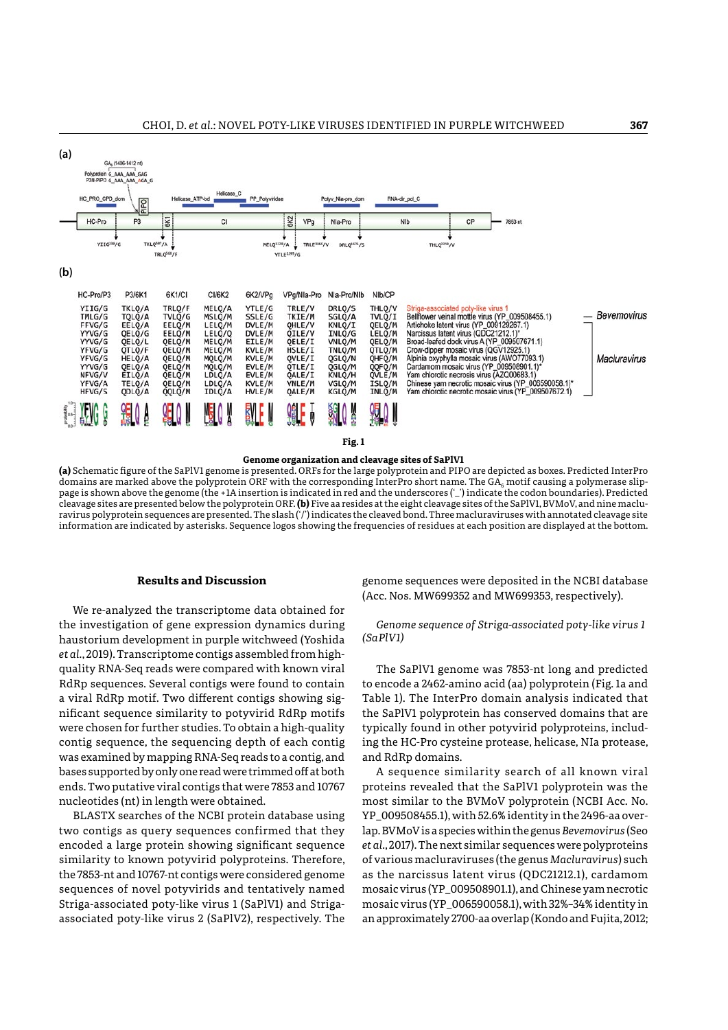**(a)**

**(b)**

| HC-Pro/P3 | P3/6K1 | 6K1/CI | CI/6K2 | 6K2/VPg | VPg/NIa-Pro | NIa-Pro/NIb | NIb/CP | | |
|---|---|---|---|---|---|---|---|---|---|
| YIIG/G | TKLQ/A | TRLQ/F | MELQ/A | YTLE/G | TRLE/V | DRLQ/S | THLQ/V | Striga-associated poty-like virus 1 | |
| TMLG/G | TQLQ/A | TVLQ/G | MSLQ/M | SSLE/G | TKIE/M | SGLQ/A | TVLQ/I | Bellflower veinal mottle virus (YP_009508455.1) | Bevemovirus |
| FFVG/G | EELQ/A | EELQ/M | LELQ/M | DVLE/M | QHLE/V | KNLQ/I | QELQ/M | Artichoke latent virus (YP_009129267.1) | Macluravirus |
| YYVG/G | QELQ/G | EELQ/M | LELQ/Q | DVLE/M | QILE/V | INLQ/G | LELQ/M | Narcissus latent virus (QDC21212.1)* | |
| YVVG/G | QELQ/L | QELQ/M | MELQ/M | EILE/M | QELE/I | VNLQ/M | QELQ/M | Broad-leafed dock virus A (YP_009507671.1) | |
| YFVG/G | QTLQ/F | QELQ/M | MELQ/M | KVLE/M | HSLE/I | TNLQ/M | QTLQ/M | Crow-dipper mosaic virus (QGV12925.1) | |
| YFVG/G | HELQ/A | QELQ/M | MQLQ/M | KVLE/M | QVLE/I | QGLQ/N | QHFQ/M | Alpinia oxyphylla mosaic virus (AWO77093.1) | |
| YYVG/G | QELQ/A | QELQ/M | MQLQ/M | EVLE/M | QTLE/I | QGLQ/M | QQFQ/M | Cardamom mosaic virus (YP_009506901.1)* | |
| NFVG/V | EILQ/A | QELQ/M | LDLQ/A | EVLE/M | QALE/I | KNLQ/H | QVLE/M | Yam chlorotic necrosis virus (AZQ00683.1) | |
| YFVG/A | TELQ/A | QELQ/M | LDLQ/A | KVLE/M | VNLE/M | VGLQ/M | ISLQ/M | Chinese yam necrotic mosaic virus (YP_006590058.1)* | |
| HFVG/S | QDLQ/A | QQLQ/M | IDLQ/A | HVLE/M | QALE/M | KGLQ/M | INLQ/M | Yam chlorotic necrotic mosaic virus (YP_009507672.1) | |

**Fig. 1**

**Genome organization and cleavage sites of SaPlV1**

**(a)** Schematic figure of the SaPlV1 genome is presented. ORFs for the large polyprotein and PIPO are depicted as boxes. Predicted InterPro domains are marked above the polyprotein ORF with the corresponding InterPro short name. The $GA_6$ motif causing a polymerase slippage is shown above the genome (the +1A insertion is indicated in red and the underscores ('_') indicate the codon boundaries). Predicted cleavage sites are presented below the polyprotein ORF. **(b)** Five aa resides at the eight cleavage sites of the SaPlV1, BVMoV, and nine macluravirus polyprotein sequences are presented. The slash ('/') indicates the cleaved bond. Three macluraviruses with annotated cleavage site information are indicated by asterisks. Sequence logos showing the frequencies of residues at each position are displayed at the bottom.

## Results and Discussion

We re-analyzed the transcriptome data obtained for the investigation of gene expression dynamics during haustorium development in purple witchweed (Yoshida *et al.*, 2019). Transcriptome contigs assembled from high-quality RNA-Seq reads were compared with known viral RdRp sequences. Several contigs were found to contain a viral RdRp motif. Two different contigs showing significant sequence similarity to potyvirid RdRp motifs were chosen for further studies. To obtain a high-quality contig sequence, the sequencing depth of each contig was examined by mapping RNA-Seq reads to a contig, and bases supported by only one read were trimmed off at both ends. Two putative viral contigs that were 7853 and 10767 nucleotides (nt) in length were obtained.

BLASTX searches of the NCBI protein database using two contigs as query sequences confirmed that they encoded a large protein showing significant sequence similarity to known potyvirid polyproteins. Therefore, the 7853-nt and 10767-nt contigs were considered genome sequences of novel potyvirids and tentatively named Striga-associated poty-like virus 1 (SaPlV1) and Striga-associated poty-like virus 2 (SaPlV2), respectively. The genome sequences were deposited in the NCBI database (Acc. Nos. MW699352 and MW699353, respectively).

### *Genome sequence of Striga-associated poty-like virus 1 (SaPlV1)*

The SaPlV1 genome was 7853-nt long and predicted to encode a 2462-amino acid (aa) polyprotein (Fig. 1a and Table 1). The InterPro domain analysis indicated that the SaPlV1 polyprotein has conserved domains that are typically found in other potyvirid polyproteins, including the HC-Pro cysteine protease, helicase, NIa protease, and RdRp domains.

A sequence similarity search of all known viral proteins revealed that the SaPlV1 polyprotein was the most similar to the BVMoV polyprotein (NCBI Acc. No. YP_009508455.1), with 52.6% identity in the 2496-aa overlap. BVMoV is a species within the genus *Bevemovirus* (Seo *et al.*, 2017). The next similar sequences were polyproteins of various macluraviruses (the genus *Macluravirus*) such as the narcissus latent virus (QDC21212.1), cardamom mosaic virus (YP_009508901.1), and Chinese yam necrotic mosaic virus (YP_006590058.1), with 32%–34% identity in an approximately 2700-aa overlap (Kondo and Fujita, 2012;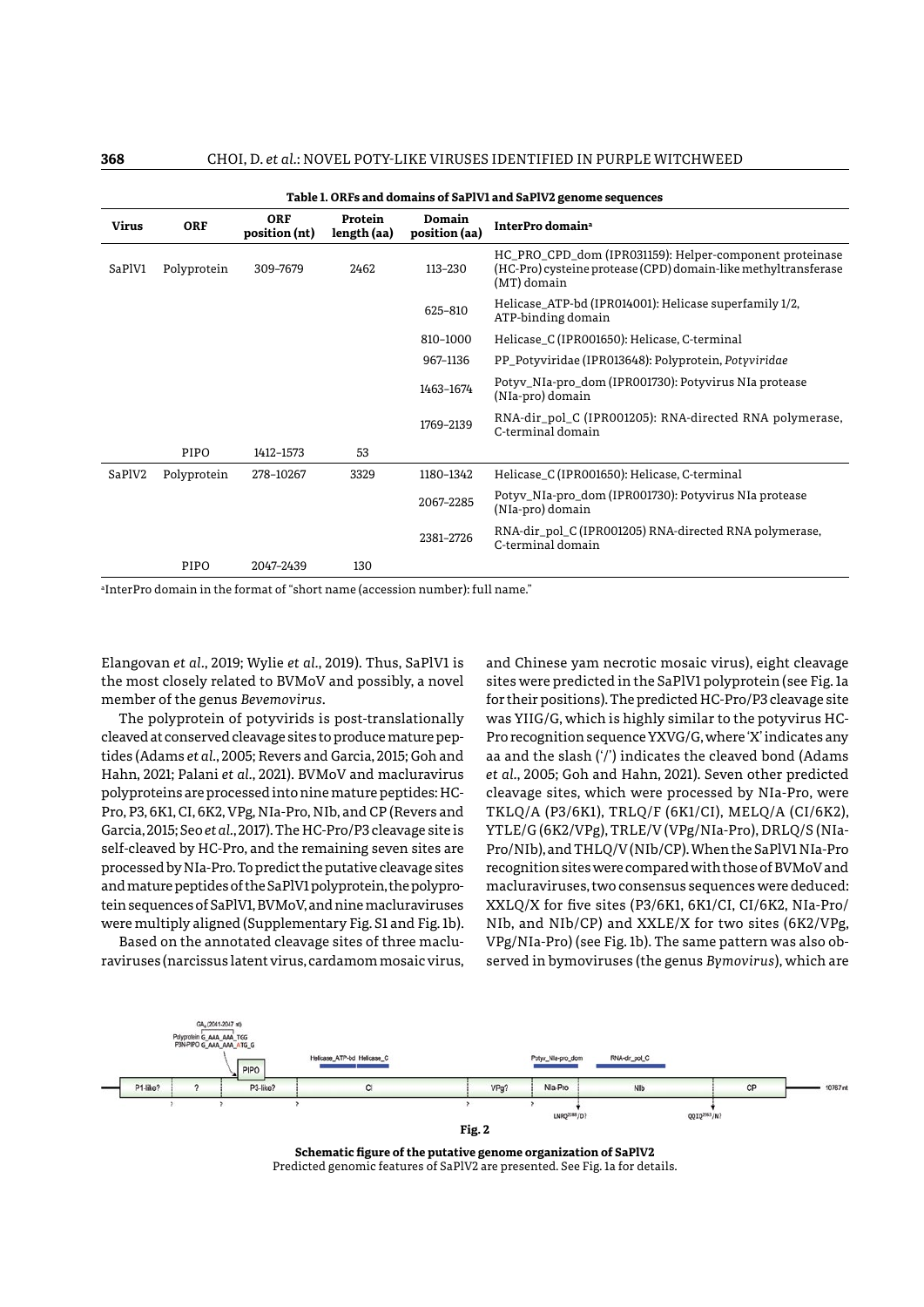**Table 1. ORFs and domains of SaPlV1 and SaPlV2 genome sequences**

| Virus | ORF | ORF position (nt) | Protein length (aa) | Domain position (aa) | InterPro domain[a] |
|---|---|---|---|---|---|
| SaPlV1 | Polyprotein | 309–7679 | 2462 | 113–230 | HC_PRO_CPD_dom (IPR031159): Helper-component proteinase (HC-Pro) cysteine protease (CPD) domain-like methyltransferase (MT) domain |
| | | | | 625–810 | Helicase_ATP-bd (IPR014001): Helicase superfamily 1/2, ATP-binding domain |
| | | | | 810–1000 | Helicase_C (IPR001650): Helicase, C-terminal |
| | | | | 967–1136 | PP_Potyviridae (IPR013648): Polyprotein, *Potyviridae* |
| | | | | 1463–1674 | Potyv_NIa-pro_dom (IPR001730): Potyvirus NIa protease (NIa-pro) domain |
| | | | | 1769–2139 | RNA-dir_pol_C (IPR001205): RNA-directed RNA polymerase, C-terminal domain |
| | PIPO | 1412–1573 | 53 | | |
| SaPlV2 | Polyprotein | 278–10267 | 3329 | 1180–1342 | Helicase_C (IPR001650): Helicase, C-terminal |
| | | | | 2067–2285 | Potyv_NIa-pro_dom (IPR001730): Potyvirus NIa protease (NIa-pro) domain |
| | | | | 2381–2726 | RNA-dir_pol_C (IPR001205) RNA-directed RNA polymerase, C-terminal domain |
| | PIPO | 2047–2439 | 130 | | |

[a]InterPro domain in the format of "short name (accession number): full name."

Elangovan *et al*., 2019; Wylie *et al*., 2019). Thus, SaPlV1 is the most closely related to BVMoV and possibly, a novel member of the genus *Bevemovirus*.

The polyprotein of potyvirids is post-translationally cleaved at conserved cleavage sites to produce mature peptides (Adams *et al*., 2005; Revers and Garcia, 2015; Goh and Hahn, 2021; Palani *et al*., 2021). BVMoV and macluravirus polyproteins are processed into nine mature peptides: HC-Pro, P3, 6K1, CI, 6K2, VPg, NIa-Pro, NIb, and CP (Revers and Garcia, 2015; Seo *et al*., 2017). The HC-Pro/P3 cleavage site is self-cleaved by HC-Pro, and the remaining seven sites are processed by NIa-Pro. To predict the putative cleavage sites and mature peptides of the SaPlV1 polyprotein, the polyprotein sequences of SaPlV1, BVMoV, and nine macluraviruses were multiply aligned (Supplementary Fig. S1 and Fig. 1b).

Based on the annotated cleavage sites of three macluraviruses (narcissus latent virus, cardamom mosaic virus, and Chinese yam necrotic mosaic virus), eight cleavage sites were predicted in the SaPlV1 polyprotein (see Fig. 1a for their positions). The predicted HC-Pro/P3 cleavage site was YIIG/G, which is highly similar to the potyvirus HC-Pro recognition sequence YXVG/G, where 'X' indicates any aa and the slash ('/') indicates the cleaved bond (Adams *et al*., 2005; Goh and Hahn, 2021). Seven other predicted cleavage sites, which were processed by NIa-Pro, were TKLQ/A (P3/6K1), TRLQ/F (6K1/CI), MELQ/A (CI/6K2), YTLE/G (6K2/VPg), TRLE/V (VPg/NIa-Pro), DRLQ/S (NIa-Pro/NIb), and THLQ/V (NIb/CP). When the SaPlV1 NIa-Pro recognition sites were compared with those of BVMoV and macluraviruses, two consensus sequences were deduced: XXLQ/X for five sites (P3/6K1, 6K1/CI, CI/6K2, NIa-Pro/NIb, and NIb/CP) and XXLE/X for two sites (6K2/VPg, VPg/NIa-Pro) (see Fig. 1b). The same pattern was also observed in bymoviruses (the genus *Bymovirus*), which are

**Fig. 2**

**Schematic figure of the putative genome organization of SaPlV2**
Predicted genomic features of SaPlV2 are presented. See Fig. 1a for details.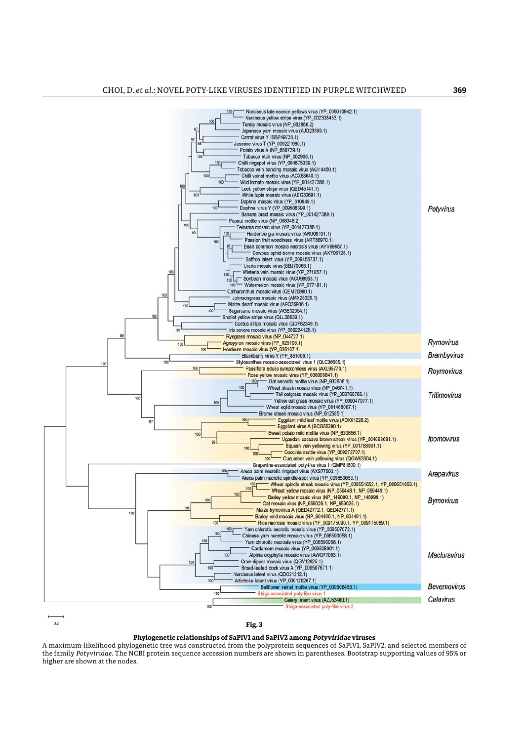**Fig. 3**

**Phylogenetic relationships of SaPlV1 and SaPlV2 among *Potyviridae* viruses**

A maximum-likelihood phylogenetic tree was constructed from the polyprotein sequences of SaPlV1, SaPlV2, and selected members of the family *Potyviridae*. The NCBI protein sequence accession numbers are shown in parentheses. Bootstrap supporting values of 95% or higher are shown at the nodes.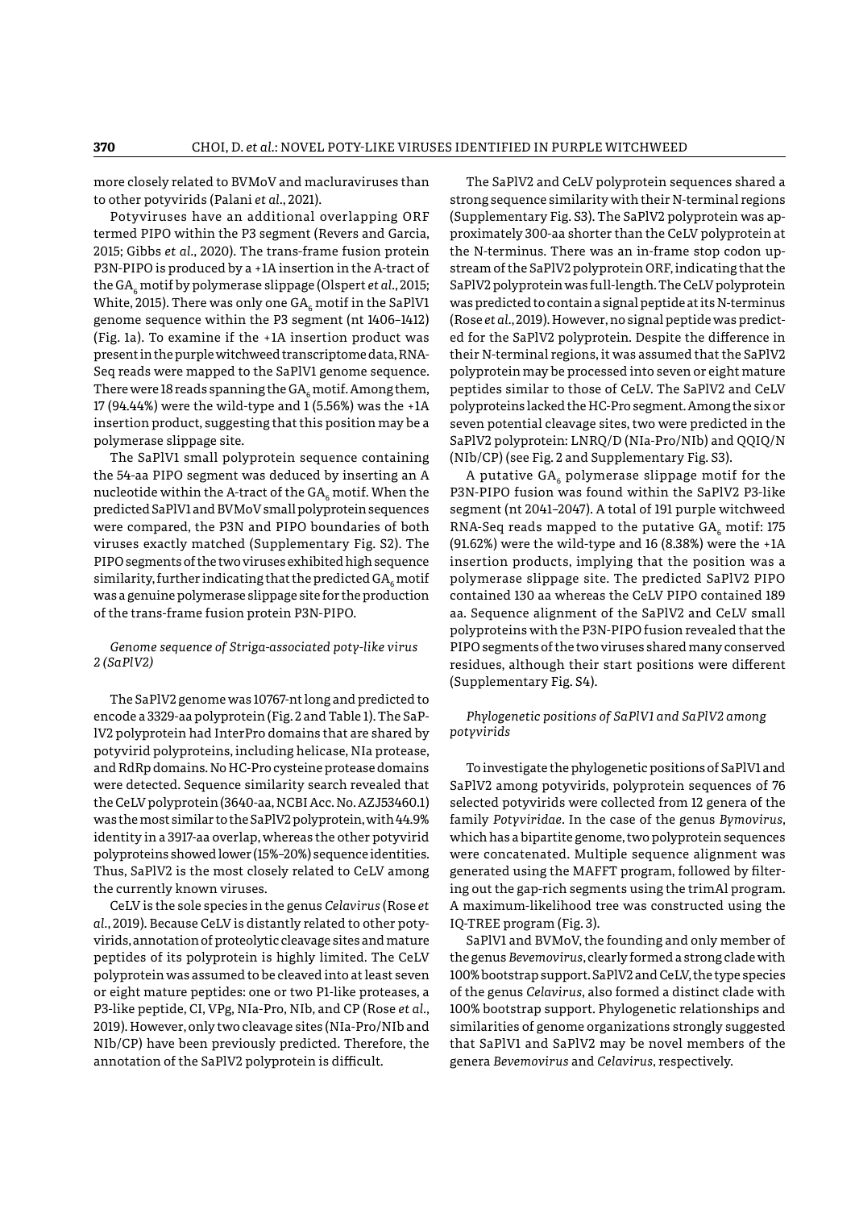more closely related to BVMoV and macluraviruses than to other potyvirids (Palani *et al.*, 2021).

Potyviruses have an additional overlapping ORF termed PIPO within the P3 segment (Revers and Garcia, 2015; Gibbs *et al.*, 2020). The trans-frame fusion protein P3N-PIPO is produced by a +1A insertion in the A-tract of the $GA_6$ motif by polymerase slippage (Olspert *et al.*, 2015; White, 2015). There was only one $GA_6$ motif in the SaPlV1 genome sequence within the P3 segment (nt 1406–1412) (Fig. 1a). To examine if the +1A insertion product was present in the purple witchweed transcriptome data, RNA-Seq reads were mapped to the SaPlV1 genome sequence. There were 18 reads spanning the $GA_6$ motif. Among them, 17 (94.44%) were the wild-type and 1 (5.56%) was the +1A insertion product, suggesting that this position may be a polymerase slippage site.

The SaPlV1 small polyprotein sequence containing the 54-aa PIPO segment was deduced by inserting an A nucleotide within the A-tract of the $GA_6$ motif. When the predicted SaPlV1 and BVMoV small polyprotein sequences were compared, the P3N and PIPO boundaries of both viruses exactly matched (Supplementary Fig. S2). The PIPO segments of the two viruses exhibited high sequence similarity, further indicating that the predicted $GA_6$ motif was a genuine polymerase slippage site for the production of the trans-frame fusion protein P3N-PIPO.

*Genome sequence of Striga-associated poty-like virus 2 (SaPlV2)*

The SaPlV2 genome was 10767-nt long and predicted to encode a 3329-aa polyprotein (Fig. 2 and Table 1). The SaPlV2 polyprotein had InterPro domains that are shared by potyvirid polyproteins, including helicase, NIa protease, and RdRp domains. No HC-Pro cysteine protease domains were detected. Sequence similarity search revealed that the CeLV polyprotein (3640-aa, NCBI Acc. No. AZJ53460.1) was the most similar to the SaPlV2 polyprotein, with 44.9% identity in a 3917-aa overlap, whereas the other potyvirid polyproteins showed lower (15%–20%) sequence identities. Thus, SaPlV2 is the most closely related to CeLV among the currently known viruses.

CeLV is the sole species in the genus *Celavirus* (Rose *et al.*, 2019). Because CeLV is distantly related to other potyvirids, annotation of proteolytic cleavage sites and mature peptides of its polyprotein is highly limited. The CeLV polyprotein was assumed to be cleaved into at least seven or eight mature peptides: one or two P1-like proteases, a P3-like peptide, CI, VPg, NIa-Pro, NIb, and CP (Rose *et al.*, 2019). However, only two cleavage sites (NIa-Pro/NIb and NIb/CP) have been previously predicted. Therefore, the annotation of the SaPlV2 polyprotein is difficult.

The SaPlV2 and CeLV polyprotein sequences shared a strong sequence similarity with their N-terminal regions (Supplementary Fig. S3). The SaPlV2 polyprotein was approximately 300-aa shorter than the CeLV polyprotein at the N-terminus. There was an in-frame stop codon upstream of the SaPlV2 polyprotein ORF, indicating that the SaPlV2 polyprotein was full-length. The CeLV polyprotein was predicted to contain a signal peptide at its N-terminus (Rose *et al.*, 2019). However, no signal peptide was predicted for the SaPlV2 polyprotein. Despite the difference in their N-terminal regions, it was assumed that the SaPlV2 polyprotein may be processed into seven or eight mature peptides similar to those of CeLV. The SaPlV2 and CeLV polyproteins lacked the HC-Pro segment. Among the six or seven potential cleavage sites, two were predicted in the SaPlV2 polyprotein: LNRQ/D (NIa-Pro/NIb) and QQIQ/N (NIb/CP) (see Fig. 2 and Supplementary Fig. S3).

A putative $GA_6$ polymerase slippage motif for the P3N-PIPO fusion was found within the SaPlV2 P3-like segment (nt 2041–2047). A total of 191 purple witchweed RNA-Seq reads mapped to the putative $GA_6$ motif: 175 (91.62%) were the wild-type and 16 (8.38%) were the +1A insertion products, implying that the position was a polymerase slippage site. The predicted SaPlV2 PIPO contained 130 aa whereas the CeLV PIPO contained 189 aa. Sequence alignment of the SaPlV2 and CeLV small polyproteins with the P3N-PIPO fusion revealed that the PIPO segments of the two viruses shared many conserved residues, although their start positions were different (Supplementary Fig. S4).

*Phylogenetic positions of SaPlV1 and SaPlV2 among potyvirids*

To investigate the phylogenetic positions of SaPlV1 and SaPlV2 among potyvirids, polyprotein sequences of 76 selected potyvirids were collected from 12 genera of the family *Potyviridae*. In the case of the genus *Bymovirus*, which has a bipartite genome, two polyprotein sequences were concatenated. Multiple sequence alignment was generated using the MAFFT program, followed by filtering out the gap-rich segments using the trimAl program. A maximum-likelihood tree was constructed using the IQ-TREE program (Fig. 3).

SaPlV1 and BVMoV, the founding and only member of the genus *Bevemovirus*, clearly formed a strong clade with 100% bootstrap support. SaPlV2 and CeLV, the type species of the genus *Celavirus*, also formed a distinct clade with 100% bootstrap support. Phylogenetic relationships and similarities of genome organizations strongly suggested that SaPlV1 and SaPlV2 may be novel members of the genera *Bevemovirus* and *Celavirus*, respectively.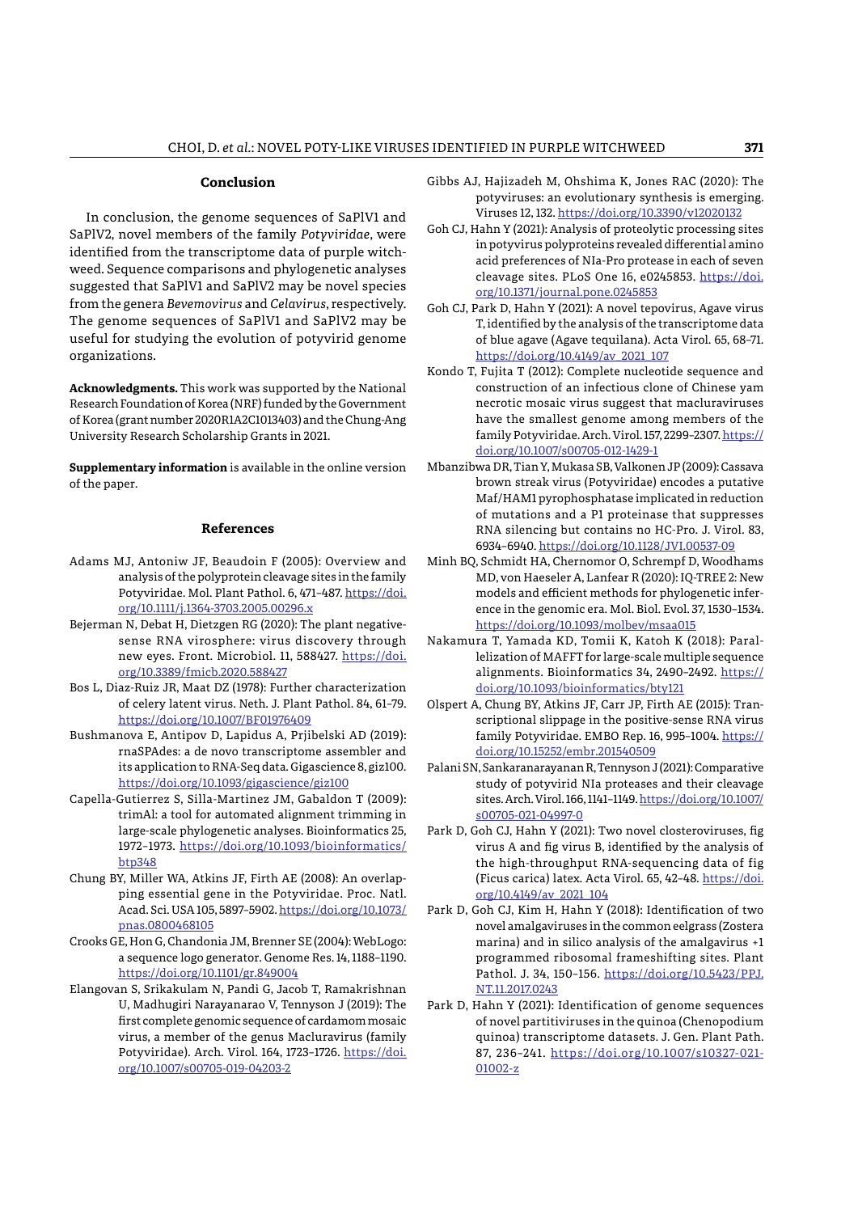## Conclusion

In conclusion, the genome sequences of SaPlV1 and SaPlV2, novel members of the family *Potyviridae*, were identified from the transcriptome data of purple witchweed. Sequence comparisons and phylogenetic analyses suggested that SaPlV1 and SaPlV2 may be novel species from the genera *Bevemovirus* and *Celavirus*, respectively. The genome sequences of SaPlV1 and SaPlV2 may be useful for studying the evolution of potyvirid genome organizations.

**Acknowledgments.** This work was supported by the National Research Foundation of Korea (NRF) funded by the Government of Korea (grant number 2020R1A2C1013403) and the Chung-Ang University Research Scholarship Grants in 2021.

**Supplementary information** is available in the online version of the paper.

## References

Adams MJ, Antoniw JF, Beaudoin F (2005): Overview and analysis of the polyprotein cleavage sites in the family Potyviridae. Mol. Plant Pathol. 6, 471–487. https://doi.org/10.1111/j.1364-3703.2005.00296.x

Bejerman N, Debat H, Dietzgen RG (2020): The plant negative-sense RNA virosphere: virus discovery through new eyes. Front. Microbiol. 11, 588427. https://doi.org/10.3389/fmicb.2020.588427

Bos L, Diaz-Ruiz JR, Maat DZ (1978): Further characterization of celery latent virus. Neth. J. Plant Pathol. 84, 61–79. https://doi.org/10.1007/BF01976409

Bushmanova E, Antipov D, Lapidus A, Prjibelski AD (2019): rnaSPAdes: a de novo transcriptome assembler and its application to RNA-Seq data. Gigascience 8, giz100. https://doi.org/10.1093/gigascience/giz100

Capella-Gutierrez S, Silla-Martinez JM, Gabaldon T (2009): trimAl: a tool for automated alignment trimming in large-scale phylogenetic analyses. Bioinformatics 25, 1972–1973. https://doi.org/10.1093/bioinformatics/btp348

Chung BY, Miller WA, Atkins JF, Firth AE (2008): An overlapping essential gene in the Potyviridae. Proc. Natl. Acad. Sci. USA 105, 5897–5902. https://doi.org/10.1073/pnas.0800468105

Crooks GE, Hon G, Chandonia JM, Brenner SE (2004): WebLogo: a sequence logo generator. Genome Res. 14, 1188–1190. https://doi.org/10.1101/gr.849004

Elangovan S, Srikakulam N, Pandi G, Jacob T, Ramakrishnan U, Madhugiri Narayanarao V, Tennyson J (2019): The first complete genomic sequence of cardamom mosaic virus, a member of the genus Macluravirus (family Potyviridae). Arch. Virol. 164, 1723–1726. https://doi.org/10.1007/s00705-019-04203-2

Gibbs AJ, Hajizadeh M, Ohshima K, Jones RAC (2020): The potyviruses: an evolutionary synthesis is emerging. Viruses 12, 132. https://doi.org/10.3390/v12020132

Goh CJ, Hahn Y (2021): Analysis of proteolytic processing sites in potyvirus polyproteins revealed differential amino acid preferences of NIa-Pro protease in each of seven cleavage sites. PLoS One 16, e0245853. https://doi.org/10.1371/journal.pone.0245853

Goh CJ, Park D, Hahn Y (2021): A novel tepovirus, Agave virus T, identified by the analysis of the transcriptome data of blue agave (Agave tequilana). Acta Virol. 65, 68–71. https://doi.org/10.4149/av_2021_107

Kondo T, Fujita T (2012): Complete nucleotide sequence and construction of an infectious clone of Chinese yam necrotic mosaic virus suggest that macluraviruses have the smallest genome among members of the family Potyviridae. Arch. Virol. 157, 2299–2307. https://doi.org/10.1007/s00705-012-1429-1

Mbanzibwa DR, Tian Y, Mukasa SB, Valkonen JP (2009): Cassava brown streak virus (Potyviridae) encodes a putative Maf/HAM1 pyrophosphatase implicated in reduction of mutations and a P1 proteinase that suppresses RNA silencing but contains no HC-Pro. J. Virol. 83, 6934–6940. https://doi.org/10.1128/JVI.00537-09

Minh BQ, Schmidt HA, Chernomor O, Schrempf D, Woodhams MD, von Haeseler A, Lanfear R (2020): IQ-TREE 2: New models and efficient methods for phylogenetic inference in the genomic era. Mol. Biol. Evol. 37, 1530–1534. https://doi.org/10.1093/molbev/msaa015

Nakamura T, Yamada KD, Tomii K, Katoh K (2018): Parallelization of MAFFT for large-scale multiple sequence alignments. Bioinformatics 34, 2490–2492. https://doi.org/10.1093/bioinformatics/bty121

Olspert A, Chung BY, Atkins JF, Carr JP, Firth AE (2015): Transcriptional slippage in the positive-sense RNA virus family Potyviridae. EMBO Rep. 16, 995–1004. https://doi.org/10.15252/embr.201540509

Palani SN, Sankaranarayanan R, Tennyson J (2021): Comparative study of potyvirid NIa proteases and their cleavage sites. Arch. Virol. 166, 1141–1149. https://doi.org/10.1007/s00705-021-04997-0

Park D, Goh CJ, Hahn Y (2021): Two novel closteroviruses, fig virus A and fig virus B, identified by the analysis of the high-throughput RNA-sequencing data of fig (Ficus carica) latex. Acta Virol. 65, 42–48. https://doi.org/10.4149/av_2021_104

Park D, Goh CJ, Kim H, Hahn Y (2018): Identification of two novel amalgaviruses in the common eelgrass (Zostera marina) and in silico analysis of the amalgavirus +1 programmed ribosomal frameshifting sites. Plant Pathol. J. 34, 150–156. https://doi.org/10.5423/PPJ.NT.11.2017.0243

Park D, Hahn Y (2021): Identification of genome sequences of novel partitiviruses in the quinoa (Chenopodium quinoa) transcriptome datasets. J. Gen. Plant Path. 87, 236–241. https://doi.org/10.1007/s10327-021-01002-z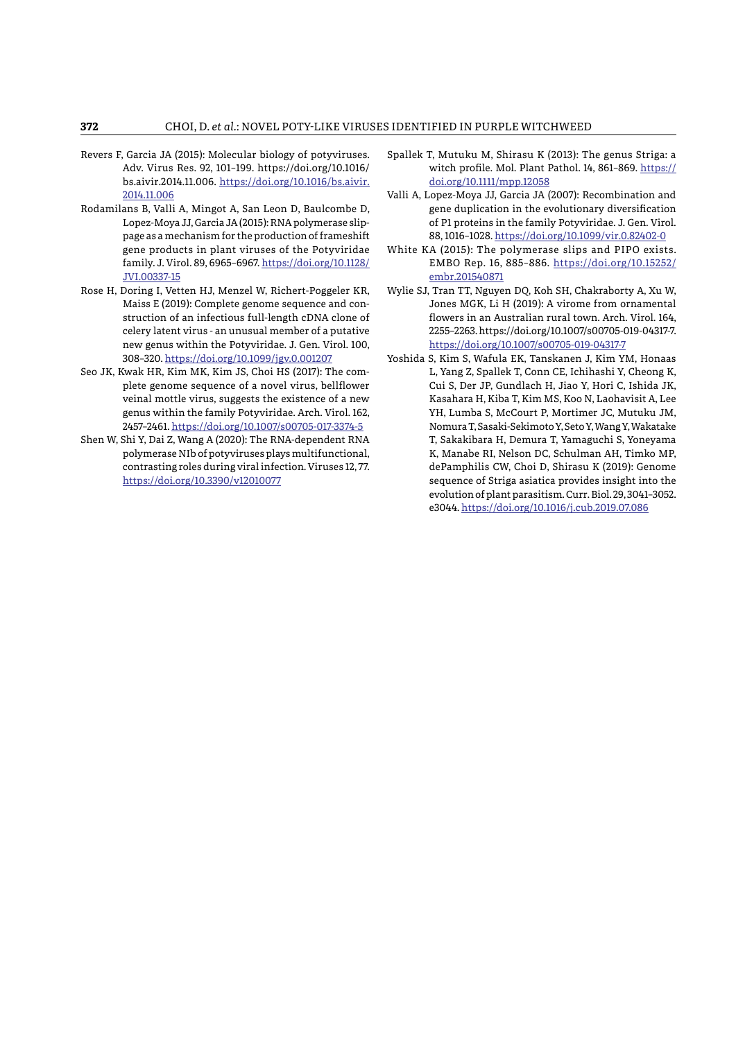Revers F, Garcia JA (2015): Molecular biology of potyviruses. Adv. Virus Res. 92, 101–199. https://doi.org/10.1016/bs.aivir.2014.11.006. https://doi.org/10.1016/bs.aivir.2014.11.006

Rodamilans B, Valli A, Mingot A, San Leon D, Baulcombe D, Lopez-Moya JJ, Garcia JA (2015): RNA polymerase slippage as a mechanism for the production of frameshift gene products in plant viruses of the Potyviridae family. J. Virol. 89, 6965–6967. https://doi.org/10.1128/JVI.00337-15

Rose H, Doring I, Vetten HJ, Menzel W, Richert-Poggeler KR, Maiss E (2019): Complete genome sequence and construction of an infectious full-length cDNA clone of celery latent virus - an unusual member of a putative new genus within the Potyviridae. J. Gen. Virol. 100, 308–320. https://doi.org/10.1099/jgv.0.001207

Seo JK, Kwak HR, Kim MK, Kim JS, Choi HS (2017): The complete genome sequence of a novel virus, bellflower veinal mottle virus, suggests the existence of a new genus within the family Potyviridae. Arch. Virol. 162, 2457–2461. https://doi.org/10.1007/s00705-017-3374-5

Shen W, Shi Y, Dai Z, Wang A (2020): The RNA-dependent RNA polymerase NIb of potyviruses plays multifunctional, contrasting roles during viral infection. Viruses 12, 77. https://doi.org/10.3390/v12010077

Spallek T, Mutuku M, Shirasu K (2013): The genus Striga: a witch profile. Mol. Plant Pathol. 14, 861–869. https://doi.org/10.1111/mpp.12058

Valli A, Lopez-Moya JJ, Garcia JA (2007): Recombination and gene duplication in the evolutionary diversification of P1 proteins in the family Potyviridae. J. Gen. Virol. 88, 1016–1028. https://doi.org/10.1099/vir.0.82402-0

White KA (2015): The polymerase slips and PIPO exists. EMBO Rep. 16, 885–886. https://doi.org/10.15252/embr.201540871

Wylie SJ, Tran TT, Nguyen DQ, Koh SH, Chakraborty A, Xu W, Jones MGK, Li H (2019): A virome from ornamental flowers in an Australian rural town. Arch. Virol. 164, 2255–2263. https://doi.org/10.1007/s00705-019-04317-7. https://doi.org/10.1007/s00705-019-04317-7

Yoshida S, Kim S, Wafula EK, Tanskanen J, Kim YM, Honaas L, Yang Z, Spallek T, Conn CE, Ichihashi Y, Cheong K, Cui S, Der JP, Gundlach H, Jiao Y, Hori C, Ishida JK, Kasahara H, Kiba T, Kim MS, Koo N, Laohavisit A, Lee YH, Lumba S, McCourt P, Mortimer JC, Mutuku JM, Nomura T, Sasaki-Sekimoto Y, Seto Y, Wang Y, Wakatake T, Sakakibara H, Demura T, Yamaguchi S, Yoneyama K, Manabe RI, Nelson DC, Schulman AH, Timko MP, dePamphilis CW, Choi D, Shirasu K (2019): Genome sequence of Striga asiatica provides insight into the evolution of plant parasitism. Curr. Biol. 29, 3041–3052. e3044. https://doi.org/10.1016/j.cub.2019.07.086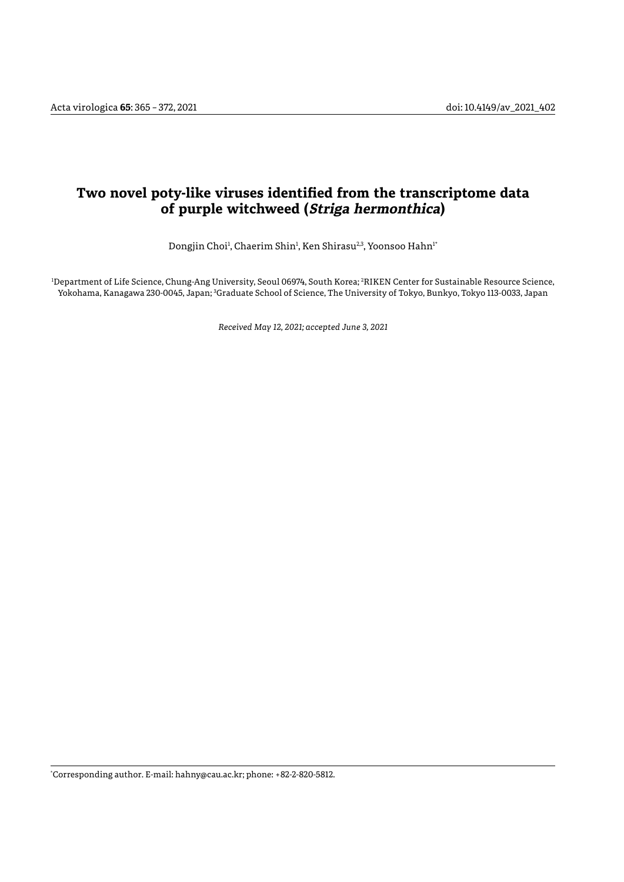# Two novel poty-like viruses identified from the transcriptome data of purple witchweed (*Striga hermonthica*)

Dongjin Choi[1], Chaerim Shin[1], Ken Shirasu[2,3], Yoonsoo Hahn[1*]

[1]Department of Life Science, Chung-Ang University, Seoul 06974, South Korea; [2]RIKEN Center for Sustainable Resource Science, Yokohama, Kanagawa 230-0045, Japan; [3]Graduate School of Science, The University of Tokyo, Bunkyo, Tokyo 113-0033, Japan

*Received May 12, 2021; accepted June 3, 2021*

*Corresponding author. E-mail: hahny@cau.ac.kr; phone: +82-2-820-5812.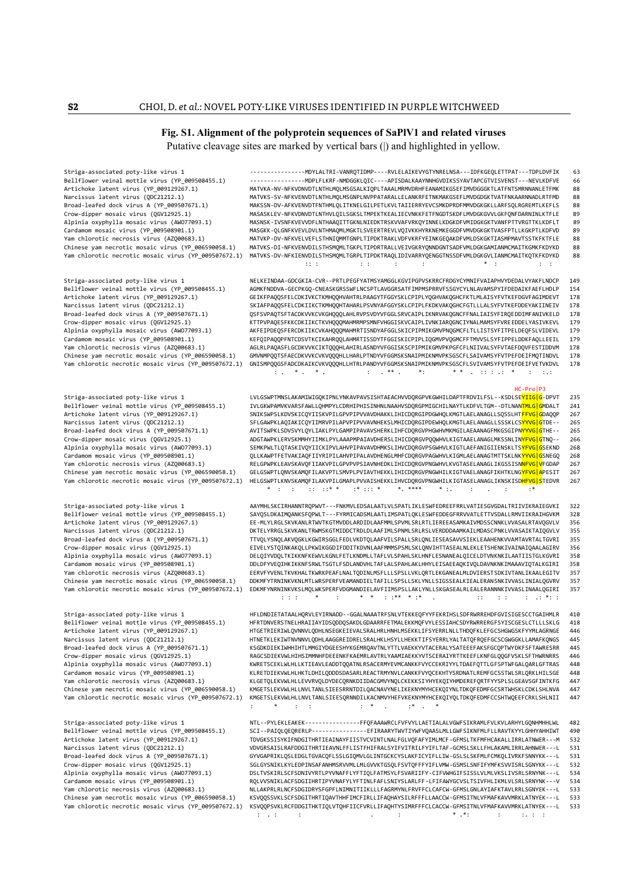## Fig. S1. Alignment of the polyprotein sequences of SaPlV1 and related viruses

Putative cleavage sites are marked by vertical bars (|) and highlighted in yellow.

```
Striga-associated poty-like virus 1                          ----------------MDYLALTRI-VANRQTIDMP----RVLELAIKEVYGTYNRELNSA---IDFKGEQLETTPAT---TDPLDVFIK   63
Bellflower veinal mottle virus (YP_009508455.1)              ----------------MDPLFLKRF-NMDGGKLQIC----APISDALKAAYNNHGVDIKSSYAVTAPCGTVISVENST---NEVLKDFVE   66
Artichoke latent virus (YP_009129267.1)                      MATVKA-NV-NFKVDNVDTLNTHLMQLMSGSALKIQPLTAAALMRMVDRHFEANAMIKGSEFIMVDGGGKTLATFNTSMRNNANLETFMK   88
Narcissus latent virus (QDC21212.1)                          MATVKS-SV-NFKVENVDTLNTHLMQLMSGNPLNVPPATARALLELANKRFETNKMAKGSEFLMVDGDGKTVATFNKAARNNADLRTFMD   88
Broad-leafed dock virus A (YP_009507671.1)                   MAKSSN-DV-AFKVENVDTFNTHMLQLITKNELGILPETLKVLTAIIERRYEVCSMKDPRDFMMVDGKGKLLARFSQLRGREMTLKEFLS   88
Crow-dipper mosaic virus (QGV12925.1)                        MASASKLEV-NFKVDNVDTLNTHVLQILSGKSLTMPEKTKEALIECVNKKFETFNGDTSKDFLMVDGKGVVLGKFQNFDARNINLKTFLE   89
Alpinia oxyphylla mosaic virus (AWO77093.1)                  MASNSK-IVSNFKVEVVDFLNTHAAQITTGKNLNIEDKTRSKVVAFVRKQYINNELKDGKDFVMIDGKGKTVANFPTTVRGTTKLKDFLT   89
Cardamom mosaic virus (YP_009508901.1)                       MASGKK-QLGNFKVEVLDVLNTHMAQMLMGKTLSVEERTREVLVQIVKKHYRKNEMKEGGDFVMVDGKGKTVASFPTLLKGKPTLKDFVD   89
Yam chlorotic necrosis virus (AZQ00683.1)                    MATVKP-DV-NFKVELVEFLSTHNIQMMTGNPLTIPDKTRAKLVDFVKRFYEINKGEQAKDFVMLDSKGKTIASMPMAVTSSTKFKTFLE   88
Chinese yam necrotic mosaic virus (YP_006590058.1)           MATVKS-DI-NFKVENVDILSTHSMQMLTGKPLTIPDRTRALLVEIVGKRYQNNDGNTSADFVMLDGKGAMIANMCMAITKGMKFKDYKD   88
Yam chlorotic necrotic mosaic virus (YP_009507672.1)         MATVKS-DV-NFKIENVDILSTHSMQMLTGRPLTIPDKTRAQLIDIVARRYQENGGTNSSDFVMLDGKGVLIANMCMAITKQTKFKDYKD   88
                                                               :: :            : :      :       :                   * :               : :

Striga-associated poty-like virus 1                          NELKEINDAA-GDCGKIA-CVR--PRTLPEGFYATMSYAMGGLKGVIPGPVSKRRCFRDGYCYMNIFVAIAPHVYDEDALVYAKFLNDCP  149
Bellflower veinal mottle virus (YP_009508455.1)              AGMKFNDDVA-GECPKGQ-CNEASKGRSSWFLNCSPTLAVGGRSATFIMPMSPRRVFSSGYCYLNLAVAMSPYIFDEDAIKFAEFLHDLP  154
Artichoke latent virus (YP_009129267.1)                      GEIKFPAQQSFELCDKIVKCTKMHQQHVAHTRLPAAGYTFGGYSKLCPIPLYQGHVAKQGHCFKTLMLAISYFVTKEFDGVFAGIMDEVT  178
Narcissus latent virus (QDC21212.1)                          SKIAFPAQQSFELCDKIIKCTKMHQQTAHARLPSVNYAFGGYSKLCPIPLFKDKVAKQGHCFGTLLLALSYFVTKEFDDEYAKIINEIV  178
Broad-leafed dock virus A (YP_009507671.1)                   QSFSVPAQTSFTACDKVVKCVKGHQQQLAHLRVPSVDYVFGGLSRVCAIPLIKNRVAKQGNCFFNALIAISYFIRQEDDIMFANIVKELD  178
Crow-dipper mosaic virus (QGV12925.1)                        KTTPVPAQESFKKCDKIIKCTKVHQQMAHMRMPSMNFVHGGISKVCAIPLIVNKIARQGNCIYNALMAMSYFVREEDDELYASIVKEVL  179
Alpinia oxyphylla mosaic virus (AWO77093.1)                  AKFEIPDEQSFERCDKIIKCVKAHQQQMAHMRTISNDYAFGGLSKICPIPIMKGMVPNQGMCFLTLLISTSYFITPELDEQFSLVIDEVL  179
Cardamom mosaic virus (YP_009508901.1)                       KEFQIPAQQPFNTCDSVTKCIKAHRQQLAHMRTISSDYTFGGISKICPIPLIQGMVPVQGMCFFTMVVSLSYFIPPELDDKFAQLLEEIL  179
Yam chlorotic necrosis virus (AZQ00683.1)                    AGLRLPAQASFLGCDKVVKCIKTQQQLAHIRLASNDYVFGGISKSCPIPMIKGMVPKPGFCFLNIIVALSYFVTAEFDQVFESTIDDVM  178
Chinese yam necrotic mosaic virus (YP_006590058.1)           GMVNMPQQTSFAECDKVVKCVKVQQQHLLHARLPTNDYVFGGMSKSNAIPMIKNMVPKSGSCFLSAIVAMSYFVTPEFDEIFMQTINDVL  178
Yam chlorotic necrotic mosaic virus (YP_009507672.1)         GNISMPQQGSFADCDKAIKCVKVQQQHLLHTRLPANDYVFGGMSKSNAIPMIKNMVPKSGSCFLSVIVAMSYFVTPEFDEIFVETVKDVL  178
                                                                 : .   * .   * .              :   . ** .     *:           * *  . :: : .:  *     :   :.:

                                                                                                                                     HC-Pro|P3
Striga-associated poty-like virus 1                          LVLGSWPTMNSLAKAMIWIGQKIPNLYNKAVPAVSISHTAEACHVVDQRGPVKGWHILDAPTFRDVILFSL--KSDLSEYIIG|G-DPVT  235
Bellflower veinal mottle virus (YP_009508455.1)              IVLGKWPAMVKVARSFAWLLQHMPYLCDRHIPHISINHNLNAAHVSDQRGPMIGCHILNAYTLKDFVLTGM--DTLNANTMLG|GMDALT  241
Artichoke latent virus (YP_009129267.1)                      SNIKSWPSLKDVSKICQYIISKVPILGPVPIPVVAVDHAKKLIHCDQRGIPDGWHQLKMGTLAELANAGLLSQSSLHTFFVG|GDAQQP  267
Narcissus latent virus (QDC21212.1)                          SFLGAWPKLAQIAKICQYIIMRVPILAPVPIPVVAVNHEKSLMHICDQRGIPDEWHQLKMGTLAELANAGLLSSSKLCSYVVG|GTDE--  265
Broad-leafed dock virus A (YP_009507671.1)                   AVITSWPKLSDVSVYLQYLIAKLPYLGAMPIPAVAVSHERKLIHFCDQRGVPHGWHVMKMGILAEAANAGFMKGSGIPNYVVG|GTHE--  265
Crow-dipper mosaic virus (QGV12925.1)                        ADGTAWPKLERVSKMMHYIIMKLPYLAAAPMPAIAVDHERSLIHICDQRGVPQQWHVLKIGTAAELANAGLMKSSNLINYFVG|GTNQ--  266
Alpinia oxyphylla mosaic virus (AWO77093.1)                  SEMKPWLTLQTASKIVQYIICKIPVLAHVPIPAVAVDHMKSLIHVCDQRGVPSGWHVLKIGTLAEFANIGIIENSKLTSYFVG|GSEKND  268
Cardamom mosaic virus (YP_009508901.1)                       QLLKAWPTFETVAKIAQFIIYRIPILAHVPIPALAVDHENGLMHFCDQRGVPAGWHVLKIGMLAELANAGTMTTSKLNKYVVG|GSNEGQ  268
Yam chlorotic necrosis virus (AZQ00683.1)                    RELGPWPKLEAVSKAVQFIIAKVPILGPVPVPSIAVNHEDKLIHICDQRGVPNGWHVLKVGTASELANAGLIKGSSISNNFVG|VFGDAP  267
Chinese yam necrotic mosaic virus (YP_006590058.1)           GELGSWPTLQNVSKAMQFILAKVPTLSMVPLPVIAVTHEKKLIHVCDQRGVPNGWHILKIGTVAELANAGFIKHTKLNGYFVG|APESIT  267
Yam chlorotic necrotic mosaic virus (YP_009507672.1)         HELGSWPTLKNVSKAMQFILAKVPILGMAPLPVVAISHEKKLIHVCDQRGVPNGWHILKIGTASELANAGLIKNSKISDHFVG|STEDVR  267
                                                                 *  :   :   :: :* *   :* ::: *     *. ****      * :.     :     .    :      :*

Striga-associated poty-like virus 1                          AAYMHLSKCIRHANNTRQPWVT---FNKMVLEDSALAATLVLSPATLIKLESWFEDREEFRRLVATIESGVGDALTRIIVIKRAIEGVKI  322
Bellflower veinal mottle virus (YP_009508455.1)              SAYQSLDKAIMQANKSFQPWLT---FYRMICADSMLAATLIMSPATLQKLESWFEDDEGFRRVVATLETTVSDALLRMVIIKRAIHGVKM  328
Artichoke latent virus (YP_009129267.1)                      EE-MLYLRGLSKVKANLRTWVTKGTMVDDLARDIDLAAFMMLSPVMLSRLRTLIEREEASAMKAIVMDSSCNNKLVVASALRTAVQGVLV  356
Narcissus latent virus (QDC21212.1)                          DKTELYRRGLSKVKANLTRWMSKGTMIDDCTRDLDLAAFIMLSPNMLSRLRSLVERDDDAAMKAILMDASCPNKLVVASAIKTAIQGVLV  355
Broad-leafed dock virus A (YP_009507671.1)                   TTVQLYSNQLAKVQGKLKGWIRSGGLFEDLVKDTQLAAFVILSPALLSRLQNLIESEASAVVSIEKLEAAHENKVVAMTAVRTALTGVRI  355
Crow-dipper mosaic virus (QGV12925.1)                        EIVELYSTQINKAKQLLPKWIKGGDIFDDITKDVNLAAFIMMMSPSMLSKLQNVIHTTASEALNLEKLETSHENKIVAINAIQAALAGIRV  356
Alpinia oxyphylla mosaic virus (AWO77093.1)                  DELQIYVDQLTKIKKNFKEWVLKGNLFETLKNDMLLTAFLVLSPAHLSKLHNFLESNANEALQICELDTVNKNKILAATIISTGLKGVRI  358
Cardamom mosaic virus (YP_009508901.1)                       DDLDFYVEQIHKIKKNFSRWLTSGTLFSDLANDVHLTAFLALSPAHLKLHHYLEISAEEAQKIVQLDAVNKNKIMAAAVIQTALKGIRI  358
Yam chlorotic necrosis virus (AZQ00683.1)                    EERVFYVENLTKVKHALTKWRKPEAFLNALTQDINLMSFLLLSPSLLVKLQRTLEKGANEALMLDVIERSTSDKIVTANLIKAALEGITV  357
Chinese yam necrotic mosaic virus (YP_006590058.1)           DDKMFYTRNINKVKNLMTLWRSPERFVEAMANDIELTAFILLSPSLLSKLYNLLSIGSSEALKIEALERANSNKIVVASLINIALQGVRV  357
Yam chlorotic necrotic mosaic virus (YP_009507672.1)         EDKMFYNRNINKVKSLMQLWKSPERFVDGMANDIELAVFIIMSPSLLAKLYNLLSKGASEALRLEALERANNNKIVVASLINAALQGIRI  357
                                                                  : : :      *       :      *  *  : :** * :*   .                 ::    : :      :  .: *: :

Striga-associated poty-like virus 1                          HFLDNDIETATAALHQRVLEYIRNADD--GGALNAAATRFSNLVTEKKEQFYYFEKRIHSLSDFRWRREHDFGVISIGESCCTGAIHMLR  410
Bellflower veinal mottle virus (YP_009508455.1)              HFRTDNVERSTNELHRAIIAYIDSQDDQSAKDLGDAARRFETMALEKKMQFVYLESSIAHCSDYRWRRERGFSYISCGESLCTLLLSKLG  418
Artichoke latent virus (YP_009129267.1)                      HTGETRIERIWLQVNNVLQDHLNSEGKEIEVALSRALHRLHNHLMSEKKLIFSYERRLNLLTHDQFKLEFGCSHGWGSKFYYMLAGRNGE  446
Narcissus latent virus (QDC21212.1)                          HTNETKLEKIWTNVNNVLQDHLAAGGREIDRELSRALHKLHSYLLHEKKTIFSYERRLYALTATQFRQEFGCSCGWGGKLLAMAFKQNGS  445
Broad-leafed dock virus A (YP_009507671.1)                   KSGDKDIEKIWHHIHTLMMGIYDGEESHYKGEMRQAVTNLYTTLVAEKKYVTACERALYSATEEEFAKSFGCQPTWYDKFSFTAWRESRR  445
Crow-dipper mosaic virus (QGV12925.1)                        RAGCSDIEKVWLHIHSIMMNHFDEEENKFKAEMRLAVTRLYAAMIAEKKYVTSCERAIYRTTKEEFLKNFGLQQGFVSKLSFTHWRNRRS  446
Alpinia oxyphylla mosaic virus (AWO77093.1)                  KWRETSCEKLWLHLLKTIEAVLEADDTQQATNLRSACERMYEVMCANKKFVYCCEKRIYYLTDAEFQTTLGFSPTWFGALQARLGFTRAS  448
Cardamom mosaic virus (YP_009508901.1)                       KLRETDIEKVWLHLHKTLDHILQDDDSDASARLREACTRMYNVLCANKKFVYQCEKHTYSRDNATLREMFGCSSTWLSRLQRKLHILSGE  448
Yam chlorotic necrosis virus (AZQ00683.1)                    KLGETQLEKVWLHLLEVVRVQLDYDECQRNKDIIDACGMVYNQLCKEKKSIYHYEKQIYHMDEREFQRTFYYSPLSLGEAVSGFINTKFG  447
Chinese yam necrotic mosaic virus (YP_006590058.1)           KMGETSLEKVWLHLLNVLTANLSIEESRRNTDILQACNAVYNELIKEKNYMYHCEKQIYNLTDKQFEDMFGCSRTWHSKLCDKLSHLNVA  447
Yam chlorotic necrotic mosaic virus (YP_009507672.1)         KMGETSLEKVWLHLLNVLTANLSIEESQRNNDILKACNMVYHEFVKEKNYMYHCEKQIYQLTDKQFEDMFCCSHTWQEEFCRKLSHLNII  447
                                                             :       *   :   :                   : *   .       :* .   *

Striga-associated poty-like virus 1                          NTL--PYLEKLEAKEK----------------FFQFAAAWRCLFVFVYLLAETIALALVGWFSIKRAMLFVLKVLARHYLGQNHMHHLWL  482
Bellflower veinal mottle virus (YP_009508455.1)              SCI--PAIQLQERERLP----------------EFIRAARYTWVTIYWFVQAASLMLLGWFSIKNFMLFLLRAVTKYYLGHHYAHHIWT  490
Artichoke latent virus (YP_009129267.1)                      TDVGKSSISYKIFNDGITHRTIEAINAYFIISTVCVINTLNALFGLVQFAFYIMLMCF-GFMSLTKFMFHCAKALLIRRLATNWER---M  532
Narcissus latent virus (QDC21212.1)                          VDVGRSAISLRAFDDGITHRTIEAVNLFFLISTFHIFRALSYIFVITRILFYIFLTAF-GCMSLSKLLFHLAKAMLIRRLAHNWER---L  531
Broad-leafed dock virus A (YP_009507671.1)                   GYVGAPRIKLQSLEDGLTGVACQFLSSLGIQMVLGLINTGCKCYSLAKFICYIFLLIW-GSLSLSKFMLFCMKQLIVRKFSNNYKK---L  531
Crow-dipper mosaic virus (QGV12925.1)                        SGLGYSNIKLKYLEDPINSAFANHMSRVVMLLMLGVVKTGSQLFSVTQFFFYIFLVMW-GSMSLSNFIFYMFKSVVISRLSGNYKK---L  532
Alpinia oxyphylla mosaic virus (AWO77093.1)                  DSLTVSKIRLSCFSDNIVYRTLPYVNAFFLYFTIQLFATMSYLFSVARIIFY-CIFVWHGIFSISSLVLMLVKSLIVSRLSRNYNK---L  534
Cardamom mosaic virus (YP_009508901.1)                       RQLVVSNIKLACFSDGIIHRTIPYVNAFYLYFTINLFAFLSNIYSLARLFF-LFIFAWYGCVSLTSIVFHLIKMLVLSRLSRNYNK---V  534
Yam chlorotic necrosis virus (AZQ00683.1)                    NLLAKPRLRLNCFSDGIDRYSFGPFLNIMNITIIKLLLFAGRMYNLFRVFFCLCAFCW-GFMSLGNLAYIAFKTAVLRRLSGNYEK---L  533
Chinese yam necrotic mosaic virus (YP_006590058.1)           KSVQQSSVKLSCFSDGITHRTIQAVTHHFIMCFIRLLIFAQHAYSILRFFFLLAACCW-GFMSITNLVFMAFKAVVMRKLATNYEK---L  533
Yam chlorotic necrotic mosaic virus (YP_009507672.1)         KSVQQPSVKLRCFDDGITHKTIQLVTQHFIICFVRLLIFAQHTYSIMRFFFCLCACCW-GFMSITNLVFMAFKAVVMRKLATNYEK---L  533
                                                              :  . :     :                  .       :                  * .*:       :      :. :  :
```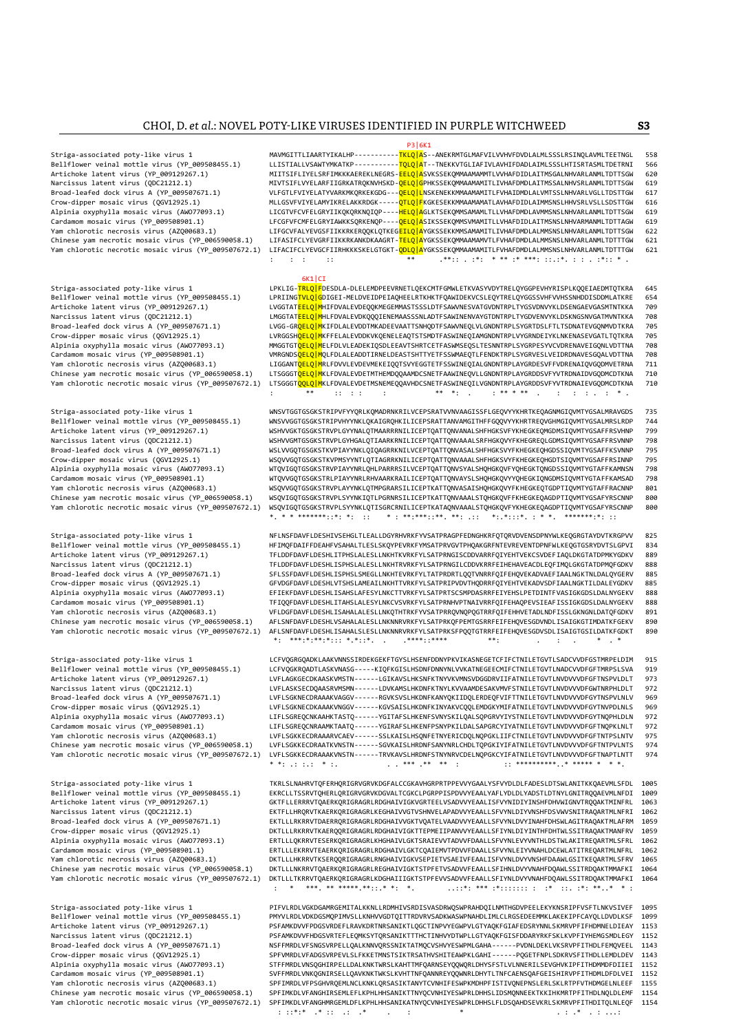```
                                                                                          P3|6K1
Striga-associated poty-like virus 1                    MAVMGITTLIAARTYIKALHP-----------TKLQ|AS--ANEKRMTGLMAFVILVVHVFDVDLALMLSSSLRSINQLAVMLTEETNGL   558
Bellflower veinal mottle virus (YP_009508455.1)        LLISTIALLVSAWTYMKATKP-----------TQLQ|AT--TNEKKVTGLIAFIVLAVHIFDADLAIMLSSSLHTISRTASMLTDETRNI   566
Artichoke latent virus (YP_009129267.1)                MIITSIFLIYELSRFIMKKKAEREKLNEGRS-EELQ|ASVKSSEKQMMAAMAMMTLVVHAFDIDLAITMSSALNHVARLANMLTDTTSGW   620
Narcissus latent virus (QDC21212.1)                    MIVTSIFLVYELARFIIGRKATRQKNVHSKD-QELQ|GPHKSSEKQMMAAMAMITLIVHAFDMDLAITMSSALNHVSRLANMLTDTTSGW   619
Broad-leafed dock virus A (YP_009507671.1)             VLFGTLFVIYELATYVARKMKQRKEKGDG---QELQ|LNSKENEKKMMAAMAMTLFVHAIDMDLALVMTSSLNHVARLVGLLTDGTTGW   617
Crow-dipper mosaic virus (QGV12925.1)                  MLLGSVFVIYELAMYIKRELAKKRDGK-----QTLQ|FKGKESEKKMMAAMAMATLAVHAFDMDLAIMMSNSLHHVSRLVSLLSDSTTGW   616
Alpinia oxyphylla mosaic virus (AWO77093.1)            LICGTVFCVFELGRYIIKQQRKNQIQP----HELQ|AGLKTSEKQMMSAMAMLTLLVHAFDMDLAVMMSNSLNHVARLANMLTDTTSGW   619
Cardamom mosaic virus (YP_009508901.1)                 LFCGFVFCMFELGRYIAWKKSQRKENQP----QELQ|ASIKSSEKQMMSVMAMITLIVHAFDIDLAITMSNSLNHVARANMLTDTTAGW   619
Yam chlorotic necrosis virus (AZQ00683.1)              LIFGCVFALYEVGSFIIKKRKERQQKLQTKEGEILQ|AYGKSSEKKMMSAMAMITLIVHAFDMDLALMMSNSLNHVARLANMLTDTTSGW   622
Chinese yam necrotic mosaic virus (YP_006590058.1)     LIFASIFCLYEVGRFIIKKRKANKDKAAGRT-TELQ|AYGKSSEKQMMAAMAMVTLFVHAFDMDLALMMSNSLNHVARLANMLTDTTTGW   621
Yam chlorotic necrotic mosaic virus (YP_009507672.1)   LIFACIFCLYEVGCFIIRHKKKSKELGTGKT-QDLQ|AYGKSSEKQMMAAMAMITLFVHAFDMDLALMMSNSLNHVARLANMLTDTTTGW   621
                                                       :   :  :     ::                  **    .**:: . :*: * ** :* ***: ::.:*. : : . :*:: * .

                                                       6K1|CI
Striga-associated poty-like virus 1                    LPKLIG-TRLQ|FDESDLA-DLELEMDPEEVRNETLQEKCMTFGMWLETKVASYVDYTRELQYGGPEVHYRISPLKQQEIAEDMTQTKRA   645
Bellflower veinal mottle virus (YP_009508455.1)        LPRIINGTVLQ|GDIGEI-MELDVEIDPEIAQHEELRTKHKTFQAWIDEKVCSLEQYTRELQYGGSSVHFVVHSSNHDDISDDMLATKRE   654
Artichoke latent virus (YP_009129267.1)                LVGGTATEELQ|MHIFDVALEVDEQQKMEGEMMASTSSSLDTFSAWVNESVATGVDNTRPLTYGSVDNVYKLDSENGAEVGASMTNTKKA   709
Narcissus latent virus (QDC21212.1)                    LMGGTATEELQ|MHLFDVALEVDKQQQIENEMAASSSNLADTFSAWINENVAYGTDNTRPLTYGDVENVYKLDSKNGSNVGATMVNTKKA   708
Broad-leafed dock virus A (YP_009507671.1)             LVGG-GRQELQ|MKIFDLALEVDDTMKADEEVAATTSNHQDTFSAWVNEQLVLGNDNTRPLSYGRTDSLFTLTSDNATEVGQNMVDTKRA   705
Crow-dipper mosaic virus (QGV12925.1)                  LVRGGSHQELQ|MKFFELALEVDDKVKQENELEAQTSTSMDTFASWINEQIAMGNDNTRPLVYGRNDEIYKLNKENASEVGATLTQTKRA   705
Alpinia oxyphylla mosaic virus (AWO77093.1)            MMGGTGTQELQ|MELFDLVLEADEKIQSDLEEAVTSHRTCETFASWMSEQSLTESNNTRPLSYGRPESYVCVDRENAVEIGQNLVDTTNA   708
Cardamom mosaic virus (YP_009508901.1)                 VMRGNDSQELQ|MQLFDLALEADDTIRNELDEASTSHTTYETFSSWMAEQTLFENDKTRPLSYGRVESLVEIDRDNAVESGQALVDTTNA   708
Yam chlorotic necrosis virus (AZQ00683.1)              LIGGANTQELQ|MRLFDVVLEVDEVMEKEIQQTSVYEGGTETFSSWINEQIALGNDNTRPLAYGRDESVFFVDRENAIQVGQDMVETRNA   711
Chinese yam necrotic mosaic virus (YP_006590058.1)     LTSGGGTQELQ|MKLFDVALEVDETMTHEMDQQAAMDCSNETFAAWINEQVLLGNDNTRPLAYGRDDSVFYVTRDNAIDVGQDMTDTKNA   710
Yam chlorotic necrotic mosaic virus (YP_009507672.1)   LTSGGGTQQLQ|MKLFDVALEVDETMSNEMEQQAVHDCSNETFASWINEQILVGNDNTRPLAYGRDDSVFYVTRDNAIEVGQDMCDTKNA   710
                                                       :       **      ::  : :       :        **  *:  .     : ** * **    .    :   :  : .  : *  .

Striga-associated poty-like virus 1                    WNSVTGGTGSGKSTRIPVFYYQRLKQMADRNKRILVCEPSRATVVNVAAGISSFLGEQVYYKHRTKEQAGNMGIQVMTYGSALMRAVGDS   735
Bellflower veinal mottle virus (YP_009508455.1)        WNSVVGGTGSGKSTRIPVHYYNKLQKAIGRQHKILICEPSRATTANVAMGITHFFGQQVYYKHRTREQVGHMGIQVMTYGSALMRSLRDP   744
Artichoke latent virus (YP_009129267.1)                WSHVVGKTGSGKSTRVPLGYYNALQTMAARRRNILICEPTQATTQNVANALSHFHGKSVFYKHEGKEQMGDMSIQVMTYGSAFFRSVHNP   799
Narcissus latent virus (QDC21212.1)                    WSHVVGMTGSGKSTRVPLGYHGALQTIAARKRNILICEPTQATTQNVAAALSRFHGKQVYFKHEGREQLGDMSIQVMTYGSAFFRSVNNP   798
Broad-leafed dock virus A (YP_009507671.1)             WSLVVGQTGSGKSTKVPIAYYNKLQIQAGRRKNVLICEPTQATTQNVASALSHFHGKSVYFKHEGKEHGDSSIQVMTYGSAFFKSVNNP   795
Crow-dipper mosaic virus (QGV12925.1)                  WSQVVGQTGSGKSTKVPMSYYNTLQTIAGRRKNILICEPTQATTQNVAAALSHFHGKSVYFKHEGKEQHGDTSIQVMTYGSAFFRSINNP   795
Alpinia oxyphylla mosaic virus (AWO77093.1)            WTQVIGQTGSGKSTRVPIAYYNRLQHLPARRRSILVCEPTQATTQNVSYALSHQHGKQVFYQHEGKTQNGDSSIQVMTYGTAFFKAMNSN   798
Cardamom mosaic virus (YP_009508901.1)                 WTQVVGQTGSGKSTRLPIAYYNRLRHVAARKRAILICEPTQATTQNVAYSLSHQHGKQVYYQHEGKIQNGDMSIQVMTYGTAFFKAMSAD   798
Yam chlorotic necrosis virus (AZQ00683.1)              WSQVVGQTGSGKSTRVPLAYYNKLQTMPGRARSILICEPTKATTQNVASAISHQHGKQVYFKHEGKEQTGDPTIQVMTYGTAFFRACNNP   801
Chinese yam necrotic mosaic virus (YP_006590058.1)     WSQIVGQTGSGKSTRVPLSYYNKIQTLPGRNRSILICEPTKATTQNVAAALSTQHGKQVFFKHEGKEQAGDPTIQVMTYGSAFYRSCNNP   800
Yam chlorotic necrotic mosaic virus (YP_009507672.1)   WSQVIGQTGSGKSTRVPLSYYNKIQTISGRCRNILICEPTKATAQNVAALSTQHGKQVFYKHEGKEQAGDPTIQVMTYGSAFYRSCNNP   800
                                                       *. * * *******::*: *:  ::      * : **:***::**. **: .::    *:.*:::*. : * *.    *******:*: ::

Striga-associated poty-like virus 1                    NFLNSFDAVFLDESHIVSEHGLTLEALLDGYRHVRKFYVSATPRAGPFEDNGHKRFQTQRVDVENSDPNYWLKEQGRGTAYDVTKRGPVV   825
Bellflower veinal mottle virus (YP_009508455.1)        HFIMQFDAIFFDEAHFVSAHALTLESLSKQYPEVRKFYMSATPRVGVTPHQAKGRFNTEVREVENTDPNFWLKEQGTGSRYDVTSLGPVI   834
Artichoke latent virus (YP_009129267.1)                TFLDDFDAVFLDESHLITPHSLALESLLNKHTKVRKFYLSATPRNGISCDDVARRFQIYEHTVEKCSVDEFIAQLDKGTATDPMKYGDKV   889
Narcissus latent virus (QDC21212.1)                    TFLDDFDAVFLDESHLISPHSLALESLLNKHTRVRKFYLSATPRNGILCDDVKRRFEIHEHAVEACDLEQFIMQLGKGTATDPMQFGDKV   888
Broad-leafed dock virus A (YP_009507671.1)             SFLSSFDAVFLDESHLISPHSLSMEGLLNKHTEVRKFYLTATPRDRTLQQTVNRRFQIFEHQVEKADVAEFIAALNGKTNLDALQYGERV   885
Crow-dipper mosaic virus (QGV12925.1)                  GFVDGFDAVFLDESHLVTSHSLAMEAILNKHTTVRKFYLSATPRIPVDVTHQDRRFQIYEHTVEKADVSDFIAALNGKTILDALEYGDKV   885
Alpinia oxyphylla mosaic virus (AWO77093.1)            EFIEKFDAVFLDESHLISAHSLAFESYLNKCTTVRKFYLSATPRTSCSMPDASRRFEIYEHSLPETDINTFVASIGKGDSLDALNYGEKV   888
Cardamom mosaic virus (YP_009508901.1)                 TFIQQFDAVFLDESHLITAHSLALESYLNKCVSVRKFYLSATPRNHVPTNAIVRRFQIFEHAQPEVSIEAFISSIGKGDSLDALNYGEKV   888
Yam chlorotic necrosis virus (AZQ00683.1)              VFLDGFDAVFLDESHLISAHALALESLLNKQTHTRKFYVSATPRRQVNQPQGTRRFQIFEHHVETADLNDFISSLGKNGNLDATQFGDKV   891
Chinese yam necrotic mosaic virus (YP_006590058.1)     AFLSNFDAVFLDESHLVSAHALALESLLNKNNRVRKFYLSATPRKQFPEMTGSRRFEIFEHQVESGDVNDLISAIGKGTIMDATKFGEKV   890
Yam chlorotic necrotic mosaic virus (YP_009507672.1)   AFLSNFDAVFLDESHLISAHALSLESLLNKNNRVRKFYLSATPRKSFPQQTGTRRFEIFEHQVESGDVSDLISAIGTGSIIDATKFGDKT   890
                                                        *:  ***:*:**:*::: *.*::*.  .     .****::****           **:           .     :     :     *  . *

Striga-associated poty-like virus 1                    LCFVQGRGQADKLAAKVNNSSIRDEKGEKFTGYSLHSENFDDNYPKVIKASNEGETCFIFCTNILETGVTLSADCVVDFGSTMRPELDIM   915
Bellflower veinal mottle virus (YP_009508455.1)        LCFVQGKRQADTLASKVNASG-----KIQFKGISLHSDNFDNNYNLVVKATNEGEECMIFCTNILETGVTLNADCVVDFGTMRPSLSVA   919
Artichoke latent virus (YP_009129267.1)                LVFLAGKGECDKAASKVMSTN------LGIKAVSLHKSNFKTNYVKVMNSVDGGDRVIIFATNILETGVTLNVDVVVDFGFTNSPVLDLT   973
Narcissus latent virus (QDC21212.1)                    LVFLASKSECDQAASRVMSMN------LDVKAMSLHKDNFKTNYLKVVAAMDESAKVMVFSTNILETGVTLNVDVVVDFGWTNRPHLDLT   972
Broad-leafed dock virus A (YP_009507671.1)             LVFLSGKNECDRAAAKVAGGV------RGVKSVSLHKDNFKANYQKIIDQLERDEQFVIFTTNILETGVTLNVDVVVDFGYTNSPVLNLV   969
Crow-dipper mosaic virus (QGV12925.1)                  LVFLSGKNECDKAAAKVNGGV------KGVSAISLHKDNFKINYAKVCQQLEMDGKYMIFATNILETGVTLNVDVVVDFGYTNVPDLNLS   969
Alpinia oxyphylla mosaic virus (AWO77093.1)            LIFLSGREQCNKAAHKTASTQ------YGITAFSLHKENFSVNYSKILQALSQPGRVYIYSTNILETGVTLNVDVVVDFGYTNQPHLDLN   972
Cardamom mosaic virus (YP_009508901.1)                 LIFLSGREQCNRAAMKTAATQ------YGIRAFSLHKENFPSNYPKILDALSAPGRCYIYATNILETGVTLNVDVVVDFGFTNQPKLNLT   972
Yam chlorotic necrosis virus (AZQ00683.1)              LVFLSGKKECDRAAARVCAEV------SSLKAISLHSQNFETNYERICDQLNQPGKLIIFCTNILETGVTLNVDVVVDFGFTNTPSLNTS   975
Chinese yam necrotic mosaic virus (YP_006590058.1)     LVFLSGKKECDRAATKVNSTN------SGVKAISLHRDNFSANYNRLCHDLTQPGKIYIFATNILETGVTLNVDVVVDFGFTNTPVLNTS   974
Yam chlorotic necrotic mosaic virus (YP_009507672.1)   LVFLSGKKECDRAAAKVNSTN------TRVKAVSLHRDNFSTNYNRVCDELNQPGKCYIFATNILETGVTLNVDVVVDFGFTNAPTLNTT   974
                                                       * *: .: :.: * :.             . . *** .** **  :           :: **********..* ***** *  * *.

Striga-associated poty-like virus 1                    TKRLSLNAHRVTQFERHQRIGRVGRVKDGFALCCGKAVHGRPRTPPEVVYGAALYSFVYDLDLFADESLDTSWLANITKKQAEVMLSFDL  1005
Bellflower veinal mottle virus (YP_009508455.1)        EKRCLLTSSRVTQHERLQRIGRVGRVKDGVALTCGKCLPGRPPISPDVVYEAALYAFLYDLDLYADSTLDTNYLGNITRQQAEVMLNFDI  1009
Artichoke latent virus (YP_009129267.1)                GKTFLLERRRVTQAERKQRIGRAGRLRDGHAIVIGKVGRTEELVSADVVYEAALLSFIVYNIDIYINSHFDHVWIGNVTRQQAKTMINFRL  1063
Narcissus latent virus (QDC21212.1)                    EKTFLLHRQRVTKAERKQRIGRAGRLKEGHAIVVGTVSHNVELAPADVVYEAALLSFVYNLDIYVNSHFDSVWVSNITRAQARTMLNFRI  1062
Broad-leafed dock virus A (YP_009507671.1)             EKTLLLRKRRVTDAERRQRIGRAGRLRDGHAIVVGKTVQATELVAADVVYEAALLSFVYNLDVYINAHFDHSWLAGITRAQKTMLAFRM  1059
Crow-dipper mosaic virus (QGV12925.1)                  DKTLLLRKRRVTKAERQQRIGRAGRLRDGHAIVIGKTTEPMEIIPANVVYEAALLSFIYNLDIYINTHFDHTWLSSITRAQAKTMANFRV  1059
Alpinia oxyphylla mosaic virus (AWO77093.1)            ERTLLLQKRRVTESERKQRIGRAGRLKHGHAIVLGKTSRAIEVVTADVVFDAALLSFVYNLEVYVNTHLDSTWLAKITREQARTMLSFRL  1062
Cardamom mosaic virus (YP_009508901.1)                 ERTLLLEKRRVTEAERKQRIGRAGRLRDGHAIVLGKTCQAIEMVTPDVVFDAALLSFVYNLEIYVNAHLDCEWLATITREQARTMLNFRL  1062
Yam chlorotic necrosis virus (AZQ00683.1)              DKTLLLHKRRVTKSERQQRIGRAGRLRNGHAIVIGKVSEPIETVSAEIVFEAALLSFVYNLDVYVNSHDAAWLGSITKEQARTMLSFRV  1065
Chinese yam necrotic mosaic virus (YP_006590058.1)     DKTLLLNKRRVTQAERKQRIGRAGRLREGHAIVIGKTSTPFETVSADVVFEAALLSFIHNLDVYVNAHFDQAWLSSITRDQAKTMMAFKI  1064
Yam chlorotic necrotic mosaic virus (YP_009507672.1)   DKTLLLTKRRVTQAERKQRIGRAGRLKDGHAIIIGKTSTPFEVVSADVVFEAALLSFIYNLDVYVNAHFDQAWLSSITRDQAKTMMAFKI  1064
                                                        :  *   ***. ** *****.**::.* *:  *.          ..::*: *** :*:::::::: :  :*  ::. :*: **..*  * :

Striga-associated poty-like virus 1                    PIFVLRDLVGKDGAMRGEMITALKKNLLRDMHIVSRDISVASDRWQSWPRAHDQILNMTHGDVPEELEKYKNSRIPFVSFTLNKVSIVEF  1095
Bellflower veinal mottle virus (YP_009508455.1)        PMYVLRDLVDKDGSMQPIMVSLLKNHVVGDTQITTRDVRVSADKWASWPNAHDLIMLCLRGSEDEEMMKLAKEKIPFCAYQLLDVDLKSF  1099
Artichoke latent virus (YP_009129267.1)                PSFAMKDVVFPDGSVRDEFLRAVKDRTNRSANIKTLQGCTINPVYEGWPVLGTYAQKFGIAFEDSRYNNLSKMRVPFIFHDMNELDIEAY  1153
Narcissus latent virus (QDC21212.1)                    PSFAMKDVVFHDGSVRTEFLEQMKSYTQRSANIKTTTHCTINHVYDTWPLLGTYAQKFGISFDDARYRKFSKLKVPFIYHEMGSMDLEGY  1152
Broad-leafed dock virus A (YP_009507671.1)             NSFFMRDLVFSNGSVRPELLQALKNNVQRSSNIKTATMQCVSHVYESWPMLGAHA------PVDNLDEKLVKSRVPFITHDLFEMQVEEL  1143
Crow-dipper mosaic virus (QGV12925.1)                  SPFVMRDLVFADGSVRPEVLSLFKKETMNSTSIKTRSATHVSHITEAWPKLGAHI------PQGETFNPLSDKRVSFITHDLLEMDLDEV  1143
Alpinia oxyphylla mosaic virus (AWO77093.1)            STFFMRDLVNSQGHIRPELLDALKNKTWRSLKAHTTMFQARNSEYQQWQRLDHYSFSTLVLNNERILSEVGHVKIPFITHDMMDFDIIEI  1152
Cardamom mosaic virus (YP_009508901.1)                 SVFFMRDLVNKQGNIRSELLQAVKNKTWKSLKVHTTNFQANNREYQQWNRLDHYTLTNFCAENSQAFGEISHIRVPFITHDMLDFDLVEI  1152
Yam chlorotic necrosis virus (AZQ00683.1)              SPFIMRDLVFPSGHVRQEMLNCLKNKLQRSASIKTANYTCVNHIFESWPKMDHPFISTIVQNEPNSLEHLSKLRTPFVTHDMGELNLEEF  1155
Chinese yam necrotic mosaic virus (YP_006590058.1)     SPFIMKDLVFANGHIRSEMLEFLKPHLHHSANIKTTNYQCVNHIYESWPRLDHHSLIDSMQNNEEKTKKIHKMRTPFITHDLNQLDLEMF  1154
Yam chlorotic necrotic mosaic virus (YP_009507672.1)   SPFIMKDLVFANGHMRGEMLDFLKPHLHHSANIKTTNYQCVNHIYESWPRLDHHSLLFDSQAHDSEVKRLSKMRVPFITHDITQLNLEQF  1154
                                                        : ::*:* .* :: .: .*       .       :                *                          . : .*  . : ...:
```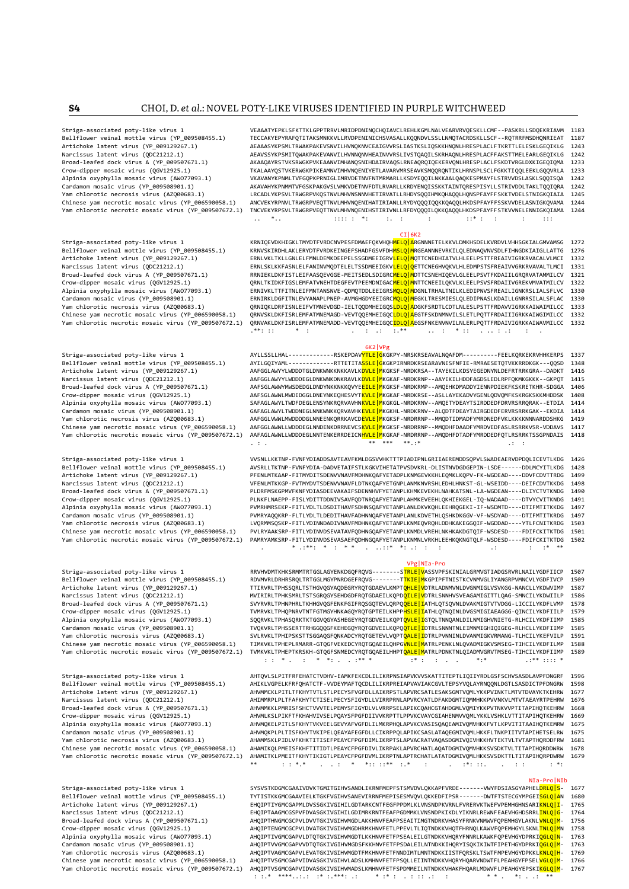```
Striga-associated poty-like virus 1                   VEAAATYEPKLSFKTTKLGPPTRRVLMRIDPDNINQCHQIAVCLREHLKGMLNALVEARVRVQESKLLCMF--PASKRLLSDQEKRIAVM  1183
Bellflower veinal mottle virus (YP_009508455.1)       TECCAKYEPYRAFQTITAKSMNKKVLLRVDPENINICHSVASALLKQQNDVLSSLLNMQTACRDSKLLSCF--RQTRRFMSDHQNRIEAT  1187
Artichoke latent virus (YP_009129267.1)               AEAAASYKPSMLTRWAKPAKEVSNVILHVNQKNVCEAIGVVRSLIASTKSLIQSKKHNQNLHRESPLACLFTKRTTLELESKLGEQIKLG  1243
Narcissus latent virus (QDC21212.1)                   AEAVSSYKPSMITQWAKPAKEVANVILHVNNQNVHEAINVVRSLIVSTQAQILSKRHAQNLHRESPLACFFAKSTTMELEARLGEQIKLG  1242
Broad-leafed dock virus A (YP_009507671.1)            AKAAQAYRSTVKSRWGKPVKEAANVIMHANQSNIHDAIRVAQSLRNEAQRQIQEKERVQNLHRESPLACLFSKDTVRGLDXKIGEQIQMA  1233
Crow-dipper mosaic virus (QGV12925.1)                 TKALAAYQSTVKERWGKPIKEAMNVIMHVNQENIYETLAVARVMRSEAVKSMQQRQNTIKLHRNSPLSCLFGKKTIQQLEEKLGQQVRLA  1233
Alpinia oxyphylla mosaic virus (AWO77093.1)           VKAVANYKPNMLTVFGQPKPRNIGLIMRVDETNVFNTMRMARLLKSDYEQQILNKKAALQAQKESPMAYFLSTRVVDSLASKLSQQISQA  1242
Cardamom mosaic virus (YP_009508901.1)                AKAVAHYKPNMMTVFGSKPAKGVSLVMKVDETNVFDTLRVARLLKRDYENQISSKKTAINTQRESPISYLLSTRIVDDLTAKLTQQIQRA  1242
Yam chlorotic necrosis virus (AZQ00683.1)             LRCADLYKPSVLTRWGRPVKQSTNVLMHVNSNNVHETIRVATLLRHDYSQQIHMKQHAQQLHQNSPFAYFFSKKTVDELSTNIGKQIAIA  1245
Chinese yam necrotic mosaic virus (YP_006590058.1)    ANCVEKYRPNVLTRWGRPVEQTTNVLMHVNQENIHATIRIANLLRYDYQQQIQQKKQAQQLHKDSPFAYFFSSKVVDELASNIGKQVAMA  1244
Yam chlorotic necrotic mosaic virus (YP_009507672.1)  TNCVEKYRPSVLTRWGRPVEQTTNVLMHVNQENIHSTIRIVNLLRFDYQQQILQKKQAQQLHKDSPFAYFFSTKVVNELENNIGKQIAMA  1244
                                                       ..  *..               ::::  :  *:      :.  :          :             ::*  :    :         :      :::

                                                                                         CI|6K2
Striga-associated poty-like virus 1                   KRNIQEVDKHIGKLTMYDTFVRDCNVPESFDMAEFQKVHQHMELQ|ARGNNNETELKKVLDMKHSDELKVRDVLVHHSGKIALGMVAMSG  1272
Bellflower veinal mottle virus (YP_009508455.1)       KRNVSKIRDHLAKLERYDTFVRDKEINGEFSHADFGSVFDHMSLQ|MRGEANNNEVRKILQLEDNAQVNVSDLFIHNGDKIAIGLLATTG  1276
Artichoke latent virus (YP_009129267.1)               ERNLVKLTKLLGNLELFMNLDEMKDEEPELSSGDMEEIGRVELQ|MQTTCNEDHIATVLHLEELPSTTFREAIVGRKRVACALVLMCI  1332
Narcissus latent virus (QDC21212.1)                   ERNLSKLKKFASNLELFANINVMQDTELELTSSDMEEIGKVELQ|QETTCNEGHVQKVLHLEDMPSTSFREAIVGRKRVAVALTLMCI  1331
Broad-leafed dock virus A (YP_009507671.1)            RRNIEKLDKFISTLEIFAASQEVGGE-MEITSEDLSDIGRCMELQ|MDTTCSNEHIQEVLGLEELPSVTFKDAIIGRQRVATAMMILCV  1321
Crow-dipper mosaic virus (QGV12925.1)                 QRNLTKIDKFIGSLEMFATVNEHTDEGFEVTPEEMDNIGACMELQ|MNTTCNEEILQKVLKLEELPSVSFRDAIVGREKVMVATMILCV  1322
Alpinia oxyphylla mosaic virus (AWO77093.1)           ERNIVKLTTFITNLEIFMNTANSNVE-QDMQTDDLEEIGRSMQLQ|MDGNLTRHALTNILKLEDIPNVSFREAILIGNKRSLIALSFLVC  1330
Cardamom mosaic virus (YP_009508901.1)                ERNIRKLDGFITNLEVYANAPLPNEP-AVMGHGDYEEIGRCMQLQ|MEGKLTRESMIESLQLEDIPNASLKDAILLGNRRSILALSFLAC  1330
Yam chlorotic necrosis virus (AZQ00683.1)             QRNIQKLDRFISNLEIFVTMNEVDGD-IELTQQDMHEIGQSLDLQ|ADGKFSRDTLCDTLNLESLPSTTFRDAVVIGRKKAIWAIMILCC  1333
Chinese yam necrotic mosaic virus (YP_006590058.1)    QRNVSKLDKFISRLEMFATMNEMAGD-VEVTQQEMHEIGQCLDLQ|AEGTFSKDNMNVILSLETLPQTTFRDAIIIGRKKAIWGIMILCC  1332
Yam chlorotic necrotic mosaic virus (YP_009507672.1)  QRNVAKLDKFISRLEMFATMNEMADD-VEVTQQEMHEIGQCIDLQ|AEGSFNKENVNVILNLERLPQTTFRDAIVIGRKKAIWAVMILCC  1332
                                                       .**:  ::        *   :                 .    :    .:   :.**          ..   :      *  ::     .  .. :  .:      :     .

                                                                          6K2|VPg
Striga-associated poty-like virus 1                   AYLLSSLLHAL-------------RSKEPDAVYTLE|GKGKPY-NRSKRSEAVALNQAFDM----------FEELKQRKEKRVHHKERPS  1337
Bellflower veinal mottle virus (YP_009508455.1)       AYILGQIYAML-------------RTTETITASSLE|GKGKPIRNRDKRSEARAVNESFNFIE-RMRAESETQTVKKRRDKGK---QQSD  1348
Artichoke latent virus (YP_009129267.1)               AAFGGLAWYYLWDDDTGLDNKWNKKNKKAVKLDVLE|MKGKSF-NRDKRSA--TAYEKILKDSYEGEDNVNLDEFTTRRKGRA--DADKT  1416
Narcissus latent virus (QDC21212.1)                   AAFGGLAWYYLWDDDEGLDNKWNKDNKRAVKLDVLE|MKGKAF-NRDKRNP--AAYEKILHDDFAGDSLEDLRPFQKMKGKKK--GKPQT  1415
Broad-leafed dock virus A (YP_009507671.1)            AAFSGLAWWYMWSDEDGLDNDYNKKNKQVYEEILE|MKGKSF-NRDKRMP--AMQEHKDMADDYIENNPDIEKFKSKRETKHR-SDGGA  1406
Crow-dipper mosaic virus (QGV12925.1)                 AAFSGLAWWLMWDEDGGLDNEYNKEQHESVYTKVLE|MKGKAF-NRDKRSE--ASLLAYEKADVYGENLQDVQMFKSKRGKSKKMHDDSK  1408
Alpinia oxyphylla mosaic virus (AWO77093.1)           SAFAGLAWYLTWDFDEGLENSYNKRQRVAVHNKVLE|MKGKGL-NRDKRNV--AMQETYDEAYTSIRDDEDFDRVRSRRQRAK--ETDIA  1414
Cardamom mosaic virus (YP_009508901.1)                GAFAGLAWYLTWDDNEGLNNKWNKKQRVAVHKEVLE|MKGKHL-NRDKRNV--ALQDTFDEAYTAIRGDEDFERVRSRRKGAK--EKDIA  1414
Yam chlorotic necrosis virus (AZQ00683.1)             AAFGGLVWWLMWDDDDGLNNEENKQRRKAVCDEVLE|MKGKSF-NRDRRNP--MMQDTIDMADFYMRDNEDFVKLKKKKNNNARDDSHKG  1419
Chinese yam necrotic mosaic virus (YP_006590058.1)    AAFGGLAWLLWDDDEGLNNDENKDRRNEVCSKVLE|MKGKSF-NRDRRNP--MMQDHFDAADFYMRDVEDFASLRSRRKVSR-VDDAVS  1417
Yam chlorotic necrotic mosaic virus (YP_009507672.1)  AAFAGLAWWLLWDDDEGLNNTENKERRDEICNHVLE|MKGKAF-NRDRRNP--AMQDHFDTADFYMRDEDFQTLRSRRKTSSGPNDAIS  1418
                                                       . : .                                  **  ***   **.:*                              .:   :

Striga-associated poty-like virus 1                   VVSNLLKKTNP-FVNFYDIADDSAVTEAVFKMLDGSVVHKTTTPIADIPNLGRIIAEREMDDSQPVLSWADEAERVDPDQLICEVTLKDG  1426
Bellflower veinal mottle virus (YP_009508455.1)       AVSRLLTKTNP-FVNFYDIA-DADVETAIFSTLKGKVIHETATPVSDVKRL-DLISTNVDGDGEPIN-LSDE------DDLMCYITLKDG  1428
Artichoke latent virus (YP_009129267.1)               PFENLMTKAAP-FITMYDITSDENVVNAVFMDHNKQAFYETADPLKNMGEVKKHLEQMKLKQPV-FK-WGDEAD----DDVFCDVTTRDG  1499
Narcissus latent virus (QDC21212.1)                   VFENLMTKKGP-FVTMYDVTSDENVVNAVFLDTNKQAFYETGNPLANMKNVRSHLEDHLHNKST-GL-WSEIDD----DEIFCDVTKKDG  1498
Broad-leafed dock virus A (YP_009507671.1)            PLDRFMSKGPMVFKNFYDIASDEEVAKAIFSDENNHVFYETANPLKHMKEVEKHLNAHKATSNL-LA-WGDEAN----DLIYCTVTKNDG  1490
Crow-dipper mosaic virus (QGV12925.1)                 PLNKFLNAEPP-FISLYDITTDDNIVSAVFQDTNRQAFYETANPLAHMKEVEEHLQKHIEKGEL-IQ-WADAAD----DTVYCVITKNDG  1491
Alpinia oxyphylla mosaic virus (AWO77093.1)           PVMRHMRSEKP-FITLYDLTLDSDITHAVFSDHNSQAFYETANPLANLDKVKQHLEEHRQGEKI-IF-WSDMTD----DTIFMTITKKDG  1497
Cardamom mosaic virus (YP_009508901.1)                PVMRYAQQKRP-FLTLYDLTLDEDITHAVFADHNNQAFYETANPLANLKDVETHLQSHKDKGGV-VF-WSDYAD----DTIFMTITRRDG  1497
Yam chlorotic necrosis virus (AZQ00683.1)             LVQRMMSQSKP-FITLYDINNDADIVNAVFMDHNKQAFYETANPLKNMEQVRQHLDDHKAKEGGQIF-WGDDAD----YTLFCNITKRDG  1503
Chinese yam necrotic mosaic virus (YP_006590058.1)    PVLRYAAKSRP-FITLYDINVDSEVATAVFQDHNGQAFYETANPLKNMDLVREHLNKHAKKDGTQIF-WSDESD----FDIFCKITKTDG  1501
Yam chlorotic necrotic mosaic virus (YP_009507672.1)  PAMRYAMKSRP-FITLYDINVDSEVASAEFQDHNGQAFYETANPLKNMNLVRKHLEEHKQKNGTQLF-WSDESD----FDIFCKITKTDG  1502
                                                         .       * .:**:  *  :  *  *     .  ..::*  *:  .:   :  :                    .:        :  :*  **

                                                                                                   VPg|NIa-Pro
Striga-associated poty-like virus 1                   RRVHVDMTKHKSRMMTRTGGLAGYENKDGQFRQVG---------STRLE|VASSVPFSKINIALGRMVGTIADGSRVRLNAILYGDFIICP  1507
Bellflower veinal mottle virus (YP_009508455.1)       RDVMVRLDRHRSRQLTRTGGLMGYPNRDGEFRQVG---------TTKIE|MKGPIPFTNISTKCVNMVGLIYANGRPVMNCVLYGDFIVCP  1509
Artichoke latent virus (YP_009129267.1)               TTIRVRLTPHSSQRLTSTHGVQGYAQDEGRYRQTGDAEVLKMPTQHLE|VDTRLADNMVNLDVGNMIGLVSVKGG-NANCLLYKDWVIMP  1587
Narcissus latent virus (QDC21212.1)                   MVIRIRLTPHKSMRLTSTSGRQGYSEHDGDFRQTGDAEILKQPDQDLE|VDTRLSNNHVSVEAGAMIGITTLQAG-SMNCILYKDWIILP  1586
Broad-leafed dock virus A (YP_009507671.1)            SVYRVRLTPHNPHRLTKHHGVQGFENKFGIFRQSGQTEVLQRPQQELE|IATHLQTSQVNLDVAKMIGTVTVDGG-LICCILYKDFLVMP  1578
Crow-dipper mosaic virus (QGV12925.1)                 TVMRVKLTPHQPNRVTNTFGTMGYHNKAGQYRQTGPTEILKHPPHSLE|IATHLQTNQINLDVGSMIGIAEAGGG-QINCILYKDFIILP  1579
Alpinia oxyphylla mosaic virus (AWO77093.1)           SQQRVKLTPHASQRKTKTGGVQGYASHEGEYRQTGDVEILKQPTQALE|IGTQLTNNQANLDILNMIGHVNIETG-RLHCILYKDFIIMP  1585
Cardamom mosaic virus (YP_009508901.1)                TVQKVRLTPHSSERTTRHGGQQGFKEHEGQYRQTGDVEILKQPQQTLE|IDTRLSNNNTNLEIMNMIGHIQIGEG-RLHCLLYKDFIIMP  1585
Yam chlorotic necrosis virus (AZQ00683.1)             SVLRVKLTPHIPSKSTTSGGAQGFQNKADCYRQTGETEVLVQPTQALE|IDTRLPVNNINLDVANMIGKVRMANG-TLHCILYKEFVILP  1591
Chinese yam necrotic mosaic virus (YP_006590058.1)    TIMKVKLTPHEPLRMARR-GTQGFVEKEDCYRQTGQAEILQHPGVNLE|MATRLPENKLNLQVADMIGKVSMSEG-TIHCILYKDFILMP  1588
Yam chlorotic necrotic mosaic virus (YP_009507672.1)  TVMKVKLTPHEPTKRSKH-GTQGFSNMEDCYRQTGQAEILHHPTQALE|MATRLPDNKTNLQIADMVGRVTMSEG-TIHCILYKDFIIMP  1589
                                                       :  :   *  .    :     *   *:  .   .   .:** *          :*  :     :   .   .        *:*                .:**  :::: *

Striga-associated poty-like virus 1                   AHTQVLSLPITFRFEHATCTVDHV-EAMKFEKCDLILIKRPNSIAPVKVVSKATTITEPTLIQIIYRDLGSFSCHVSASDLAVPFDNGRF  1596
Bellflower veinal mottle virus (YP_009508455.1)       AHIKLVGPELKFRFQHATCTF-VVDEYMAFTQCDLILIKRPREIAPVAVIAKCGVLTEPSVVQLAYRNQQNLDGTLSASDICTPFDNGRW  1598
Artichoke latent virus (YP_009129267.1)               AHVMMCKLPITLTFKHYTVTLSTLPECYSFVGFDLLAIKRPSTLAPVRCSATLESAKSGMTVQMLYKKPVINKTLMTVTDVAYKTKEHRW  1677
Narcissus latent virus (QDC21212.1)                   AHIMMRPLPLTFAFKHYTCTISELPECYSFIGYDLLVIERRPRNLAPVRCYATLDFAKDGMTIQMMHKKPVVNKVLMTVTAEAYRTPEHRW  1676
Broad-leafed dock virus A (YP_009507671.1)            AHVMMKKLPMRISFSHCTVVVTELPEMYSFIGYDLVLVRRPSELAPIKCQAHCGTAHDGMLVQMIYKKPVTNKVVPTITAPIHQTKEHRW  1668
Crow-dipper mosaic virus (QGV12925.1)                 AHVMLKSLPIKFTFKHAHIVSELPQAYSFPGFDIIVVKRPTTLPPVKCVAYCGIAHENMVVQMLYKKLVSHKLVTTITAPIHQTKEHRW  1669
Alpinia oxyphylla mosaic virus (AWO77093.1)           AHVMQKELPITLSFKHYTVKVEELGEVYAFVGFDLILMKRPHQLAPVKCVASISQAQEAMIVQMVHKKFVTLKPVITITAAIHQTKEMRW  1675
Cardamom mosaic virus (YP_009508901.1)                AHVMQKPLPLTISFKHYTVKIPELQEAYAFEGFDLLCIKRPPQLAPIKCSASLATAQEGMIVQMLHKKFLTNKPIITVTAPIHETKEHRW  1675
Yam chlorotic necrosis virus (AZQ00683.1)             AHAMMSKLPIDLVFKHKTITISEFPEAYCFPGFDIMLIKRPTSLAPVACRATVAQASDGMIVQIVHKKHVTEKTVLTVTAPTHQRDDFRW  1681
Chinese yam necrotic mosaic virus (YP_006590058.1)    AHAMIKQLPMEISFKHFTITIDTLPEAYCFPGFDIVLIKRPAKLAPVRCHATLAQATDGMIVQMVHKKSVSDKTVLTITAPIHQRDDWRW  1678
Yam chlorotic necrotic mosaic virus (YP_009507672.1)  AHAMITKLPMEITFKHYTIKIGTLPEAYCFPGFDVMLIKRPTNLAPTRCHATLATATDGMIVQMLHKKSVSDKTTLTITAPIHQRPDWRW  1679
                                                       **     :  :  *.*      .  .  :    *    *::  ::**  :.*          :       .   :*:  ::.      .   :  :        :  *

                                                                                                          NIa-Pro|NIb
Striga-associated poty-like virus 1                   SYSVSTKDGMCGAAIVDVKTGMITGIHVSANDLIKRNFMEPFSTSMVDVLQKKAPFVRDE-------VWYFDSIASGYAPHELDRLQ|S-  1677
Bellflower veinal mottle virus (YP_009508455.1)       TYTISTKKGMCGAAVIELKTGKFVGIHVSANEVIRRNFMEPISESMVQVLQKKEDFIPSR-------DWTFTSTECGYMPGEISGLQ|AN  1680
Artichoke latent virus (YP_009129267.1)               EHQIPTIYGMCGAPMLDVSSGKIVGIHILGDTARKCNTFEGFPPDMLKLVNSNDPKVRNLFVRERVTKWTFVPEMHGHNSARIKNLQ|G-  1765
Narcissus latent virus (QDC21212.1)                   EHQIPTAAGMCGSPVFDVASGKIVGIHILGDIMRKRNTFEAFPGDMMKLVNSNDPKIKDLYIKNRLREWNFEAEVHGHDSRRLINLQ|G-  1764
Broad-leafed dock virus A (YP_009507671.1)            AHQIPTHNGMCGCPVLDVVTGKIVGIHVMGDLAKKHNVFEAFPSEAITIMGTNDRKVHASYFRNKVNMWVFQPEMHGYLAKNLVNLQ|M-  1756
Crow-dipper mosaic virus (QGV12925.1)                 AHQIPTENGMCGCPVLDVATGKIVGIHVMGDHRMKHNVFETLPPEVLTLIQTNDKKVHQTFHRNQLKAWVFQPEMHGYLSKNLTNLQ|MN  1758
Alpinia oxyphylla mosaic virus (AWO77093.1)           AHQIPTIVGMCGAPVLDTQTGKIVGIHVMGDTLKKHNVFETFPSEALEILGTNDKKVHQRYFNNRLKAWKFQPEVHGYDPRKIQGLQ|N-  1763
Cardamom mosaic virus (YP_009508901.1)                AHQIPTVVGMCGAPVVDTQTGKIVGIHVMGDSFKKHNVFETFPSDALEILNTNDKKIHQRYISQKIKIWTFIPETHGYDPRKIQGLQ|N-  1763
Yam chlorotic necrosis virus (AZQ00683.1)             AHQIPTVAGMCGAPVLEVATGKIVGIHVMGDTFMKHNVFETFNNDIMTLMNTNDKKIISTFQRSKLTSWTFMPEVHGYDPKKLKNLQ|H-  1769
Chinese yam necrotic mosaic virus (YP_006590058.1)    AHQIPTVSGMCGAPVIDVASGKIVGIHVLADSLKMHNVFETFPSDLLEIINTNDKKVHQRYHQARVNDWTFLPEAHGYFPSELVGLQ|M-  1766
Yam chlorotic necrotic mosaic virus (YP_009507672.1)  AHQIPTVSGMCGAPVIDVASGKIVGIHVMADSLKMHNVFETFPSPDMMEILNTNDKKVHAKFHQARLMDWVFLPEAHGYEPSKIKGLQ|M-  1767
                                                       : :.*  ****..:.:  :* :.***: .:      * :* :  . : :: .:    :             * * .    *: . .:  **
```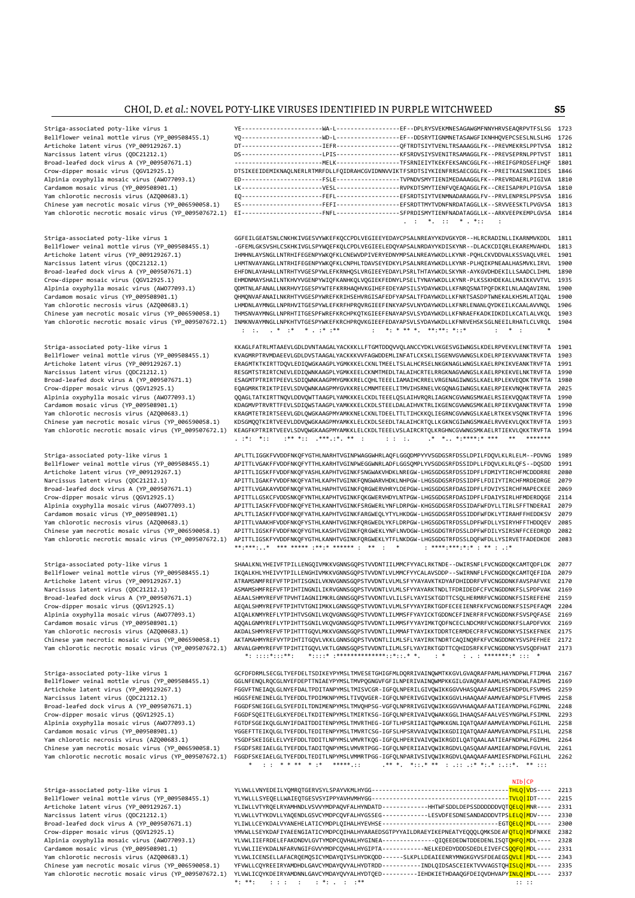```
Striga-associated poty-like virus 1                       YE-----------------------WA-L------------------EF--DPLRYSVEKMNESAGAWGMFNNYHRVSEAQRPVTFSLSG  1723
Bellflower veinal mottle virus (YP_009508455.1)           YQ-----------------------WD-L------------------EF--DDSRYTIGNMNETASAWGFIKNHHQVEPCSESLNLSLHG  1726
Artichoke latent virus (YP_009129267.1)                   DT-----------------------IEFR------------------QFTRDTSIYTVENLTRSAAAGGLFK--PREVMEKRSLPPTVSA  1812
Narcissus latent virus (QDC21212.1)                       DS-----------------------LPIS------------------KFSRDVSIYSVENITRSAMAGGLFK--PREVSEPRNLPPTVST  1811
Broad-leafed dock virus A (YP_009507671.1)                -------------------------MELK------------------TFSRNIEIYTKEKFEKSANCGGLFK--HREIFGPRDSEFLHQF  1801
Crow-dipper mosaic virus (QGV12925.1)                     DTSIKEEIDEMIKNAQLNERLRTMRFDLLFQIDRAHCGVIDNNVVIKTFSRDTSIYKIENFRRSAECGGLFK--PREITKAISNKIIDES  1846
Alpinia oxyphylla mosaic virus (AWO77093.1)               ED-----------------------FSLE------------------TVPNDVSMYTIENIMEDAAAGGLFK--PREVRDAERLPIGIVA  1810
Cardamom mosaic virus (YP_009508901.1)                    LK-----------------------VESL------------------RVPKDTSMYTIENFVQEAQAGGLFK--CREISAPRPLPIGVSA  1810
Yam chlorotic necrosis virus (AZQ00683.1)                 EQ-----------------------FEFL------------------EFSRDTSIYTVENMNADARAGGLFV--PRVLENPRSLPPSVSA  1816
Chinese yam necrotic mosaic virus (YP_006590058.1)        ES-----------------------FEFI------------------EFSRDTTMYTVDNFNRDATAGGLLK--SRVVEESKTLPVGVSA  1813
Yam chlorotic necrotic mosaic virus (YP_009507672.1)      EI-----------------------FNFL------------------SFPRDISMYTIENFNADATAGGLLK--ARKVEEPKEMPLGVSA  1814
                                                                                                            .  :    *.  ::    * . *::     :

Striga-associated poty-like virus 1                       GGFEILGEATSNLCNKHKIVGESVYWKEFKQCCPDLVEGIEEYEDAYCPSALNREAYYKDVGKYDR--HLRCRADINLLIKARNMVKDDL  1811
Bellflower veinal mottle virus (YP_009508455.1)           -GFEMLGKSVSHLCSKHKIVGLSPYWQEFKQLCPDLVEGIEELEDQYAPSALNRDAYYKDISKYNR--DLACKCDIQRLEKAREMVAHDL  1813
Artichoke latent virus (YP_009129267.1)                   IHMHNLAYSNGLLNTRHIFEGENPYWKQFKLCNEWVDPIVERYEDNYMPSALNREAYWKDLLKYNR-PQHLCKVDDVALKSSVAQLVREL  1901
Narcissus latent virus (QDC21212.1)                       LHMTNVAYANGLLNTRHIFEGENPYWKQFKLCNPHLTDAVSEYEDKYLPSALNREAYWKDLLKYNR-PLHQIKPNEAALHASMVKLIRVL  1900
Broad-leafed dock virus A (YP_009507671.1)                EHFDNLAYAHALLNTRHTYVGESPYWLEFKRNHQSLVRGIEEYEDAYLPSRLTHTAYWKDLSKYNR-AYKGVDHDEKILLSAADCLIHML  1890
Crow-dipper mosaic virus (QGV12925.1)                     EHMDNMAYSHAILNTKHVYVGENPYWIQFKANHKQLVQGIEKFEDNYLPSELTYNAYWKDLLKYNR-PLKSSKHDEKALLMAIKKVVTVL  1935
Alpinia oxyphylla mosaic virus (AWO77093.1)               QDMTNLAFANALLNKRHVYIGESPYWTEFKRRHAQHVKGIHEFEDEYAPSILSYDAYWKDLLKFNRQSNATPQFDKRILNLAAQAVIRNL  1900
Cardamom mosaic virus (YP_009508901.1)                    QHMQNVAFANAILNKRHTYVGESPYWREFKRIHSEHVRGISAFEDFYAPSALTFDAYWKDLLKFNRTSASDPTWNEKALKHSMLATIQAL  1900
Yam chlorotic necrosis virus (AZQ00683.1)                 LHMDNLAYMNGLLNPRHVITGESPYWLEFKRFHPRQVRGIEEFENKYAPSVLNYDAYWKDLLKFNRLENANLQYDKEILKCAALAVVNQL  1906
Chinese yam necrotic mosaic virus (YP_006590058.1)        THMSNVAYMNGLLNPRHTITGESPFWREFKRCHPKQTKGIEEFENAYAPSVLSYDAYWKDLLKFNRAEFKADKIDKDILKCATLALVKQL  1903
Yam chlorotic necrotic mosaic virus (YP_009507672.1)      INMKNVAYMNGLLNPKHTVTGESPYWKEFKRCHPRQVKGIEEFEDAYAPSVLSYDAYWKDLLKFNRVEHSKSGLNEEILRHATLCLVRQL  1904
                                                            :  :.   . *  :*   * . :* :**         :    *: * ** *.  **:**: *::*          :    *  :          *

Striga-associated poty-like virus 1                       KKAGLFATRLMTAAEVLGDLDVTAAGALYACKKKLLFTGMTDDQVVQLANCCYDKLVKGESVGIWNGSLKDELRPVEKVLENKTRVFTA  1901
Bellflower veinal mottle virus (YP_009508455.1)           KVAGMRPTRVMDAEEVLGDLDVSTAAGALYACKKKVVFAGWDDEMLINFATLCKSKLISGENVGVWNGSLKDELRPIEKVVANKTRVFTA  1903
Artichoke latent virus (YP_009129267.1)                   ERAGMTKTKIRTTDQVLEDIQWGKAAGPLYGMKKKELCKNLTMEELTSLALHCRSELNKGKNAGLWNGSLKAELRPIKKIVEANKTRVFTA  1991
Narcissus latent virus (QDC21212.1)                       RESGMTSTRIRTCNEVLEDIQWNKAAGPLYGMKKEELCKNMTMEDLTALAIHCRTELRRGKNAGVWNGSLKAELRPKEKVELNKTRVFTA  1990
Broad-leafed dock virus A (YP_009507671.1)                ESAGMTPTRIRTPEEVLSDIQWNKAAGPMYGMKKRELCQHLTEEELIAMAIHCRRELVRGENAGIWNGSLKAELRPLEKVEQDKTRVFTA  1980
Crow-dipper mosaic virus (QGV12925.1)                     EQAGMRKTRIKTPIEVLSDVQWNKAAGPMYGVKKRELCNMTEEELITMVIHSRNELVKGQNAGIWNGSLKAELRPIEKVNQHKTRVFTA  2025
Alpinia oxyphylla mosaic virus (AWO77093.1)               QQAGLTATKIRTTNQVLDDVQWTTAAGPLYAMKKKELCKDLTEEELQSLAIHVRQRLIAGKNCGVWNGSMKAELRSIEKVQQAKTRVFTA  1990
Cardamom mosaic virus (YP_009508901.1)                    KDAGMVPTRVRTTFEVLSDIQWSTAAGPLYAMKKKELCKDLSTEELDALAIHVKTRLIKGENCGVWNGSMKAELRPIEKVQANKTRVFTA  1990
Yam chlorotic necrosis virus (AZQ00683.1)                 KRAGMTETRIRTSEEVLGDLQWGKAAGPMYAMKKNELCKNLTDEELTTLTIHCKKQLIEGRNCGVWNGSLKAELRTKEKVSQNKTRVFTA  1996
Chinese yam necrotic mosaic virus (YP_006590058.1)        KDSGMQQTKIRTVEEVLDDVQWGKAAGPMYAMKKELCKDLSEEDLTALAIHCRTQLLKGKNCGIWNGSMKAELRVVEKVLQKKTRVFTA  1993
Yam chlorotic necrotic mosaic virus (YP_009507672.1)      KEAGFKPTRIRTVEEVLSDVQWGKAAGPMYAMKKELCKDLTEEELVSLAIRCRTQLKRGHNCGVWNGSMKAELRTIEKVLQKKTRVFTA  1994
                                                           . :*:  *::      :** *::  .***.:*. ** :       : :  :.       .*  *.. *:****:* ***     **   *******

Striga-associated poty-like virus 1                       APLTTLIGGKFVVDDFNKQFYGTHLNARHTVGINPWAGGWHRLAQFLGGQDMPYYVSGDGSRFDSSLDPILFDQVLKLRLELM--PDVNG  1989
Bellflower veinal mottle virus (YP_009508455.1)           APITTLVGAKFFVDDFNKQFYTTHLKARHTVGINPWEGGWNRLADFLGGSQMPLYVSGDSRFDSSIDPLLFDQVLKLRLQFS--DQSDD  1991
Artichoke latent virus (YP_009129267.1)                   APITTLIGSKFFVDDFNKQFYASHLKAPHTVGINKFSNGWAKVHDKLNREGW-LHGSGDSRFDSSIDPFLFDMIYTIRCHFMCDDDRRE  2080
Narcissus latent virus (QDC21212.1)                       APITTLIGAKFYVDDFNKQFYATHLKAPHTVGINKFQNGWARVHDKLNHPGW-LHGSGDSRFDSSIDPFLFDIIYTIRCHFMRDEDRGE  2079
Broad-leafed dock virus A (YP_009507671.1)                APITTLVGAKAYVDDFNKQFYATHLHAPHTVGINKFQRGWERVHRYLDEPGW-LHGSGDSRFDSSIDPFLFDVIYSIRCHFMAPECKEE  2069
Crow-dipper mosaic virus (QGV12925.1)                     APITTLLGSKCFVDDSNKQFYNTHLKAPHTVGINKFQKGWERVHDYLNTPGW-LHGSGDSRFDASIDPFLFDAIYSIRLHFMDERDQGE  2114
Alpinia oxyphylla mosaic virus (AWO77093.1)               APITTLIASKFFVDDFNKQFYETHLKANHTVGINKFSRGWERLYNFLDRPGW-KHGSGDSRFDSSIDAFWFDYLLTIRLSFFTNDERAI  2079
Cardamom mosaic virus (YP_009508901.1)                    APLTTLIASKFFVDDFNKQFYATHLKAPHTVGINKFARGWEQLYTYLHKDGW-LHGSGDSRFDSSIDDFWFDKLYTIRAHFFHEDDKSV  2079
Yam chlorotic necrosis virus (AZQ00683.1)                 APITTLVAAKHFVDDFNKQFYSTHLKANHTVGINKFQRGWEDLYKFLDRPGW-LHGSGDTRFDSSLDPFWFDLLYSIRYHFFTHDDQEV  2085
Chinese yam necrotic mosaic virus (YP_006590058.1)        APITTLIGSKFFVDDFNKQFYGTHLKASHTVGINKFQRGWEKLYNFLNVDGW-LHGSGDTRFDSSLDPFWFDILYSIRSNFFCEEDRQD  2082
Yam chlorotic necrotic mosaic virus (YP_009507672.1)      APITTLIGSKFFVDDFNKQFYGTHLKAPHTVGINKFQRGWEKLYTFLNKDGW-LHGSGDTRFDSSLDQFWFDLLYSIRVETFADEDKDE  2083
                                                           **:***:..*  *** ***** :**:* ****** :  ** :    *      : ****:***:*:* : ** : .:*

Striga-associated poty-like virus 1                       SHAALKNLYHEIVFTPILLENGQIVMKKVGNNSGQPSTVVDNTIILMMCFYYACLRKTNDE--DWIRSNFLFVCNGDDQKCAMTQDFLDK  2077
Bellflower veinal mottle virus (YP_009508455.1)           IKQALKHLYHEIVYTPILLENGHIVMKKVGNNSGQPSTVVDNTLVLMMCFYYCALAVSDDP--SWIRNNFLFVCNGDDQKCAMTQEFIDA  2079
Artichoke latent virus (YP_009129267.1)                   ATRAMSNMFREFVFTPIHTISGNILVKNVGNNSGQPSTVVDNTLVLMLSFYYAYAVKTKDYAFDHIDDRFVFVCNGDDNKFAVSPAFVKE  2170
Narcissus latent virus (QDC21212.1)                       ASMAMSHMFREFVFTPIHTINGNILKRVGNNSGQPSTVVDNTLVLMLSFYYAYARKTNDLTFDRIDEDFCFVCNGDDNKFSLSPDFVAK  2169
Broad-leafed dock virus A (YP_009507671.1)                AEAALSHMYREFVFTPVHTIAGNIIMKRLGNNSGQPSTVVDNTLVILSLFYAYISKTGDTTCSQLHERMRFVCNGDDNKFSISREFEHE  2159
Crow-dipper mosaic virus (QGV12925.1)                     AEQALSHMYREFVFTPIHTVTGNIIMKKLGNNSGQPSTVVDNTLVLMLSFYYAYIRKTGDFECEEIENRFKFVCNGDDNKFSISPEFAQM  2204
Alpinia oxyphylla mosaic virus (AWO77093.1)               AIQALKNMYREFLYTPIHTVSGNILVKQVGNNSGQPSTVVDNTLIMMSFFYAYICKTGDDNCEFINERFRFVCNGDDNKFSVSPQFASE  2169
Cardamom mosaic virus (YP_009508901.1)                    AQQALGNMYREFLYTPIHTTSGNILVKQVGNNSGQPSTVVDNTLIMMSFYYAYIMKTQDFNCECLNDCMRFVCNGDDNKFSLAPDFVKK  2169
Yam chlorotic necrosis virus (AZQ00683.1)                 AKDALSHMYREFVFTPIHTTTGQVLMKKVGNNSGQPSTVVDNTLIMMAFTYAYIKKTDDRTCERMDECFRFVCNGDDNKYSISKEFNEK  2175
Chinese yam necrotic mosaic virus (YP_006590058.1)        AKTAMAHMYREFVYTPIHTITGQVLVKKLGNNSGQPSTVVDNTLILMLSFLYAYIRKTNDRTCAQINQRFKFVCNGDDNKYSVSPEFHEE  2172
Yam chlorotic necrotic mosaic virus (YP_009507672.1)      ARVALGHMYREFVFTPIHTITGQVLVKTLGNNSGQPSTVVDNTLILMLSFLYAYIRKTGDTTCQHIDSRFKFVCNGDDNKYSVSQDFHAT  2173
                                                              *: ::::*:::**:     *::::* :***************::*::.* *.    : *       : . : *******:* :::  *

Striga-associated poty-like virus 1                       GCFDFDRMLSECGLTYEFDELTSDIKEYPYMSLTMVESETGHIGFMLDQRRIVAINQWMTKKGVLGVAQRAFPAMLHAYNDPWLFTIMHA  2167
Bellflower veinal mottle virus (YP_009508455.1)           GGLNFENQLRQCGLNYEFDEPTTNIAEYPYMSLTMVPQGNGVFGFILNPERIVAINQWMPKKGILGVAQRAFAAMLHSYNDKWLFAIMHS  2169
Artichoke latent virus (YP_009129267.1)                   FGGVFTNEIAQLGLNYEFDALTPDITANPYMSLTMISVCGR-IGFQLNPERILGIVQWIKKGGVVHASQAAFAAMIESFNDPLFSVMHS  2259
Narcissus latent virus (QDC21212.1)                       HGGSFENEINELGLTYEFDDLTPDIMKNPYMSLTIVQVGER-IGFQLNPERIVGIVQWIKKGGVLHAAQAAFAAMVEAFNDPSLFTVMHS  2258
Broad-leafed dock virus A (YP_009507671.1)                FGGDFSNEIGELGLSYEFDILTDNIMENPYMSLTMVQHPSG-VGFQLNPRRIVGIVQWIKKGGVVHAAQAAFAATIEAYNDPWLFGIMHL  2248
Crow-dipper mosaic virus (QGV12925.1)                     FGGDFSQEITELGLKYEFDELTKDITENPYMSLTMIRTKSG-IGFQLNPERIVAIVQWAKKGGLIHAAQSAFAALVESYNGPWLFSIMNL  2293
Alpinia oxyphylla mosaic virus (AWO77093.1)               FGTDFSGEIKQLGLNYIFDAITDDITENPYMSLTMVRTHEG-IGFTLHPSRIIAITQWMKKGNLIQATQAAFAAMVEAYNDPWLFGILHL  2258
Cardamom mosaic virus (YP_009508901.1)                    YGGEFTTEIKQLGLTYEFDDLTEDITENPYMSLTMVRTCSG-IGFSLHPSRVVAIVQWIKKGDIIQATQAAFAAMVEAYNDPWLFSILHL  2258
Yam chlorotic necrosis virus (AZQ00683.1)                 YSGDFSKEIGELELVYEFDDLTDDITLNPYMSLVMVRTKQG-IGFQLHPERIVAIVQWIKRGDILQATQAALAATIEAFNDPWLFGIMHL  2264
Chinese yam necrotic mosaic virus (YP_006590058.1)        FSGDFSREIAELGLTYEFDDLTADITQNPYMSLVMVRTPGG-IGFQLNPERIIAIVQWIKKGDVLQASQAAFAAMIEAFNDPWLFGVLHL  2261
Yam chlorotic necrotic mosaic virus (YP_009507672.1)      FGGDFSKEIAELGLTYEFDDLTADITLNPYMSLVMMRTPGG-IGFQLNPARIVSIVQWIKKGDVLQAAQAAFAAMIESFNDPWLFGILHL  2262
                                                               *   : :  * * **  * :*     *****.::      .** *.  *::.* **  : .:: .:* *:.* :.::*.  ** :::

                                                                                                                                   NIb|CP
Striga-associated poty-like virus 1                       YLVWLLVNYEDEILYQMRQTGERVSYLSPAYVKMLHYGG------------------------------------------THLQ|VDS----  2213
Bellflower veinal mottle virus (YP_009508455.1)           YLYWLLSYEQELLWAIEQTGESVSYIPPYAVHVMHYGG-------------------------------------------TVLQ|IDT----  2215
Artichoke latent virus (YP_009129267.1)                   YLIWLLVTYRQELRYAMHNDLVSVVYMDPAQVFALHYNDATD-------------HHTWFSDDLDEPSSDDDDDDVQTQELQ|MNR----  2331
Narcissus latent virus (QDC21212.1)                       YLVWLLVTYKDVLLYAQENDLGSVCYMDPCQVFALHYGSSEG-------------LESVDFESDNESANDADDDVTPSLELQ|MDV----  2330
Broad-leafed dock virus A (YP_009507671.1)                YLIWLLCEYKDALVYANEHELATICYMDPLQIHALHYVEHSE---------------------------------EGTQELQ|MDL----  2300
Crow-dipper mosaic virus (QGV12925.1)                     YMVWLLSEYKDAFIYAEENGIATICYMDPCQIHALHYARAEDSGTPYYAILDRAEYIKEPNEATYEQQQLQMKSDEAFQTLQ|MDFNKKE  2382
Alpinia oxyphylla mosaic virus (AWO77093.1)               YLVWLIIEFRDELEFAKDNDVLGVTYMDPCQVHALHYGINEA-------------QIQEEDEWTDDEDENLISQTQHFQ|MDL----  2328
Cardamom mosaic virus (YP_009508901.1)                    YLVWLIIEYKDALNFARVNGIFGVVYMDPCQVHALHYGIPTA-------------NELKEDEDYDDDSDEDLEIVEFCSQQFQ|MDL----  2331
Yam chlorotic necrosis virus (AZQ00683.1)                 YLVWLICENSELLAFACRQEMQSICYMDAYQIYSLHYDKQDD------SLKPLLDEAIEENRYMNGKGYVSFDEAEGSQVLE|MDL----  2343
Chinese yam necrotic mosaic virus (YP_006590058.1)        YFVWLLCQYREEIRYAMDHDLGAVCYMDAYQVYALHYDTRDD------------INDLQIDSASCEIEKTVVVAGSTQHISLQ|MDL----  2335
Yam chlorotic necrotic mosaic virus (YP_009507672.1)      YLVWLICQYKDEIRYAMDNNLGAVCYMDAYQVYALHYDTQED----------IEHDKIETHDAAQGFDEIQVDHVAPYINLQ|MDL----  2337
                                                          *: **:     : : :   :     : *: .  : :**                                                                       :: ::
```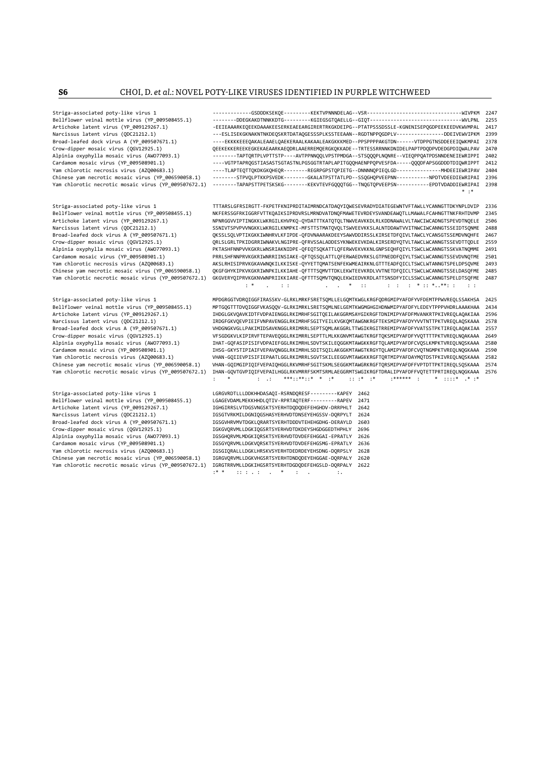```
Striga-associated poty-like virus 1                    ------------GSDDDKSEKQE---------KEKTVPNNNDELAG--VSR-------------------------------WIVPKM  2247
Bellflower veinal mottle virus (YP_009508455.1)        --------DDEGKAKDTNNKKDTG---------KGIEGSGTQAELLG--GIQT------------------------------WVLPNL  2255
Artichoke latent virus (YP_009129267.1)                -EEIEAAARKEQEEKDAAAKEESERKEAEEARGIRERTRKGKDEIPG--PTATPSSSDSSLE-KGNENISEPQGDPEEKEEDVKWVMPAL  2417
Narcissus latent virus (QDC21212.1)                    ---ESLISEKGKNAKNTNKDEQSKRTDATAQGESSSPLKSSTEEAAN--RGDTNPPQGDPLV---------------DDEIVEWVIPKM  2399
Broad-leafed dock virus A (YP_009507671.1)             ----EKKKKEEEQAKALEAAELQAEKERAALKAKAALEAKGKKKMED--PPSPPPPAKGTDN------VTDPPGTNSDDEEEIQWKMPAI  2378
Crow-dipper mosaic virus (QGV12925.1)                  QEEKEKKEREEKEGKEKAEAARKAEQDRLAAERREMQERGKQKKADE--TRTESSRRNNKDNIDELPAPTPDQDPVDEDGPDIQWALPAV  2470
Alpinia oxyphylla mosaic virus (AWO77093.1)            --------TAPTQRTPLVPTTSTP----AVTPPNNQQLVPSTPMDGA--STSQQQPLNQNRE--VIEQPPQATPDSNNDENEIEWRIPPI  2402
Cardamom mosaic virus (YP_009508901.1)                 ----VGTPTAPRQGSTIASASTSGTASTNLPGSGGTRTAPLAPITGQQHAENPPQPVESFDA-----QQQDFAPSGGDDDTDIQWRIPPT  2412
Yam chlorotic necrosis virus (AZQ00683.1)              ----TLAPTEQTTQKDKGKQHEQR--------REGRPGPSTQPIETG--DNNNNQPIEQLGD---------------MHDEEIEWRIPAV  2404
Chinese yam necrotic mosaic virus (YP_006590058.1)     --------STPVQLPTKKPSVEDK--------GKALATPSTTATLPD--SSQGHQPVEEPNN-----------NPDTVDEEDIEWRIPAI  2396
Yam chlorotic necrotic mosaic virus (YP_009507672.1)   --------TAPAPSTTPETSKSKG--------KEKVTEVFGQQQTGG--TNQGTQPVEEPSN-----------EPDTVDADDIEWRIPAI  2398
                                                                                                                                                                          * :*

Striga-associated poty-like virus 1                    TTTARSLGFRSIRGTT-FKPETFKNIPRDITAIMRNDCATDAQYIQWESEVRADYDIATEGEWNTVFTAWLLYCANNGTTDKYNPLDVIP  2336
Bellflower veinal mottle virus (YP_009508455.1)        NKFERSSGFRKIGGRFVTTKQAIKSIPRDVRSLMRNDVATDNQFMAWETEVRDEYSVANDEAWQTLLMAWALFCAHNGTTNKFRHTDVMP  2345
Artichoke latent virus (YP_009129267.1)                NPNRGGVVIPTINGKKLWKRGILKHVPKQ-QYDATTTKATQTQLTNWVEAVKKDLRLKDDNAWALVLTAWCIWCADNGTSPEVDTNQELE  2506
Narcissus latent virus (QDC21212.1)                    SSNIVTSPVPVVNGKKLWKRGILKNMPKI-MFSTTSTMATQVQLTSWVEEVKKSLALNTDDAWTVVITNWCIWCANNGTSSEIDTSQNME  2488
Broad-leafed dock virus A (YP_009507671.1)             QKSSLSQLVPTIKGKKIWNHRVLKFIPDE-QFDVNAARAKDEEYSAWVDDIRSSLKIRSETDFQIVLTAWCLYCANSGTSSEMDVNQHFE  2467
Crow-dipper mosaic virus (QGV12925.1)                  QRLSLGRLTPKIDGRRIWNAKVLNGIPRE-QFRVSSALADDESYKNWEKEVKDALKIRSERDYQTVLTAWCLWCANNGTSSEVDTTQDLE  2559
Alpinia oxyphylla mosaic virus (AWO77093.1)            PKTASHFNNPVVKGKRLWNSRIAKNIDPE-QFEQTSQKATTLQFERWVEKVKKNLGNPSEQHFQIYLTSWCLWCANNGTSSKVATNQMME  2491
Cardamom mosaic virus (YP_009508901.1)                 PRRLSHFNNPRVKGKRIWNRRIINSIAKE-QFTQSSQLATTLQFERWAEDVRKSLGTPNEDDFQIYLTSWCLWCANNGTSSEVDVNQTME  2501
Yam chlorotic necrosis virus (AZQ00683.1)              AKSLRHISIPRVKGKAVWNQKILKKISKE-QYYETTQMATSENFEKWMEAIRKNLGTTTEADFQICLTSWCLWTANNGTSPELDPSQVME  2493
Chinese yam necrotic mosaic virus (YP_006590058.1)     QKGFGHYKIPKVKGKRIWNPKILKKIAHE-QFTTTSQMVTTDKLEKWTEEVKRDLVVTNETDFQICLTSWCLWCANNGTSSELDASQFME  2485
Yam chlorotic necrotic mosaic virus (YP_009507672.1)   GKGVERYQIPRVKGKNVWNPRIIKKIARE-QFTTTSQMVTQNQLEKWIEDVKRDLATTSNSDFYICLSSWCLWCANNGTSPELDTSQFME  2487
                                                                 : *   .   : :            .   .  *   ::         :  :   :  * :: *..**: :     : :

Striga-associated poty-like virus 1                    MPDGRGGTVDRQIGGFIRASSKV-GLRKLMRKFSRETSQMLLELGQMTKWGLKRGFQDRGMIPYAFDFVVFDEMTPPWVREQLSSAKHSA  2425
Bellflower veinal mottle virus (YP_009508455.1)        MPTGQGTTTDVQIGGFVKASQQV-GLRKLIMRKLSRETSQMLNELGEMTKWGMGHGIHDNWMIPYAFDFYLEDEYTPPPVHDRLAAAKHAA  2434
Artichoke latent virus (YP_009129267.1)                IHDGLGKVQAVKIDTFVDPAIENGGLRKIMRHFSGITQEILAKGGRMSAYGIKRGFTDNIMIPYAFDFMVANKRTPKIVREQLAQAKIAA  2596
Narcissus latent virus (QDC21212.1)                    IRDGFGKVQEVPIEIFVNPAVENGGLRKIMRHFSGITYEILKVGKQMTAWGNKRGFTEKSMIPYAFDYYVVTNTTPKTVREQLAQSKAAA  2578
Broad-leafed dock virus A (YP_009507671.1)             VHDGNGKVGLLPAKIMIDSAVKNGGLRRIMRRLSEPTSQMLAKGGRLTTWGIKRGITRREMIPYAFDFYVATSSTPKTIREQLAQAKIAA  2557
Crow-dipper mosaic virus (QGV12925.1)                  VFSGDGKVLKIPIRVFTEPAVEQGGLRKIMRRLSEPTTLMLKKGNVMTAWGTKRGFTQKSMIPYAFDFYVQTTTTPKTVREQLNQAKAAA  2649
Alpinia oxyphylla mosaic virus (AWO77093.1)            IHAT-GQFASIPISIFVDPAIEFGGLRKIMRHLSDVTSKILEQGGKMTAWGKKRGFTQLAMIPYAFDFCVQSLKMPKTVREQLNQSKAAA  2580
Cardamom mosaic virus (YP_009508901.1)                 IHSG-GKYSTIPIAIFVEPAVQNGGLRKIMRHLSDITSQILAKGGKMTAWGTKRGYTQLAMIPYAFDFCVQTNGMPKTVREQLNQGKAAA  2590
Yam chlorotic necrosis virus (AZQ00683.1)              VHAN-GQIIEVPISIFIEPAATLGGLRKIMRRLSGVTSKILEEGGVMTAWGKKRGFTQRTMIPYAFDAYMQTDSTPKIVREQLNQSKAAA  2582
Chinese yam necrotic mosaic virus (YP_006590058.1)     VHAN-GQIMGIPIQIFVEPAIQHGGLRKVMRHFSGITSKMLSEGGKMTAWGRKRGFTQRSMIPYAFDFFVPTDTTPKTIREQLSQSKAAA  2574
Yam chlorotic necrotic mosaic virus (YP_009507672.1)   IHAN-GQVTGVPIQIFVEPAILHGGLRKVMRRFSKMTSRMLAEGGRMTSWGRKRGFTDRALIPYAFDFFVQTETTPRTIREQLNQGKAAA  2576
                                                       :    *        :  .:      ***::**::*  *  :*      :: :*  :*       :******  :       *  ::::*  .* :*

Striga-associated poty-like virus 1                    LGRGVRDTLLLDDKHHDASAQI-RSRNDQRESF---------KAPEY  2462
Bellflower veinal mottle virus (YP_009508455.1)        LGAGEVDAMLMEKKHHDLQTIV-RPRTAQTERF---------RAPEV  2471
Artichoke latent virus (YP_009129267.1)                IGHGIRRSLVTDGSVNGSKTSYERHTDQDQDEFEHGHDV-DRRPHLT  2642
Narcissus latent virus (QDC21212.1)                    IGSGTVRKMILDGNIQGSHASYERHVDTDNSEYEHGSSV-DQRPYLT  2624
Broad-leafed dock virus A (YP_009507671.1)             IGSGVHRVMVTDGKLQRARTSYERHTDDDVTEHEHGDHG-DERAYLD  2603
Crow-dipper mosaic virus (QGV12925.1)                  IGKGVQRVMLLDGKIQGSRTSYERHVDTDKDEYSHGDGGEDTHPHLY  2696
Alpinia oxyphylla mosaic virus (AWO77093.1)            IGSGHQRVMLMDGKIQRSKTSYERHVDTDVDEFEHGGAI-EPRATLY  2626
Cardamom mosaic virus (YP_009508901.1)                 IGSGYQRVMLLDGKVQRSKTSYERHVDTDVDEFEHGSMG-EPRATLY  2636
Yam chlorotic necrosis virus (AZQ00683.1)              IGSGIQRALLLDGKLHRSKVSYERHTDEDRDEYEHSDNG-DQRPSLY  2628
Chinese yam necrotic mosaic virus (YP_006590058.1)     IGRGVQRVMLLDGKVHGSRTSYERHTDNDQDEYEHGGAE-DQRPALY  2620
Yam chlorotic necrotic mosaic virus (YP_009507672.1)   IGRGTRRVMLLDGKIHGSRTSYERHTDGDQDEFEHGSLD-DQRPALY  2622
                                                       :* *   :: : . :   .   *   :   .         :.
```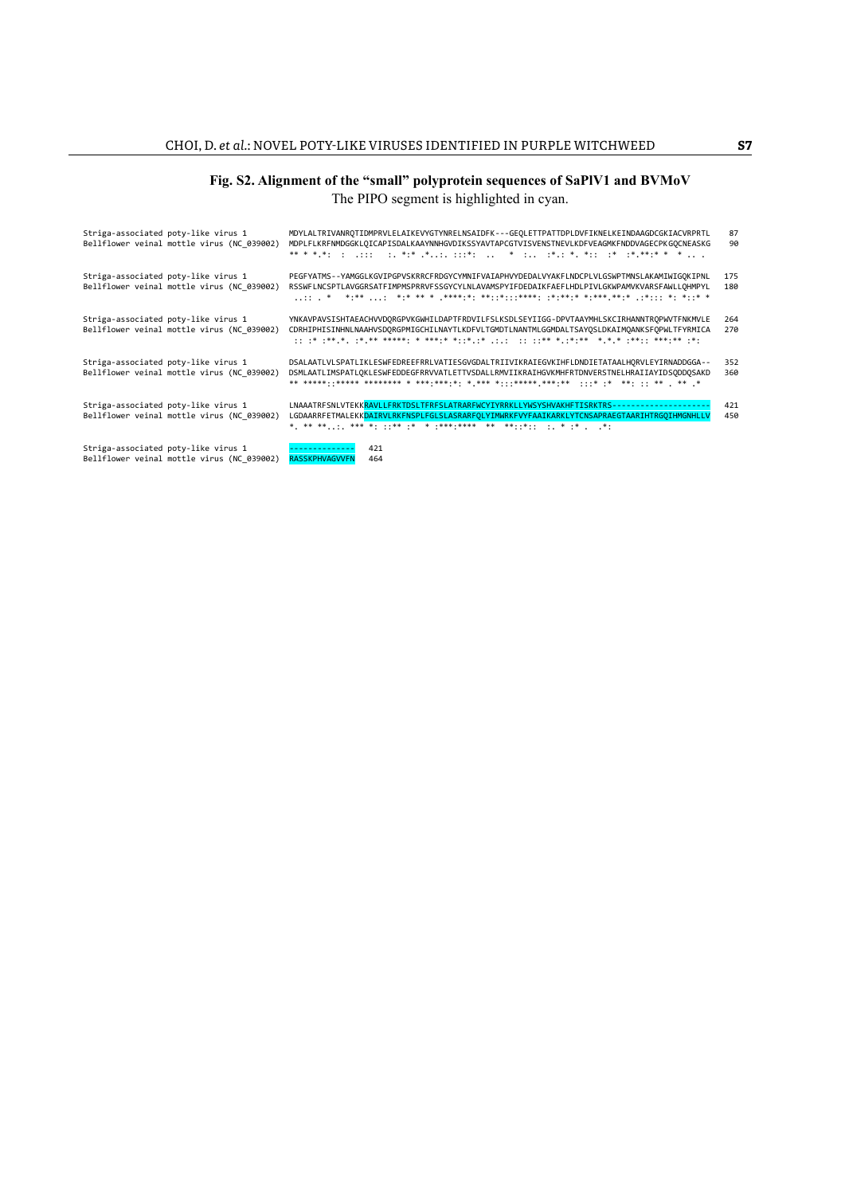## Fig. S2. Alignment of the "small" polyprotein sequences of SaPlV1 and BVMoV

The PIPO segment is highlighted in cyan.

```
Striga-associated poty-like virus 1          MDYLALTRIVANRQTIDMPRVLELAIKEVYGTYNRELNSAIDFK---GEQLETTPATTDPLDVFIKNELKEINDAAGDCGKIACVRPRTL   87
Bellflower veinal mottle virus (NC_039002)   MDPLFLKRFNMDGGKLQICAPISDALKAAYNNHGVDIKSSYAVTAPCGTVISVENSTNEVLKDFVEAGMKFNDDVAGECPKGQCNEASKG   90
                                             ** * *.*:  :  .:::   :. *:* .*..:. :::*:  ..   *  :..  :*.: *. *::  :*  :*.**:* *  * .. .

Striga-associated poty-like virus 1          PEGFYATMS--YAMGGLKGVIPGPVSKRRCFRDGYCYMNIFVAIAPHVYDEDALVYAKFLNDCPLVLGSWPTMNSLAKAMIWIGQKIPNL   175
Bellflower veinal mottle virus (NC_039002)   RSSWFLNCSPTLAVGGRSATFIMPMSPRRVFSSGYCYLNLAVAMSPYIFDEDAIKFAEFLHDLPIVLGKWPAMVKVARSFAWLLQHMPYL   180
                                              ..:: . *    *:** ...:   *:* ** * .****:*: **::*:::****: :*:**:* *:***.**:* .:*::: *: *::* *

Striga-associated poty-like virus 1          YNKAVPAVSISHTAEACHVVDQRGPVKGWHILDAPTFRDVILFSLKSDLSEYIIGG-DPVTAAYMHLSKCIRHANNTRQPWVTFNKMVLE   264
Bellflower veinal mottle virus (NC_039002)   CDRHIPHISINHNLNAAHVSDQRGPMIGCHILNAYTLKDFVLTGMDTLNANTMLGGMDALTSAYQSLDKAIMQANKSFQPWLTFYRMICA   270
                                              :: :* :**.*. :*.** *****: * ***:* *::*.:* .:.:  :: ::** *.:*:**   *.*.* :**:: ***:** :*:

Striga-associated poty-like virus 1          DSALAATLVLSPATLIKLESWFEDREEFRRLVATIESGVDALTRIIVIKRAIEGVKIHFLDNDIETATAALHQRVLEYIRNADDGGA--   352
Bellflower veinal mottle virus (NC_039002)   DSMLAATLIMSPATLQKLESWFEDDEGFRRVVATLETTVSDALLRMVIIKRAIHGVKMHFRTDNVERSTNELHRAIIAYIDSQDDQSAKD   360
                                             ** *****::***** ******** * ***:***:*: *.*** *:::*****.***:**  :::* :*  **: :: ** . ** .*

Striga-associated poty-like virus 1          LNAAATRFSNLVTEKKRAVLLFRKTDSLTFRFSLATRARFWCYIYRRKLLYWSYSHVAKHFTISRKTRS--------------------   421
Bellflower veinal mottle virus (NC_039002)   LGDAARRFETMALEKKDAIRVLRKFNSPLFGLSLASRARFQLYIMWRKFVYFAAIKARKLYTCNSAPRAEGTAARIHTRGQIHMGNHLLV   450
                                             *. ** **..:. *** *: ::** :*  * :***:****  **  **::*::  :. * :* .  .*:

Striga-associated poty-like virus 1          --------------   421
Bellflower veinal mottle virus (NC_039002)   RASSKPHVAGVVFN   464
```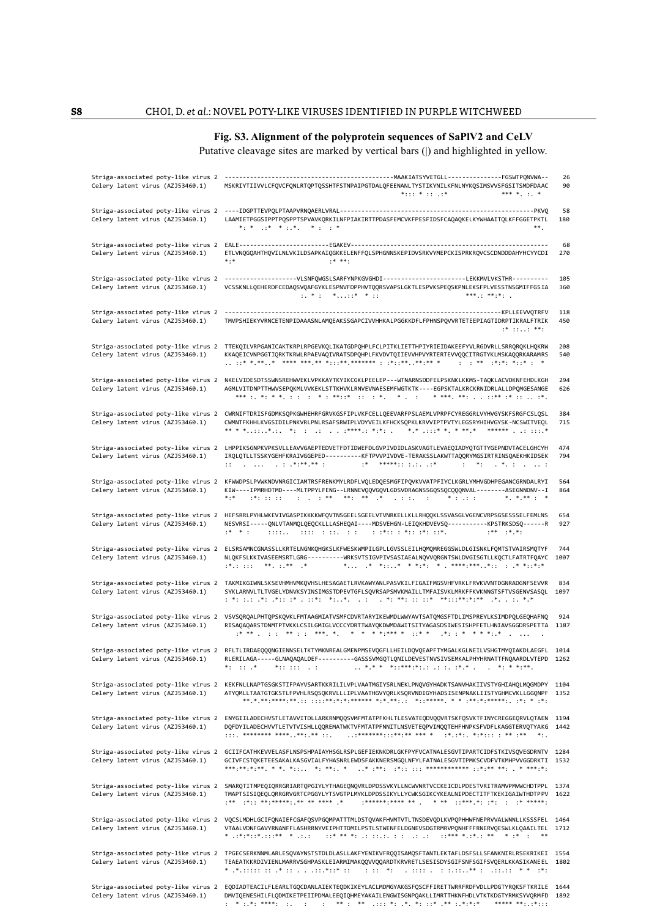## Fig. S3. Alignment of the polyprotein sequences of SaPlV2 and CeLV

Putative cleavage sites are marked by vertical bars (|) and highlighted in yellow.

```
Striga-associated poty-like virus 2  ---------------------------------------------MAAKIATSYVETGLL---------------FGSWTPQNVWA--   26
Celery latent virus (AZJ53460.1)     MSKRIYTIIVVLCFQVCFQNLRTQPTQSSHTFSTNPAIPGTDALQFEENANLTYSTIKYNILKFNLNYKQSIMSVVSFGSITSMDFDAAC   90
                                                                                  *:::  * :: .:*              *** *. :. *

Striga-associated poty-like virus 2  ----IDGPTTEVPQLPTAAPVRNQAERLVRAL-----------------------------------------------------PKVQ   58
Celery latent virus (AZJ53460.1)     LAAMIETPGGSIPPTPQSPPTSPVAVKQRKILNFPIAKIRTTPDASFEMCVKFPESFIDSFCAQAQKELKYWHAAITQLKFFGGETPKTL  180
                                         *: *  .:*  * :.*.   * :  : *                                                  **.

Striga-associated poty-like virus 2  EALE------------------------EGAKEV-----------------------------------------------------   68
Celery latent virus (AZJ53460.1)     ETLVNQGQAHTHQVILNLVKILDSAPKAIQGKKELENFFQLSPHGNNSKEPIDVSRKVYMEPCKISPRKRQVCSCDNDDDAHYHCYYCDI  270
                                     *:*                         :* **:

Striga-associated poty-like virus 2  -------------------VLSNFQWGSLSARFYNPKGVGHDI-----------------------LEKKMVLVKSTHR----------  105
Celery latent virus (AZJ53460.1)     VCSSKNLLQEHERDFCEDAQSVQAFGYKLESPNVFDPPHVTQQRSVAPSLGKTLESPVKSPEQSKPNLEKSFPLVESSTNSGMIFFGSIA  360
                                                        :. * :  *...::*  * ::                       ***.: **:*: .

Striga-associated poty-like virus 2  -----------------------------------------------------------------------------KPLLEEVVQTRFV  118
Celery latent virus (AZJ53460.1)     TMVPSHIEKYVRNCETENPIDAAASNLAMQEAKSSGAPCIVVHHKALPGGKKDFLFPHNSPQVVRTETEEPIAGTIDRPTIKRALFTRIK  450
                                                                                                              :* ::..: **:

Striga-associated poty-like virus 2  TTEKQILVRPGANICAKTKRPLRPGEVKQLIKATGDPQHPLFCLPITKLIETTHPIYRIEIDAKEEFYVLRGDVRLLSRRQRQKLHQKRW  208
Celery latent virus (AZJ53460.1)     KKAQEICVNPGGTIQRKTKRWLRPAEVAQIVRATSDPQHPLFKVDVTQIIEVVHPVYRTERTEVVQQCITRGTYKLMSKAQQRKARAMRS  540
                                     .. ::* *.**..*  **** ***.** *:::**.******* : :*::**..**:** *      :  : **  :*:*: *::* :  *

Striga-associated poty-like virus 2  NKELVIDESDTSSWNSREHWVEKLVPKKAYTKYIKCGKLPEELEP---WTNARNSDDFELPSKNKLKKMS-TAQKLACVDKNFEHDLKGH  294
Celery latent virus (AZJ53460.1)     AGMLVITDNPTTHWVSEPQKMLVVKEKLSTTKHVKLRNVEVNAESEMFWGTKTK----EGPSKTALKRCKRNIDRLALLDPQMGESANGE  626
                                       *** :. *: * *. : :  :  * : **::*  :: : *.   * .  :      * ***. **: . . ::** :* :: .. :*.

Striga-associated poty-like virus 2  CWRNIFTDRISFGDMKSQPKGWHEHRFGRVKGSFIPLVKFCELLQEEVARFPSLAEMLVPRPFCYREGGRLVYHVGYSKFSRGFCSLQSL  384
Celery latent virus (AZJ53460.1)     CWMNTFKHHLKVGSIDILPNKVRLPNLRSAFSRWIPLVDYVEILKFHCKSQPKLKRVVIPTPVTYLEGSRYHIHVGYSK-NCSWITVEQL  715
                                     ** * *..::..*.:.  *:  :  .:  . . :****.: *:*: .     *.* .:::* *. * **.*    ******  . .: :::.*

Striga-associated poty-like virus 2  LHPPIKSGNPKVPKSVLLEAVVGAEPTEDVETFDTIDWEFDLGVPIVDIDLASKVAGTLEVAEQIADYQTGTTYGEPNDVTACELGHCYH  474
Celery latent virus (AZJ53460.1)     IRQLQTLLTSSKYGEHFKRAIVGGEPED----------KFTPVVPIVDVE-TERAKSSLAKWTTAQQRYMGSIRTRINSQAEKHKIDSEK  794
                                     ::   .  ...   . : .*:**.** :             :*   *****:: :.:. .:*        :   *:  . *. :  .. :

Striga-associated poty-like virus 2  KFWWDPSLPVWKNDVNRGICIAMTRSFRENKMYLRDFLVQLEDQESMGFIPQVKVVATPFIYCLKGRLYMHVGDHPEGANCGRNDALRYI  564
Celery latent virus (AZJ53460.1)     KIW----IPMRHDTMD----MLTPPYLFENG--LRNNEVQQVGQVLGDSVDRAGNSSGQSSQCQQQNVAL--------ASEGNNDNV--I  864
                                     *:*     :*: :: ::    :  .  : **    **: **  .*  .  : :.  :      * :.: :            *. *.** :  *

Striga-associated poty-like virus 2  HEFSRRLPYHLWKEVIVGASPIKKKKKWFQVTNSGEELSGEELVTVNRKELLKLLRHQQKLSSVASGLVGENCVRPSGSESSSELFEMLNS  654
Celery latent virus (AZJ53460.1)     NESVRSI-----QNLVTANMQLQEQCKLLLASHEQAI----MDSVEHGN-LEIQKHDVEVSQ-----------KPSTRKSDSQ------R  927
                                     :*  * :        ::::..  ::::  : ::.  : :     : :*:: : *:: :*: ::*.                :**  :*.*:

Striga-associated poty-like virus 2  ELSRSAMNCGNASSLLKRTELNGNKQHGKSLKFWESKWMPILGPLLGVSSLEILHQMQMREGGSWLDLGISNKLFQMTSTVAIRSMQTYF  744
Celery latent virus (AZJ53460.1)     NLQKFSLKKIVASEEMSRTLGRG----------WRKSVTSIGVPIVSASIAEALNQVVQRGNTSWLDVGISGTLLKQCTLFATRTFQAYC  1007
                                     :*.: :::  **. :.**  .*            *...  .*  *:::.*  * *:*: * . ****:***..*:: : .* *::*:*

Striga-associated poty-like virus 2  TAKMIKGIWNLSKSEVHMHVMKQVHSLHESAGAETLRVKAWYANLPASVKILFIGAIFMGSVHFVRKLFRVKVVNTDGNRADGNFSEVVR  834
Celery latent virus (AZJ53460.1)     SYKLARNVLTLTVGELYDNVKSYINSIMGSTDPEVTGFLSQVRSAPSMVKMAILLTMFAISVKLMRKFFKVKNNGTSFTVSGENVSASQL  1097
                                     : *: :..:  .*: .*:: :* . ::*:  *:..*.  . :   . *: **: :: ::*  **:::**:*:** .*. . :  *.*

Striga-associated poty-like virus 2  VSVSQRQALPHTQPSKQVKLFMTAAGMIATVSMFCDVRTARYIKEWMDLWWYAVTSATQMGSFTDLIMSPREYLKSIMDPQLGEQHAFNQ  924
Celery latent virus (AZJ53460.1)     RISAQAQARSTDNMTPTVKKLCSILGMIGLVCCCYDRTTWAYQKDWMDAWITSITYAGASDSIWESISHPFETLHNIAVSGGDRSPETTA  1187
                                       :* ** .  : :  ** : :  ***. *.   *  *  * *:*** *  ::* *    .*: : *  * * *:.*  .  ...   .

Striga-associated poty-like virus 2  RFLTLIRDAEQQQNGIENNSELTKTYMKNREALGMENPMSEVQGFLLHEILDQVQEAPFTYMGALKGLNEILVSHGTMYQIAKDLAEGFL  1014
Celery latent virus (AZJ53460.1)     RLERILAGA-----GLNAQAQALDEF----------GASSSVMGQTLQNILDEVESTNVSIVSEMKALPHYHRNATTFNQAARDLVTEPD  1262
                                     *:  :: .*        *:: ::: .  :             .. *.* *  *::***:*::.  .: :. :*.* .    *: * *:**.

Striga-associated poty-like virus 2  KEKFNLLNAPTGSGKSTIFPAYVSARTKKRILILVPLVAATMGIYSRLNEKLPNQVGYHADKTSANVHAKIIVSTYGHIAHQLMQGMDPY  1104
Celery latent virus (AZJ53460.1)     ATYQMLLTAATGTGKSTLFPVHLRSQSQKRVLLLIPLVAATHGVYQRLKSQRVNDIGYHADSISENPNAKLIISTYGHMCVKLLGGQNPF  1352
                                        **.*.**:****:**.::  ::::**:*:*:****** *:*.**:.:  *::*****. * * :**:*****:. :*: * :*:

Striga-associated poty-like virus 2  ENYGIILADECHVSTLETAVVITDLLARKRNMQQSVMFMTATPFKHLTLESVATEQDVQQVRTSKFQSVKTFINYCREGGEQRVLQTAEN  1194
Celery latent virus (AZJ53460.1)     DQFDYILADECHVVTLETVTVISHLLQQREMATWKTVFMTATPFNNITLNSVETEQPVIMQQTEHFHNPKSFVDFLKAGGTERVQTYAKG  1442
                                     :::. ******** ****..**:.** ::.     ..:*******:::**:** *** *    :*.:*:. *:*::: : ** :**   *:.

Striga-associated poty-like virus 2  GCIIFCATHKEVVELASFLNSPSHPAIAYHSGLRSPLGEFIEKNKDRLGKFPYFVCATNALESGVTIPARTCIDFSTKIVSQVEGDRNTV  1284
Celery latent virus (AZJ53460.1)     GCIVFCSTQKETEESAKALKASGVIALFYHASNRLEWDSFAKKNERSMGQLNFYLFATNALESGVTIPMKSCVDFVTKMHPVVGGDRKTI  1532
                                     ***:**:*:**. * *. *:::..  *: **:. *     ..* :**:  :*:: ::: ************ ::*:** **: . * ***:*:

Striga-associated poty-like virus 2  SMARQTITMPEQIQRRGRIARTQPGIYLYTHAGEQNQVRLDPDSSVKYLLNCWVNRTVCCKEICDLPDESTVRITRAMVPMVWCHDTPPL  1374
Celery latent virus (AZJ53460.1)     TMAPTSISIQEQLQRRGRVGRTCPGGYLYTSVGTPLMYKLDPDSSIKYLLYCWKSGIKCYKEALNIPDECTITFTKEKIGAIWTHDTPPV  1622
                                     :**  :*::  **:*****:.** ** ****  .*       :******:**** ** .   * **  ::***.*: :*: :  :* *****:

Striga-associated poty-like virus 2  VQCSLMDHLGCIFQNAIEFCGAFQSVPGQMPATTTMLDSTQVAKFHVMTVTLTNSDEVQDLKVPQPHHWFNEPRVVALWNNLLKSSSFEL  1464
Celery latent virus (AZJ53460.1)     VTAALVDNFGAVYRNANFFLASHRRNYVEIPHTTDMILPSTLSTWENFELDGNEVSDGTRMRVPQNHFFRNERVQESWLKLQAAILTEL  1712
                                     * .:*:*::*.:::**  * .:.:     ::* ** *: .: ::.:. : :  .: .:      ::*** *.:*.: **   * :*  :  **

Striga-associated poty-like virus 2  TPGECSERKNNMLARLESQVAYNSTSTDLDLASLLAKFYENIKVFRQQISAMQSFTANTLEKTAFLDSFSLLFSANKNIRLRSEKRIKEI  1554
Celery latent virus (AZJ53460.1)     TEAEATKKRDIVIENLMARRVSGHPASKLEIARMIMAKQQVVQQARDTKRVRETLSESISDYSGIFSNFSGIFSVQERLKKASIKANEEL  1802
                                     * .*.:::: :: .* :: . . .::.*::* ::     : ::  *:   .  :::: .  : :.::..** : .::.:: * *  :*:

Striga-associated poty-like virus 2  EQDIADTEACILFLEARLTGQCDANLAIEKTEQDKIKEYLACLMDMGYAKGSFQSCFFIRETTWRRFRDFVDLLPDGTYRQKSFTKRILE  1644
Celery latent virus (AZJ53460.1)     DMVIQENESHILFLQDMIKETPEIIPDMALEEQIQHMEYAKAILENGWISGNPQAKLLIMRTTHKNFHDLVTKTKDGTYRMKSYVQRMFD  1892
                                     :  * :.*: ****:  :.    :     :   ** :  **  .::: *: .*. *: ::* .** :.*:*:     ***** **:..:*:::
```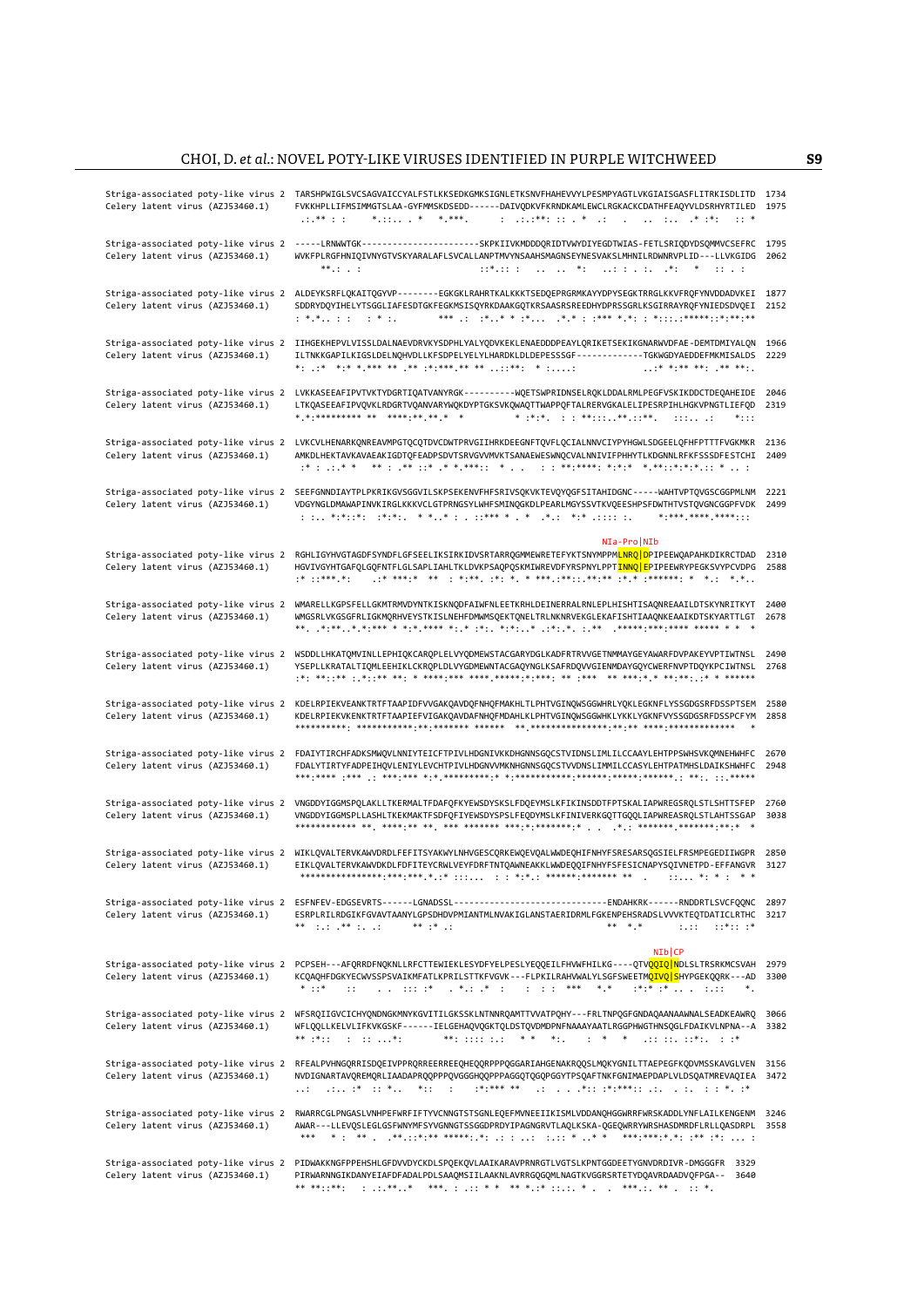```
Striga-associated poty-like virus 2  TARSHPWIGLSVCSAGVAICCYALFSTLKKSEDKGMKSIGNLETKSNVFHAHEVVYLPESMPYAGTLVKGIAISGASFLITRKISDLITD  1734
Celery latent virus (AZJ53460.1)     FVKKHPLLIFMSIMMGTSLAA-GYFMMSKDSEDD------DAIVQDKVFKRNDKAMLEWCLRGKACKCDATHFEAQYVLDSRHYRTILED  1975
                                      .:.** : :     *.::.. . *   *.***.      :  .:.:**: :: . *  .:   .   ..  :..  .* :*:   :: *

Striga-associated poty-like virus 2  -----LRNWWTGK-----------------------SKPKIIVKMDDDQRIDTVWYDIYEGDTWIAS-FETLSRIQDYDSQMMVCSEFRC  1795
Celery latent virus (AZJ53460.1)     WVKFPLRGFHNIQIVNYGTVSKYARALAFLSVCALLANPTMVYNSAAHSMAGNSEYNESVAKSLMHNILRDWNRVPLID---LLVKGIDG  2062
                                          **.: . :                         ::*.:: :    ..  ..  *:    ..: : . :.  .*:   *   :: . :

Striga-associated poty-like virus 2  ALDEYKSRFLQKAITQGYVP--------EGKGKLRAHRTKALKKKTSEDQEPRGRMKAYYDPYSEGKTRRGLKKVFRQFYNVDDADVKEI  1877
Celery latent virus (AZJ53460.1)     SDDRYDQYIHELYTSGGLIAFESDTGKFEGKMSISQYRKDAAKGQTKRSAASRSREEDHYDPRSSGRLKSGIRRAYRQFYNIEDSDVQEI  2152
                                     : *.*.. : :   : * :.        *** .:  :*..* * :*...  .*.* : :*** *.*: : *:::.:*****::*:**:**

Striga-associated poty-like virus 2  IIHGEKHEPVLVISSLDALNAEVDRVKYSDPHLYALYQDVKEKLENAEDDDPEAYLQRIKETSEKIKGNARWVDFAE-DEMTDMIYALQN  1966
Celery latent virus (AZJ53460.1)     ILTNKKGAPILKIGSLDELNQHVDLLKFSDPELYELYLHARDKLDLDEPESSSGF-------------TGKWGDYAEDDEFMKMISALDS  2229
                                     *: ..:* *:* *.*** ** .** :*:***.** ** ..::**:  * :....:                 ..:* *:** **: .** **:.

Striga-associated poty-like virus 2  LVKKASEEAFIPVTKTYDGRTIQATVANYRGK----------WQETSWPRIDNSELRQLDDALRMLPEGFVSKIKDDCTDEQAHEIDE  2046
Celery latent virus (AZJ53460.1)     LTKQASEEAFIPVQVKLRDGRTVQANVARYWQKDYPTGKSVKQWAQTTWAPPQFTALRERVGKALELIPESRPIHLHGKVPNGTLIEFQD  2319
                                     *.*:********* ** ****:**.**.*  *            * :*:*.  : : **:::..**.::**.   :::.. .:     *:::

Striga-associated poty-like virus 2  LVKCVLHENARKQNREAVMPGTQCQTDVCDWTPRVGIIHRKDEEGNFTQVFLQCIALNNVCIYPYHGWLSDGEELQFHFPTTTFVGKMKR  2136
Celery latent virus (AZJ53460.1)     AMKDLHEKTAVKAVAEAKIGDTQFEADPSDVTSRVGVVMVKTSANAEWESWNQCVALNNIVIFPHHYTLKDGNNLRFKFSSSDFESTCHI  2409
                                      :* : .:.* *    ** : .** ::* .* *.***::  * .  .   : : **:****: *:*:*  *.**::*:*:*.:: * .. :

Striga-associated poty-like virus 2  SEEFGNNDIAYTPLPKRIKGVSGGVILSKPSEKENVFHFSRIVSQKVKTEVQYQGFSITAHIDGNC-----WAHTVPTQVGSCGGPMLNM  2221
Celery latent virus (AZJ53460.1)     VDGYNGLDMAWAPINVKIRGLKKKVCLGTPRNGSYLWHFSMINQGKDLPEARLMGYSSVTKVQEESHPSFDWTHTVSTQVGNCGGPFVDK  2499
                                      : :.. *:*::*:  :*:*:.  * *..* : . ::*** * . *  .*.:  *:* .:::: :.      *:***.****.****:::

                                                                                                 NIa-Pro|NIb
Striga-associated poty-like virus 2  RGHLIGYHVGTAGDFSYNDFLGFSEELIKSIRKIDVSRTARRQGMMEWRETEFYKTSNYMPPMLNRQ|DPIPEEWQAPAHKDIKRCTDAD  2310
Celery latent virus (AZJ53460.1)     HGVIVGYHTGAFQLGQFNTFLGLSAPLIAHLTKLDVKPSAQPQSKMIWREVDFYRSPNYLPPTINNQ|EPIPEEWRYPEGKSVYPCVDPG  2588
                                     :* ::***.*:      .:* ***:*  **  : *:**. :*: *. * ***.:**::.**:** :*.* :******: *  *.:  *.*..

Striga-associated poty-like virus 2  WMARELLKGPSFELLGKMTRMVDYNTKISKNQDFAIWFNLEETKRHLDEINERRALRNLEPLHISHTISAQNREAAILDTSKYNRITKYT  2400
Celery latent virus (AZJ53460.1)     WMGSRLVKGSGFRLIGKMQRHVEYSTKISLNEHFDMWMSQEKTQNELTRLNKNRVEKGLEKAFISHTIAAQNKEAAIKDTSKYARTTLGT  2678
                                     **. .*:**..*.*:*** * *:*.**** *:.* :*:. *:*:..* .:*:.*. :.**  .*****:***:**** ***** * * *

Striga-associated poty-like virus 2  WSDDLLHKATQMVINLLEPHIQKCARQPLELVYQDMEWSTACGARYDGLKADFRTRVVGETNMMAYGEYAWARFDVPAKEYVPTIWTNSL  2490
Celery latent virus (AZJ53460.1)     YSEPLLKRATALTIQMLEEHIKLCKRQPLDLVYGDMEWNTACGAQYNGLKSAFRDQVVGIENMDAYGQYCWERFNVPTDQYKPCIWTNSL  2768
                                     :*: **::** :.*::** **: * ****:*** ****.*****:*:***: ** :***  ** ***:*.* **:**::.:* * ******

Striga-associated poty-like virus 2  KDELRPIEKVEANKTRTFTAAPIDFVVGAKQAVDQFNHQFMAKHLTLPHTVGINQWSGGWHRLYQKLEGKNFLYSSGDGSRFDSSPTSEM  2580
Celery latent virus (AZJ53460.1)     KDELRPIEKVKENKTRTFTAAPIEFVIGAKQAVDAFNHQFMDAHLKLPHTVGINQWSGGWHKLYKKLYGKNFVYSSGDGSRFDSSPCFYM  2858
                                     **********: ***********:**:******* ******  **.****************:**:** ****:**************   *

Striga-associated poty-like virus 2  FDAIYTIRCHFADKSMWQVLNNIYTEICFTPIVLHDGNIVKKDHGNNSGQCSTVIDNSLIMLILCCAAYLEHTPPSWHSVKQMNEHWHFC  2670
Celery latent virus (AZJ53460.1)     FDALYTIRTYFADPEIHQVLENIYLEVCHTPIVLHDGNVVMKNHGNNSGQCSTVVDNSLIMMILCCASYLEHTPATMHSLDAIKSHWHFC  2948
                                     ***:**** :***  .: ***:*** *:*.*********:* *:************:******:*****:******.: **:. ::.*****

Striga-associated poty-like virus 2  VNGDDYIGGMSPQLAKLLTKERMALTFDAFQFKYEWSDYSKSLFDQEYMSLKFIKINSDDTFPTSKALIAPWREGSRQLSTLSHTTSFEP  2760
Celery latent virus (AZJ53460.1)     VNGDDYIGGMSPLLASHLTKEKMAKTFSDFQFIYEWSDYSPSLFEQDYMSLKFINIVERKGQTTGQQLIAPWREASRQLSTLAHTSSGAP  3038
                                     ************ **. ****:** **. *** ******* ***:*:*******:* .  . .*.: *******.*******:**:*  *

Striga-associated poty-like virus 2  WIKLQVALTERVKAWVDRDLFEFITSYAKWYLNHVGESCQRKEWQEVQALWWDEQHIFNHYFSRESARSQGSIELFRSMPEGEDIIWGPR  2850
Celery latent virus (AZJ53460.1)     EIKLQVALTERVKAWVDKDLFDFITEYCRWLVEYFDRFTNTQAWNEAKKLWWDEQQIFNHYFSFESICNAPYSQIVNETPD-EFFANGVR  3127
                                      ****************:***:***.*.:* :::...  : : *:*.: ******:******* **  .    ::... *: * :  * *

Striga-associated poty-like virus 2  ESFNFEV-EDGSEVRTS------LGNADSSL------------------------------ENDAHKRK------RNDDRTLSVCFQQNC  2897
Celery latent virus (AZJ53460.1)     ESRPLRILRDGIFKGVAVTAANYLGPSDHDVPMIANTMLNVAKIGLANSTAERIDRMLFGKENPEHSRADSLVVVKTEQTDATICLRTHC  3217
                                     **  :.: .** :. .:      ** :* .:                                  ** *.*        :.::  ::*:: :*

                                                                                      NIb|CP
Striga-associated poty-like virus 2  PCPSEH---AFQRRDFNQKNLLRFCTTEWIEKLESYDFYELPESLYEQQEILFHVWFHILKG----QTVQQIQ|NDLSLTRSRKMCSVAH  2979
Celery latent virus (AZJ53460.1)     KCQAQHFDGKYECWVSSPSVAIKMFATLKPRILSTTKFVGVK---FLPKILRAHVWALYLSGFSWEETMQIVQ|SHYPGEKQQRK---AD  3300
                                      * ::*      ::     .  .. ::: :*   . *.: .* :     :  : :  ***   *.*      :*:* :* .. .  :.::      *.

Striga-associated poty-like virus 2  WFSRQIIGVCICHYQNDNGKMNYKGVITILGKSSKLNTNNRQAMTTVVATPQHY---FRLTNPQGFGNDAQAANAAWNALSEADKEAWRQ  3066
Celery latent virus (AZJ53460.1)     WFLQQLLKELVLIFKVKGSKF------IELGEHAQVQGKTQLDSTQVDMDPNFNAAAYAATLRGGPHWGTHNSQGLFDAIKLVNPNA--A  3382
                                     ** :*::    :  :: ...*:            **: :::: :.:  *  *   *:.     :  *   *    .:: ::. ::*:.  : :*

Striga-associated poty-like virus 2  RFEALPVHNGQRRISDQEIVPPRQRREERREEQHEQQRPPPQGGARIAHGENAKRQQSLMQKYGNILTTAEPEGFKQDVMSSKAVGLVEN  3156
Celery latent virus (AZJ53460.1)     NVDIGNARTAVQREMQRLIAADAPRQQPPPQVGGHQQPPPAGGQTQGPGGYTPSQAFTNKFGNIMAEPDAPLVLDSQATMREVAQIEA  3472
                                     ..:  .:.. :*  :: *..   *::   :       :*:*** **   .:  . . .*:: :*:***:: .:.  . :.  : : *. :*

Striga-associated poty-like virus 2  RWARRCGLPNGASLVNHPEFWRFIFTYVCNNGTSTSGNLEQEFMVNEEIIKISMLVDDANQHGGWRRFWRSKADDLYNFLAILKENGENM  3246
Celery latent virus (AZJ53460.1)     AWAR---LLEVQSLEGLGSFWNYMFSYVGNNGTSSGGDPRDYIPAGNGRVTLAQLKSKA-QGEQWRRYWRSHASDMRDFLRLLQASDRPL  3558
                                      ***     * :  ** .  .**.::*:** *****:.*: .: : ..:  :.:: * ..* *    ***:***:*.*: :** :*: ... :

Striga-associated poty-like virus 2  PIDWAKKNGFPPEHSHLGFDVVDYCKDLSPQEKQVLAAIKARAVPRNRGTLVGTSLKPNTGGDEETYGNVDRDIVR-DMGGGFR  3329
Celery latent virus (AZJ53460.1)     PIRWARNNGIKDANYEIAFDFADALPDLSAAQMSIILAAKNLAVRRGQGQMLNAGTKVGGRSRTETYDQAVRDAADVQFPGA--  3640
                                     ** **::**:    : .:.**..*   ***. : .:: * *   ** *.:* ::.:. * .  .  ***.:. ** .   :: *.
```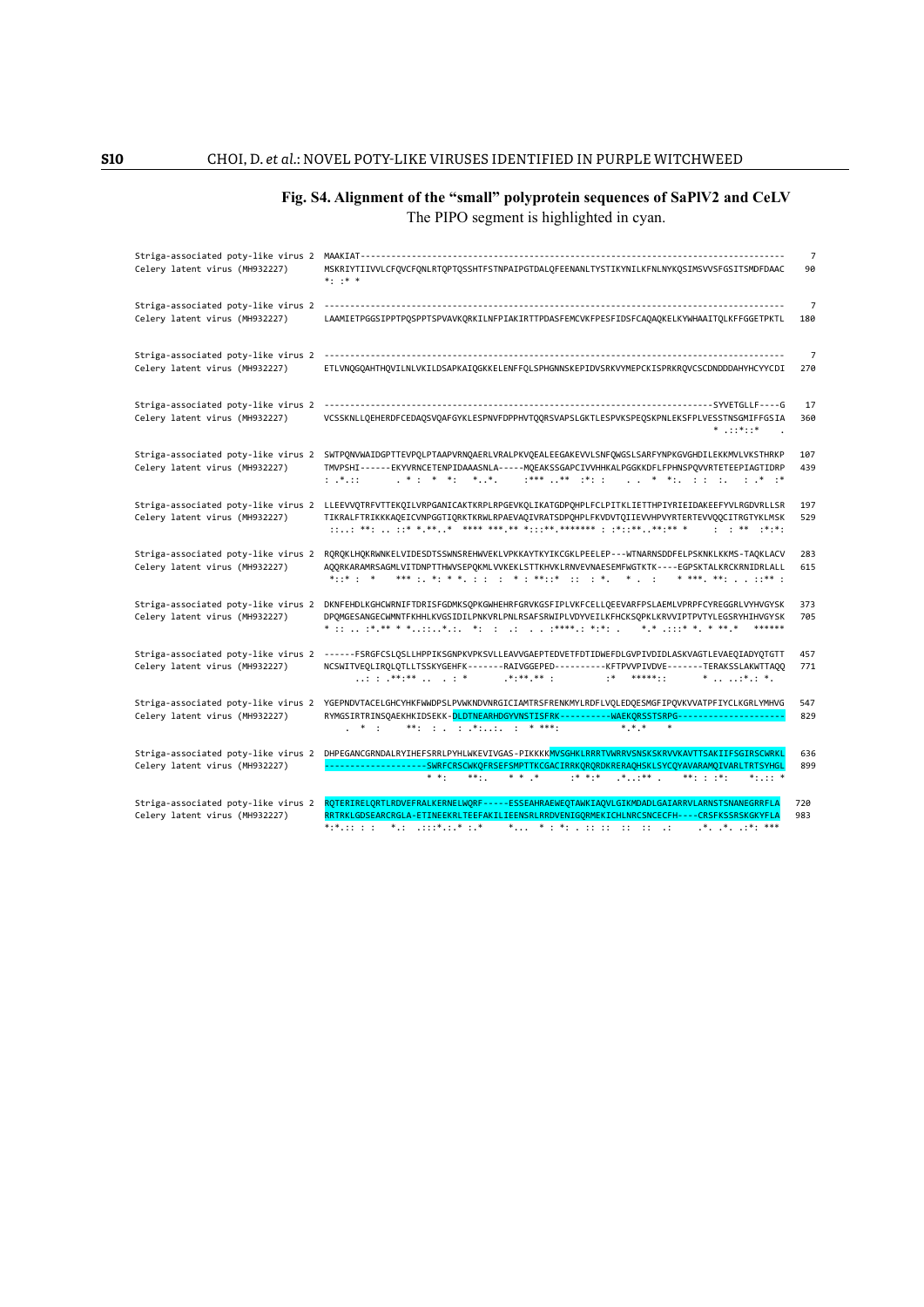## Fig. S4. Alignment of the "small" polyprotein sequences of SaPlV2 and CeLV

The PIPO segment is highlighted in cyan.

```
Striga-associated poty-like virus 2  MAAKIAT------------------------------------------------------------------------------------  7
Celery latent virus (MH932227)       MSKRIYTIIVVLCFQVCFQNLRTQPTQSSHTFSTNPAIPGTDALQFEENANLTYSTIKYNILKFNLNYKQSIMSVVSFGSITSMDFDAAC  90
                                     *: :* *

Striga-associated poty-like virus 2  ------------------------------------------------------------------------------------------  7
Celery latent virus (MH932227)       LAAMIETPGGSIPPTPQSPPTSPVAVKQRKILNFPIAKIRTTPDASFEMCVKFPESFIDSFCAQAQKELKYWHAAITQLKFFGGETPKTL  180

Striga-associated poty-like virus 2  ------------------------------------------------------------------------------------------  7
Celery latent virus (MH932227)       ETLVNQGQAHTHQVILNLVKILDSAPKAIQGKKELENFFQLSPHGNNSKEPIDVSRKVYMEPCKISPRKRQVCSCDNDDDAHYHCYYCDI  270

Striga-associated poty-like virus 2  ----------------------------------------------------------------------------SYVETGLLF----G  17
Celery latent virus (MH932227)       VCSSKNLLQEHERDFCEDAQSVQAFGYKLESPNVFDPPHVTQQRSVAPSLGKTLESPVKSPEQSKPNLEKSFPLVESSTNSGMIFFGSIA  360
                                                                                                  * .::*::*    .

Striga-associated poty-like virus 2  SWTPQNVWAIDGPTTEVPQLPTAAPVRNQAERLVRALPKVQEALEEGAKEVVLSNFQWGSLSARFYNPKGVGHDILEKKMVLVKSTHRKP  107
Celery latent virus (MH932227)       TMVPSHI------EKYVRNCETENPIDAAASNLA-----MQEAKSSGAPCIVVHHKALPGGKKDFLFPHNSPQVVRTETEEPIAGTIDRP  439
                                     : .*.::       . * :  *  *:   *..*.      :*** ..**  :*: :    . .  *  *:.  : :  :.   : .*  :*

Striga-associated poty-like virus 2  LLEEVVQTRFVTTEKQILVRPGANICAKTKRPLRPGEVKQLIKATGDPQHPLFCLPITKLIETTHPIYRIEIDAKEEFYVLRGDVRLLSR  197
Celery latent virus (MH932227)       TIKRALFTRIKKKAQEICVNPGGTIQRKTKRWLRPAEVAQIVRATSDPQHPLFKVDVTQIIEVVHPVYRTERTEVVQQCITRGTYKLMSK  529
                                      ::..: **: .. ::* *.**..*  **** ***.** *:::**.******* : :*::**..**:** *      :  : **  :*:*:

Striga-associated poty-like virus 2  RQRQKLHQKRWNKELVIDESDTSSWNSREHWVEKLVPKKAYTKYIKCGKLPEELEP---WTNARNSDDFELPSKNKLKKMS-TAQKLACV  283
Celery latent virus (MH932227)       AQQRKARAMRSAGMLVITDNPTTHWVSEPQKMLVVKEKLSTTKHVKLRNVEVNAESEMFWGTKTK----EGPSKTALKRCKRNIDRLALL  615
                                      *::* :  *     *** :. *: * *. : :   :  * : **::*  ::  : *.    * .  :     * ***. **: . . ::** :

Striga-associated poty-like virus 2  DKNFEHDLKGHCWRNIFTDRISFGDMKSQPKGWHEHRFGRVKGSFIPLVKFCELLQEEVARFPSLAEMLVPRPFCYREGGRLVYHVGYSK  373
Celery latent virus (MH932227)       DPQMGESANGECWMNTFKHHLKVGSIDILPNKVRLPNLRSAFSRWIPLVDYVEILKFHCKSQPKLKRVVIPTPVTYLEGSRYHIHVGYSK  705
                                     * :: .. :*.** * *..::..*.:.  *:  :  .:  . . :****.: *:*: .     *.* .:::* *. * **.*    ******

Striga-associated poty-like virus 2  ------FSRGFCSLQSLLHPPIKSGNPKVPKSVLLEAVVGAEPTEDVETFDTIDWEFDLGVPIVDIDLASKVAGTLEVAEQIADYQTGTT  457
Celery latent virus (MH932227)       NCSWITVEQLIRQLQTLLTSSKYGEHFK-------RAIVGGEPED----------KFTPVVPIVDVE-------TERAKSSLAKWTTAQQ  771
                                           ..: : .**:** ..  . : *        .*:**.** :           :*   *****::         * .. ..:*.: *.

Striga-associated poty-like virus 2  YGEPNDVTACELGHCYHKFWWDPSLPVWKNDVNRGICIAMTRSFRENKMYLRDFLVQLEDQESMGFIPQVKVVATPFIYCLKGRLYMHVG  547
Celery latent virus (MH932227)       RYMGSIRTRINSQAEKHKIDSEKK-DLDTNEARHDGYVNSTISFRK----------WAEKQRSSTSRPG--------------------  829
                                       .  *  :     **:  : .  : .*:..:.  :  * ***:              *.*.*     *

Striga-associated poty-like virus 2  DHPEGANCGRNDALRYIHEFSRRLPYHLWKEVIVGAS-PIKKKKMVSGHKLRRRTVWRRVSNSKSKRVVKAVTTSAKIIFSGIRSCWRKL  636
Celery latent virus (MH932227)       -------------------SWRFCRSCWKQFRSEFSMPTTKCGACIRRKQRQRDKRERAQHSKLSYCQYAVARAMQIVARLTRTSYHGL  899
                                                       * *:      **:.      * * .*      :* *:*    .*...:** .      **: : :*:     *:.:: *

Striga-associated poty-like virus 2  RQTERIRELQRTLRDVEFRALKERNELWQRF-----ESSEAHRAEWEQTAWKIAQVLGIKMDADLGAIARRVLARNSTSNANEGRRFLA  720
Celery latent virus (MH932227)       RRTRKLGDSEARCRGLA-ETINEEKRLTEEFAKILIEENSRLRRDVENIGQRMEKICHLNRCSNCECFH----CRSFKSSRSKGKYFLA  983
                                     *:*.:: : :    *.:  .:::*.:.* :.*      *...  * : *: . :: ::   ::  ::  .:       .*. .*. ..:*: ***
```